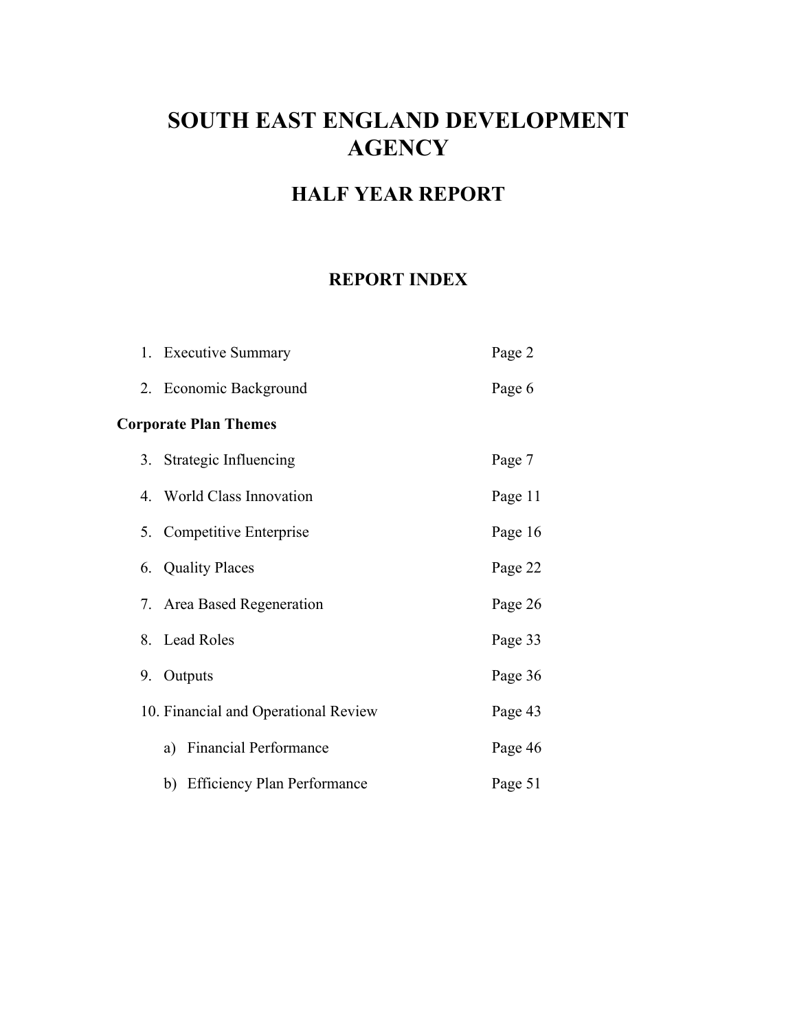# SOUTH EAST ENGLAND DEVELOPMENT AGENCY

## HALF YEAR REPORT

### REPORT INDEX

| | |
|---|---|
| 1. Executive Summary | Page 2 |
| 2. Economic Background | Page 6 |
| **Corporate Plan Themes** | |
| 3. Strategic Influencing | Page 7 |
| 4. World Class Innovation | Page 11 |
| 5. Competitive Enterprise | Page 16 |
| 6. Quality Places | Page 22 |
| 7. Area Based Regeneration | Page 26 |
| 8. Lead Roles | Page 33 |
| 9. Outputs | Page 36 |
| 10. Financial and Operational Review | Page 43 |
| a) Financial Performance | Page 46 |
| b) Efficiency Plan Performance | Page 51 |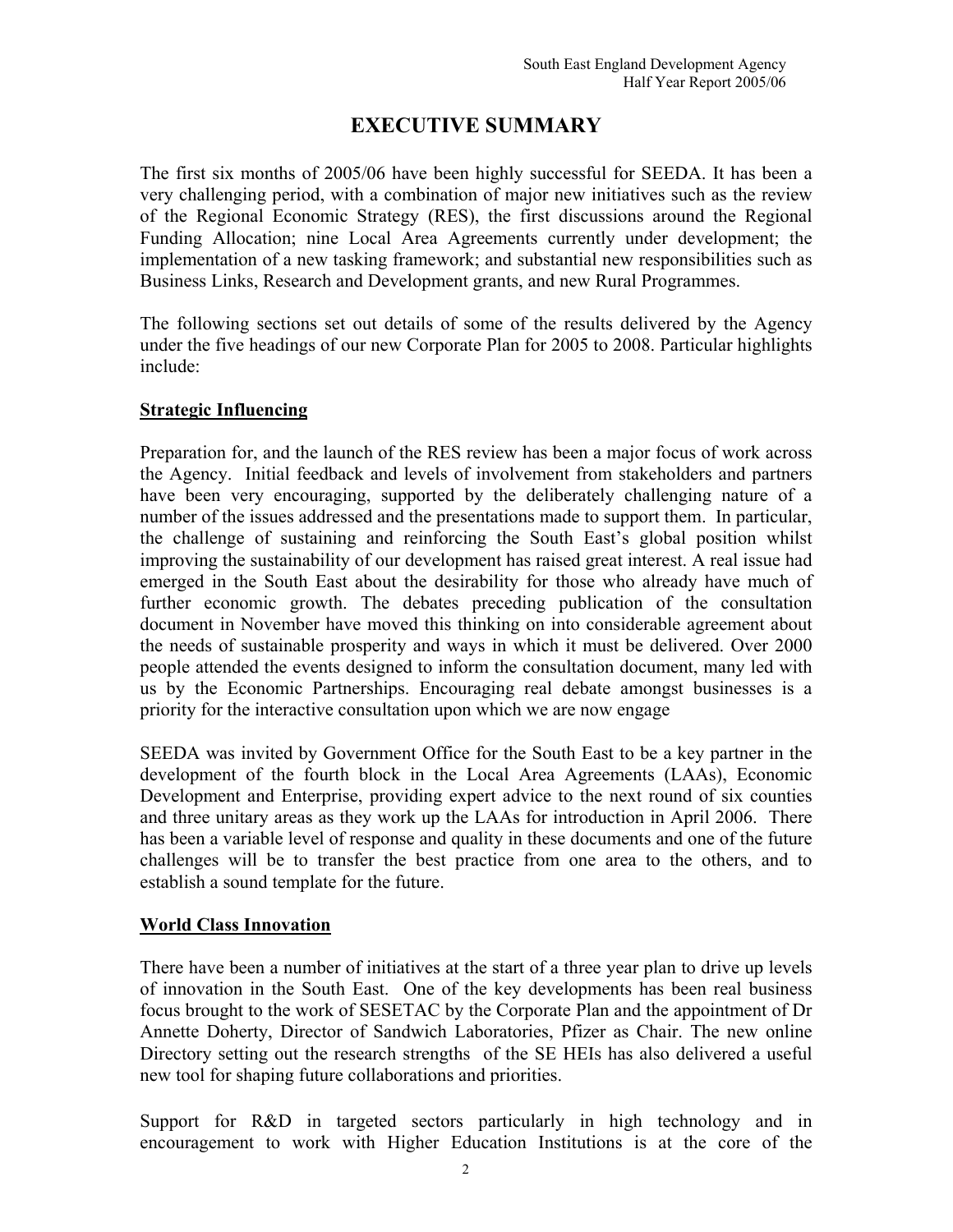# EXECUTIVE SUMMARY

The first six months of 2005/06 have been highly successful for SEEDA. It has been a very challenging period, with a combination of major new initiatives such as the review of the Regional Economic Strategy (RES), the first discussions around the Regional Funding Allocation; nine Local Area Agreements currently under development; the implementation of a new tasking framework; and substantial new responsibilities such as Business Links, Research and Development grants, and new Rural Programmes.

The following sections set out details of some of the results delivered by the Agency under the five headings of our new Corporate Plan for 2005 to 2008. Particular highlights include:

## Strategic Influencing

Preparation for, and the launch of the RES review has been a major focus of work across the Agency. Initial feedback and levels of involvement from stakeholders and partners have been very encouraging, supported by the deliberately challenging nature of a number of the issues addressed and the presentations made to support them. In particular, the challenge of sustaining and reinforcing the South East's global position whilst improving the sustainability of our development has raised great interest. A real issue had emerged in the South East about the desirability for those who already have much of further economic growth. The debates preceding publication of the consultation document in November have moved this thinking on into considerable agreement about the needs of sustainable prosperity and ways in which it must be delivered. Over 2000 people attended the events designed to inform the consultation document, many led with us by the Economic Partnerships. Encouraging real debate amongst businesses is a priority for the interactive consultation upon which we are now engage

SEEDA was invited by Government Office for the South East to be a key partner in the development of the fourth block in the Local Area Agreements (LAAs), Economic Development and Enterprise, providing expert advice to the next round of six counties and three unitary areas as they work up the LAAs for introduction in April 2006. There has been a variable level of response and quality in these documents and one of the future challenges will be to transfer the best practice from one area to the others, and to establish a sound template for the future.

## World Class Innovation

There have been a number of initiatives at the start of a three year plan to drive up levels of innovation in the South East. One of the key developments has been real business focus brought to the work of SESETAC by the Corporate Plan and the appointment of Dr Annette Doherty, Director of Sandwich Laboratories, Pfizer as Chair. The new online Directory setting out the research strengths of the SE HEIs has also delivered a useful new tool for shaping future collaborations and priorities.

Support for R&D in targeted sectors particularly in high technology and in encouragement to work with Higher Education Institutions is at the core of the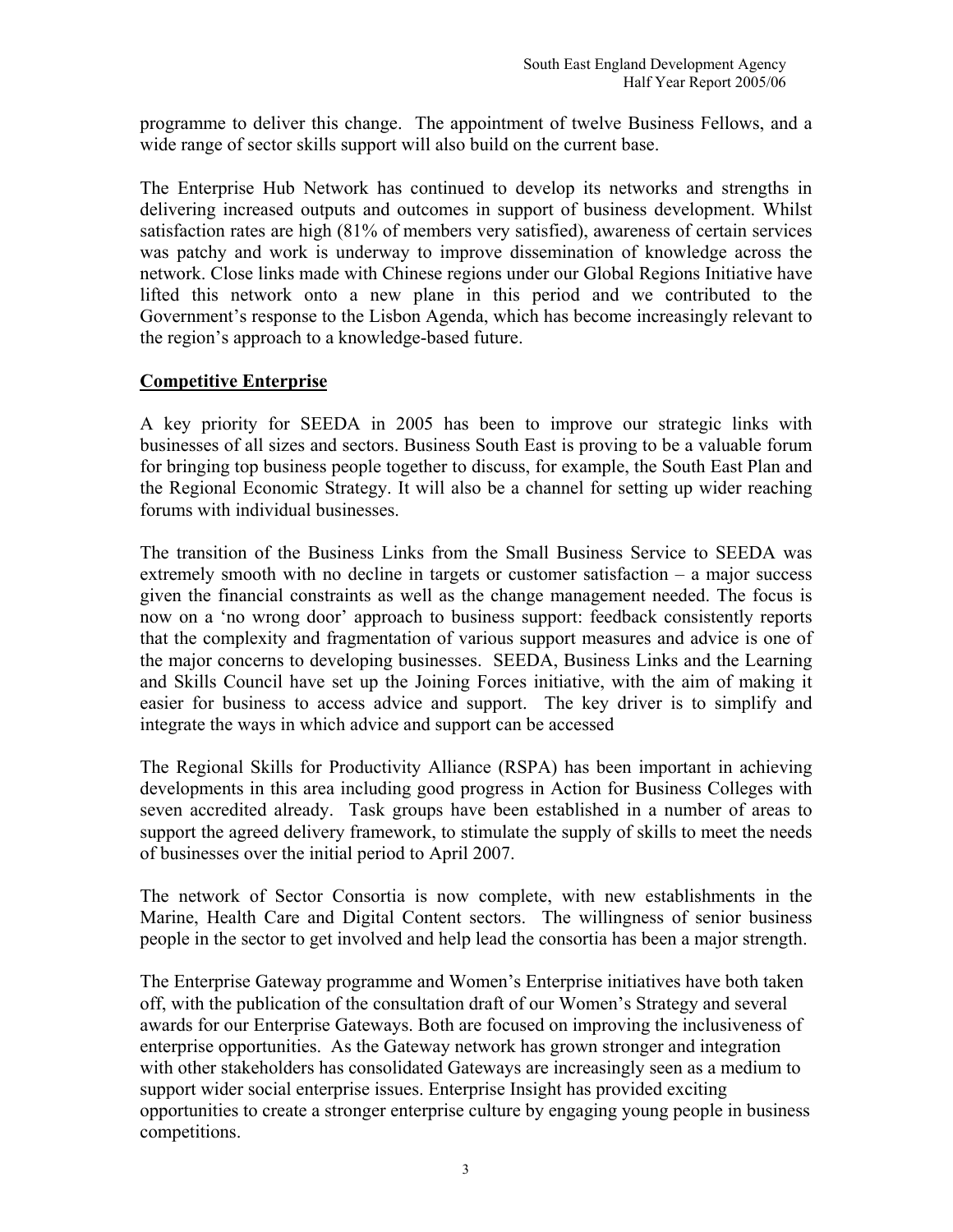programme to deliver this change. The appointment of twelve Business Fellows, and a wide range of sector skills support will also build on the current base.

The Enterprise Hub Network has continued to develop its networks and strengths in delivering increased outputs and outcomes in support of business development. Whilst satisfaction rates are high (81% of members very satisfied), awareness of certain services was patchy and work is underway to improve dissemination of knowledge across the network. Close links made with Chinese regions under our Global Regions Initiative have lifted this network onto a new plane in this period and we contributed to the Government's response to the Lisbon Agenda, which has become increasingly relevant to the region's approach to a knowledge-based future.

## Competitive Enterprise

A key priority for SEEDA in 2005 has been to improve our strategic links with businesses of all sizes and sectors. Business South East is proving to be a valuable forum for bringing top business people together to discuss, for example, the South East Plan and the Regional Economic Strategy. It will also be a channel for setting up wider reaching forums with individual businesses.

The transition of the Business Links from the Small Business Service to SEEDA was extremely smooth with no decline in targets or customer satisfaction – a major success given the financial constraints as well as the change management needed. The focus is now on a 'no wrong door' approach to business support: feedback consistently reports that the complexity and fragmentation of various support measures and advice is one of the major concerns to developing businesses. SEEDA, Business Links and the Learning and Skills Council have set up the Joining Forces initiative, with the aim of making it easier for business to access advice and support. The key driver is to simplify and integrate the ways in which advice and support can be accessed

The Regional Skills for Productivity Alliance (RSPA) has been important in achieving developments in this area including good progress in Action for Business Colleges with seven accredited already. Task groups have been established in a number of areas to support the agreed delivery framework, to stimulate the supply of skills to meet the needs of businesses over the initial period to April 2007.

The network of Sector Consortia is now complete, with new establishments in the Marine, Health Care and Digital Content sectors. The willingness of senior business people in the sector to get involved and help lead the consortia has been a major strength.

The Enterprise Gateway programme and Women's Enterprise initiatives have both taken off, with the publication of the consultation draft of our Women's Strategy and several awards for our Enterprise Gateways. Both are focused on improving the inclusiveness of enterprise opportunities. As the Gateway network has grown stronger and integration with other stakeholders has consolidated Gateways are increasingly seen as a medium to support wider social enterprise issues. Enterprise Insight has provided exciting opportunities to create a stronger enterprise culture by engaging young people in business competitions.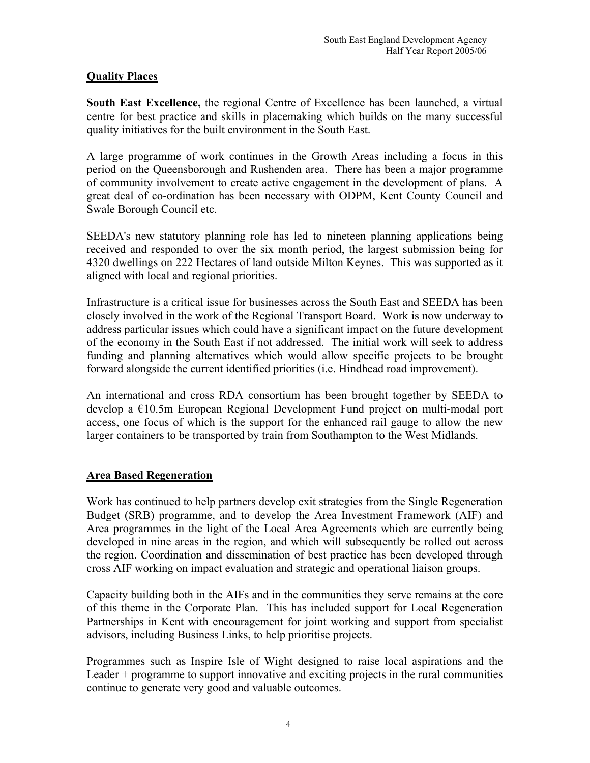## Quality Places

**South East Excellence,** the regional Centre of Excellence has been launched, a virtual centre for best practice and skills in placemaking which builds on the many successful quality initiatives for the built environment in the South East.

A large programme of work continues in the Growth Areas including a focus in this period on the Queensborough and Rushenden area. There has been a major programme of community involvement to create active engagement in the development of plans. A great deal of co-ordination has been necessary with ODPM, Kent County Council and Swale Borough Council etc.

SEEDA's new statutory planning role has led to nineteen planning applications being received and responded to over the six month period, the largest submission being for 4320 dwellings on 222 Hectares of land outside Milton Keynes. This was supported as it aligned with local and regional priorities.

Infrastructure is a critical issue for businesses across the South East and SEEDA has been closely involved in the work of the Regional Transport Board. Work is now underway to address particular issues which could have a significant impact on the future development of the economy in the South East if not addressed. The initial work will seek to address funding and planning alternatives which would allow specific projects to be brought forward alongside the current identified priorities (i.e. Hindhead road improvement).

An international and cross RDA consortium has been brought together by SEEDA to develop a €10.5m European Regional Development Fund project on multi-modal port access, one focus of which is the support for the enhanced rail gauge to allow the new larger containers to be transported by train from Southampton to the West Midlands.

## Area Based Regeneration

Work has continued to help partners develop exit strategies from the Single Regeneration Budget (SRB) programme, and to develop the Area Investment Framework (AIF) and Area programmes in the light of the Local Area Agreements which are currently being developed in nine areas in the region, and which will subsequently be rolled out across the region. Coordination and dissemination of best practice has been developed through cross AIF working on impact evaluation and strategic and operational liaison groups.

Capacity building both in the AIFs and in the communities they serve remains at the core of this theme in the Corporate Plan. This has included support for Local Regeneration Partnerships in Kent with encouragement for joint working and support from specialist advisors, including Business Links, to help prioritise projects.

Programmes such as Inspire Isle of Wight designed to raise local aspirations and the Leader + programme to support innovative and exciting projects in the rural communities continue to generate very good and valuable outcomes.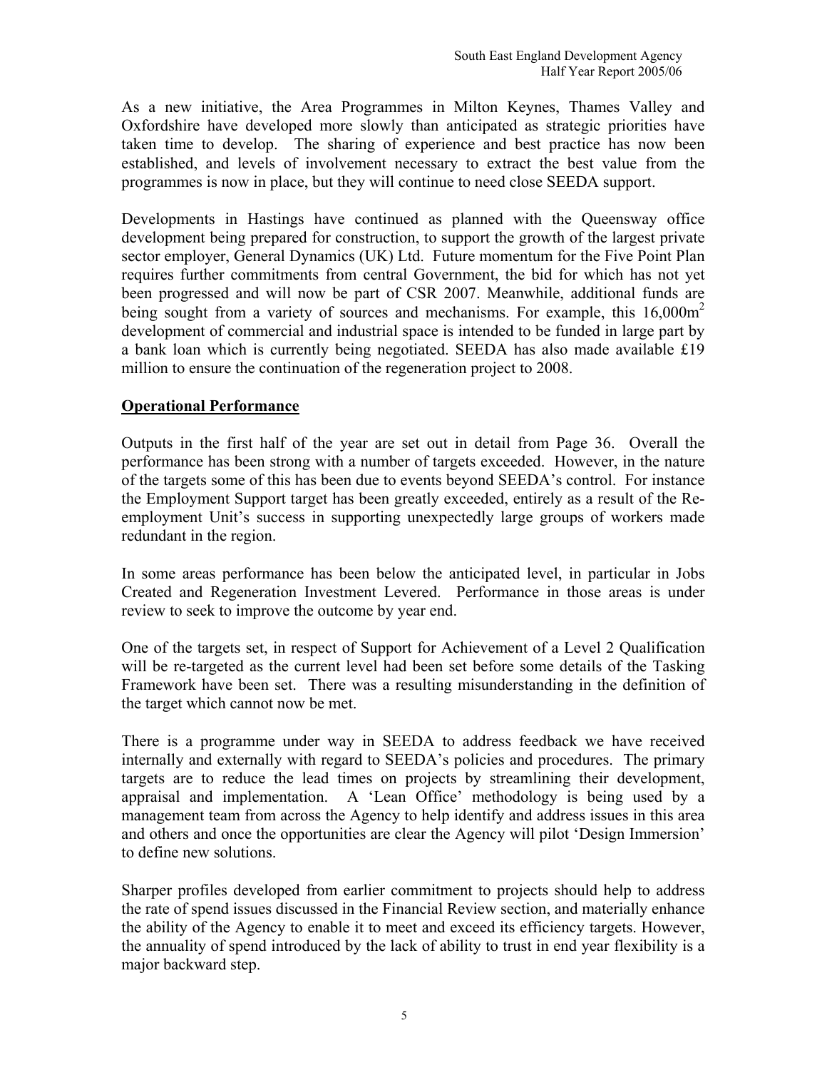As a new initiative, the Area Programmes in Milton Keynes, Thames Valley and Oxfordshire have developed more slowly than anticipated as strategic priorities have taken time to develop. The sharing of experience and best practice has now been established, and levels of involvement necessary to extract the best value from the programmes is now in place, but they will continue to need close SEEDA support.

Developments in Hastings have continued as planned with the Queensway office development being prepared for construction, to support the growth of the largest private sector employer, General Dynamics (UK) Ltd. Future momentum for the Five Point Plan requires further commitments from central Government, the bid for which has not yet been progressed and will now be part of CSR 2007. Meanwhile, additional funds are being sought from a variety of sources and mechanisms. For example, this 16,000m$^2$ development of commercial and industrial space is intended to be funded in large part by a bank loan which is currently being negotiated. SEEDA has also made available £19 million to ensure the continuation of the regeneration project to 2008.

## Operational Performance

Outputs in the first half of the year are set out in detail from Page 36. Overall the performance has been strong with a number of targets exceeded. However, in the nature of the targets some of this has been due to events beyond SEEDA's control. For instance the Employment Support target has been greatly exceeded, entirely as a result of the Re-employment Unit's success in supporting unexpectedly large groups of workers made redundant in the region.

In some areas performance has been below the anticipated level, in particular in Jobs Created and Regeneration Investment Levered. Performance in those areas is under review to seek to improve the outcome by year end.

One of the targets set, in respect of Support for Achievement of a Level 2 Qualification will be re-targeted as the current level had been set before some details of the Tasking Framework have been set. There was a resulting misunderstanding in the definition of the target which cannot now be met.

There is a programme under way in SEEDA to address feedback we have received internally and externally with regard to SEEDA's policies and procedures. The primary targets are to reduce the lead times on projects by streamlining their development, appraisal and implementation. A 'Lean Office' methodology is being used by a management team from across the Agency to help identify and address issues in this area and others and once the opportunities are clear the Agency will pilot 'Design Immersion' to define new solutions.

Sharper profiles developed from earlier commitment to projects should help to address the rate of spend issues discussed in the Financial Review section, and materially enhance the ability of the Agency to enable it to meet and exceed its efficiency targets. However, the annuality of spend introduced by the lack of ability to trust in end year flexibility is a major backward step.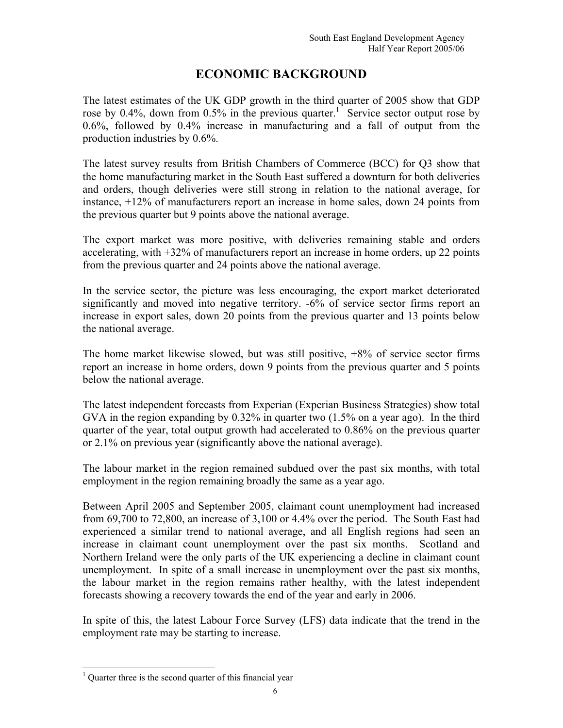# ECONOMIC BACKGROUND

The latest estimates of the UK GDP growth in the third quarter of 2005 show that GDP rose by 0.4%, down from 0.5% in the previous quarter.[1] Service sector output rose by 0.6%, followed by 0.4% increase in manufacturing and a fall of output from the production industries by 0.6%.

The latest survey results from British Chambers of Commerce (BCC) for Q3 show that the home manufacturing market in the South East suffered a downturn for both deliveries and orders, though deliveries were still strong in relation to the national average, for instance, +12% of manufacturers report an increase in home sales, down 24 points from the previous quarter but 9 points above the national average.

The export market was more positive, with deliveries remaining stable and orders accelerating, with +32% of manufacturers report an increase in home orders, up 22 points from the previous quarter and 24 points above the national average.

In the service sector, the picture was less encouraging, the export market deteriorated significantly and moved into negative territory. -6% of service sector firms report an increase in export sales, down 20 points from the previous quarter and 13 points below the national average.

The home market likewise slowed, but was still positive, +8% of service sector firms report an increase in home orders, down 9 points from the previous quarter and 5 points below the national average.

The latest independent forecasts from Experian (Experian Business Strategies) show total GVA in the region expanding by 0.32% in quarter two (1.5% on a year ago). In the third quarter of the year, total output growth had accelerated to 0.86% on the previous quarter or 2.1% on previous year (significantly above the national average).

The labour market in the region remained subdued over the past six months, with total employment in the region remaining broadly the same as a year ago.

Between April 2005 and September 2005, claimant count unemployment had increased from 69,700 to 72,800, an increase of 3,100 or 4.4% over the period. The South East had experienced a similar trend to national average, and all English regions had seen an increase in claimant count unemployment over the past six months. Scotland and Northern Ireland were the only parts of the UK experiencing a decline in claimant count unemployment. In spite of a small increase in unemployment over the past six months, the labour market in the region remains rather healthy, with the latest independent forecasts showing a recovery towards the end of the year and early in 2006.

In spite of this, the latest Labour Force Survey (LFS) data indicate that the trend in the employment rate may be starting to increase.

[1] Quarter three is the second quarter of this financial year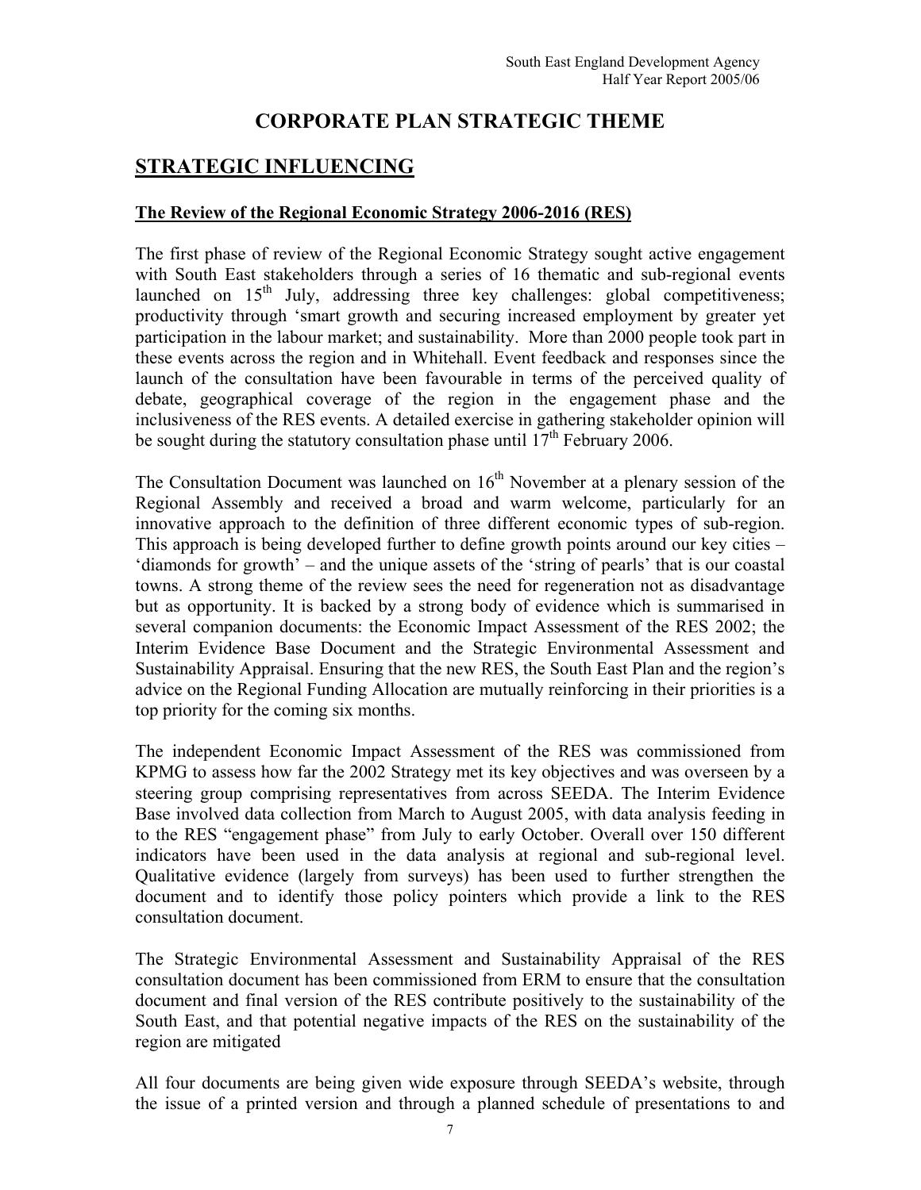# CORPORATE PLAN STRATEGIC THEME

## STRATEGIC INFLUENCING

### The Review of the Regional Economic Strategy 2006-2016 (RES)

The first phase of review of the Regional Economic Strategy sought active engagement with South East stakeholders through a series of 16 thematic and sub-regional events launched on 15th July, addressing three key challenges: global competitiveness; productivity through 'smart growth and securing increased employment by greater yet participation in the labour market; and sustainability. More than 2000 people took part in these events across the region and in Whitehall. Event feedback and responses since the launch of the consultation have been favourable in terms of the perceived quality of debate, geographical coverage of the region in the engagement phase and the inclusiveness of the RES events. A detailed exercise in gathering stakeholder opinion will be sought during the statutory consultation phase until 17th February 2006.

The Consultation Document was launched on 16th November at a plenary session of the Regional Assembly and received a broad and warm welcome, particularly for an innovative approach to the definition of three different economic types of sub-region. This approach is being developed further to define growth points around our key cities – 'diamonds for growth' – and the unique assets of the 'string of pearls' that is our coastal towns. A strong theme of the review sees the need for regeneration not as disadvantage but as opportunity. It is backed by a strong body of evidence which is summarised in several companion documents: the Economic Impact Assessment of the RES 2002; the Interim Evidence Base Document and the Strategic Environmental Assessment and Sustainability Appraisal. Ensuring that the new RES, the South East Plan and the region's advice on the Regional Funding Allocation are mutually reinforcing in their priorities is a top priority for the coming six months.

The independent Economic Impact Assessment of the RES was commissioned from KPMG to assess how far the 2002 Strategy met its key objectives and was overseen by a steering group comprising representatives from across SEEDA. The Interim Evidence Base involved data collection from March to August 2005, with data analysis feeding in to the RES "engagement phase" from July to early October. Overall over 150 different indicators have been used in the data analysis at regional and sub-regional level. Qualitative evidence (largely from surveys) has been used to further strengthen the document and to identify those policy pointers which provide a link to the RES consultation document.

The Strategic Environmental Assessment and Sustainability Appraisal of the RES consultation document has been commissioned from ERM to ensure that the consultation document and final version of the RES contribute positively to the sustainability of the South East, and that potential negative impacts of the RES on the sustainability of the region are mitigated

All four documents are being given wide exposure through SEEDA's website, through the issue of a printed version and through a planned schedule of presentations to and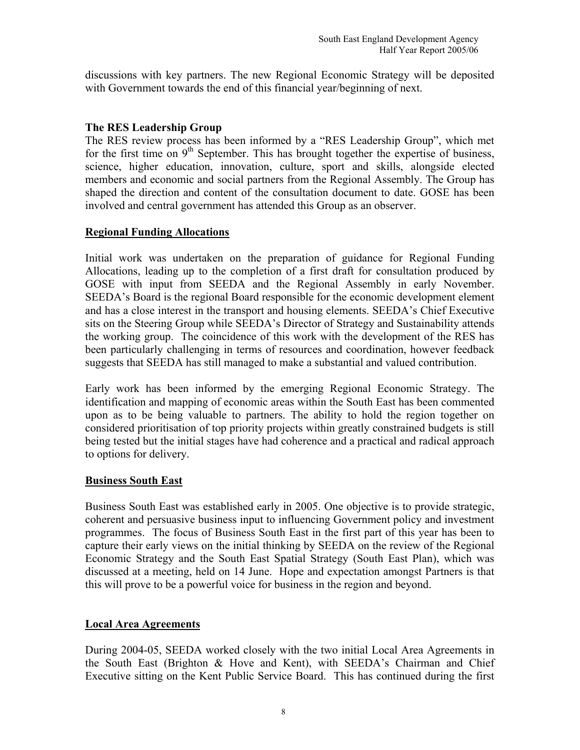discussions with key partners. The new Regional Economic Strategy will be deposited with Government towards the end of this financial year/beginning of next.

**The RES Leadership Group**

The RES review process has been informed by a "RES Leadership Group", which met for the first time on 9th September. This has brought together the expertise of business, science, higher education, innovation, culture, sport and skills, alongside elected members and economic and social partners from the Regional Assembly. The Group has shaped the direction and content of the consultation document to date. GOSE has been involved and central government has attended this Group as an observer.

## Regional Funding Allocations

Initial work was undertaken on the preparation of guidance for Regional Funding Allocations, leading up to the completion of a first draft for consultation produced by GOSE with input from SEEDA and the Regional Assembly in early November. SEEDA's Board is the regional Board responsible for the economic development element and has a close interest in the transport and housing elements. SEEDA's Chief Executive sits on the Steering Group while SEEDA's Director of Strategy and Sustainability attends the working group. The coincidence of this work with the development of the RES has been particularly challenging in terms of resources and coordination, however feedback suggests that SEEDA has still managed to make a substantial and valued contribution.

Early work has been informed by the emerging Regional Economic Strategy. The identification and mapping of economic areas within the South East has been commented upon as to be being valuable to partners. The ability to hold the region together on considered prioritisation of top priority projects within greatly constrained budgets is still being tested but the initial stages have had coherence and a practical and radical approach to options for delivery.

## Business South East

Business South East was established early in 2005. One objective is to provide strategic, coherent and persuasive business input to influencing Government policy and investment programmes. The focus of Business South East in the first part of this year has been to capture their early views on the initial thinking by SEEDA on the review of the Regional Economic Strategy and the South East Spatial Strategy (South East Plan), which was discussed at a meeting, held on 14 June. Hope and expectation amongst Partners is that this will prove to be a powerful voice for business in the region and beyond.

## Local Area Agreements

During 2004-05, SEEDA worked closely with the two initial Local Area Agreements in the South East (Brighton & Hove and Kent), with SEEDA's Chairman and Chief Executive sitting on the Kent Public Service Board. This has continued during the first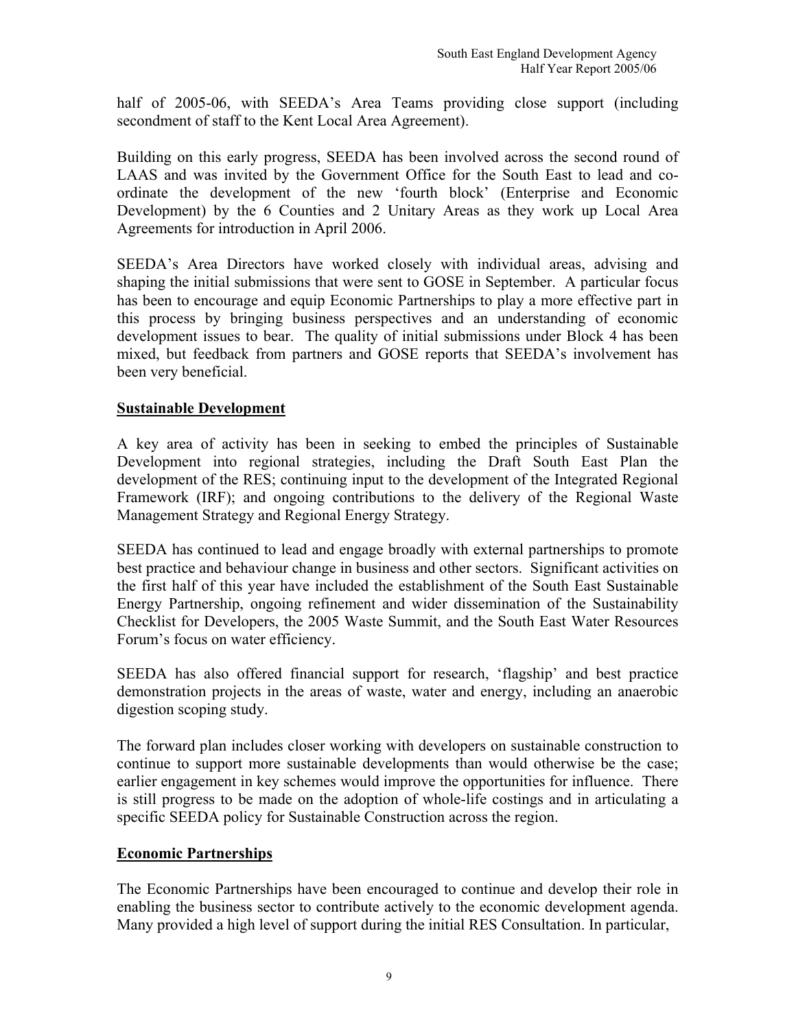half of 2005-06, with SEEDA's Area Teams providing close support (including secondment of staff to the Kent Local Area Agreement).

Building on this early progress, SEEDA has been involved across the second round of LAAS and was invited by the Government Office for the South East to lead and co-ordinate the development of the new 'fourth block' (Enterprise and Economic Development) by the 6 Counties and 2 Unitary Areas as they work up Local Area Agreements for introduction in April 2006.

SEEDA's Area Directors have worked closely with individual areas, advising and shaping the initial submissions that were sent to GOSE in September. A particular focus has been to encourage and equip Economic Partnerships to play a more effective part in this process by bringing business perspectives and an understanding of economic development issues to bear. The quality of initial submissions under Block 4 has been mixed, but feedback from partners and GOSE reports that SEEDA's involvement has been very beneficial.

## Sustainable Development

A key area of activity has been in seeking to embed the principles of Sustainable Development into regional strategies, including the Draft South East Plan the development of the RES; continuing input to the development of the Integrated Regional Framework (IRF); and ongoing contributions to the delivery of the Regional Waste Management Strategy and Regional Energy Strategy.

SEEDA has continued to lead and engage broadly with external partnerships to promote best practice and behaviour change in business and other sectors. Significant activities on the first half of this year have included the establishment of the South East Sustainable Energy Partnership, ongoing refinement and wider dissemination of the Sustainability Checklist for Developers, the 2005 Waste Summit, and the South East Water Resources Forum's focus on water efficiency.

SEEDA has also offered financial support for research, 'flagship' and best practice demonstration projects in the areas of waste, water and energy, including an anaerobic digestion scoping study.

The forward plan includes closer working with developers on sustainable construction to continue to support more sustainable developments than would otherwise be the case; earlier engagement in key schemes would improve the opportunities for influence. There is still progress to be made on the adoption of whole-life costings and in articulating a specific SEEDA policy for Sustainable Construction across the region.

## Economic Partnerships

The Economic Partnerships have been encouraged to continue and develop their role in enabling the business sector to contribute actively to the economic development agenda. Many provided a high level of support during the initial RES Consultation. In particular,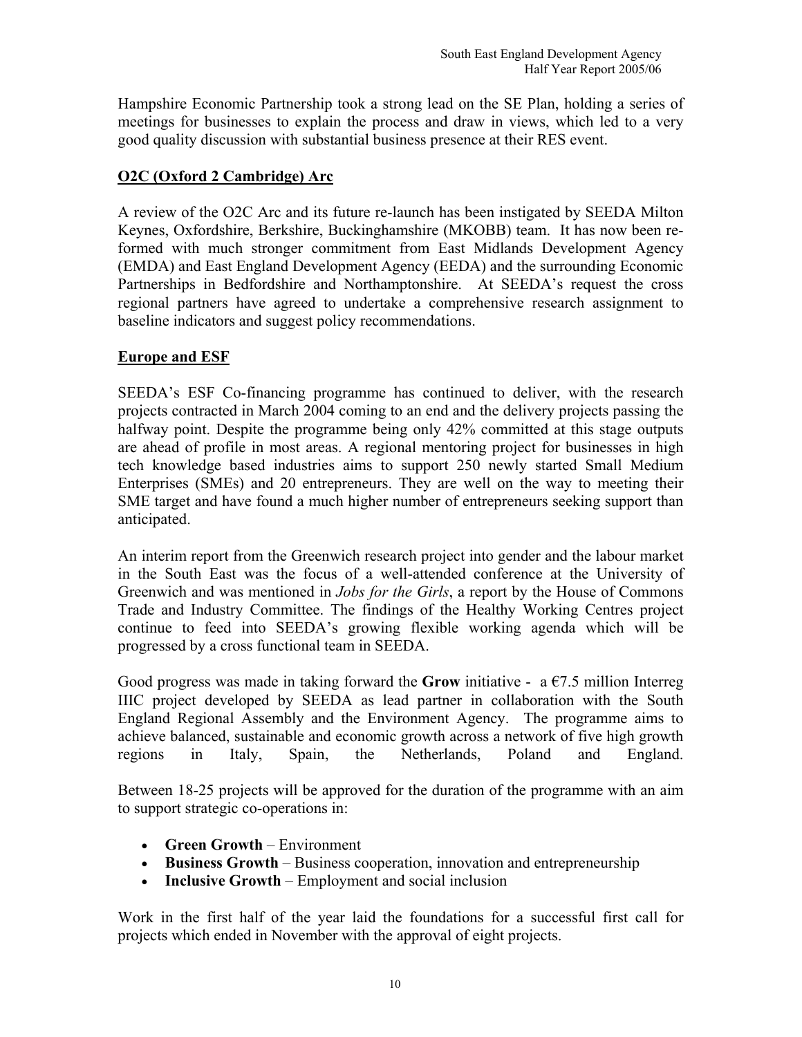Hampshire Economic Partnership took a strong lead on the SE Plan, holding a series of meetings for businesses to explain the process and draw in views, which led to a very good quality discussion with substantial business presence at their RES event.

## O2C (Oxford 2 Cambridge) Arc

A review of the O2C Arc and its future re-launch has been instigated by SEEDA Milton Keynes, Oxfordshire, Berkshire, Buckinghamshire (MKOBB) team. It has now been re-formed with much stronger commitment from East Midlands Development Agency (EMDA) and East England Development Agency (EEDA) and the surrounding Economic Partnerships in Bedfordshire and Northamptonshire. At SEEDA's request the cross regional partners have agreed to undertake a comprehensive research assignment to baseline indicators and suggest policy recommendations.

## Europe and ESF

SEEDA's ESF Co-financing programme has continued to deliver, with the research projects contracted in March 2004 coming to an end and the delivery projects passing the halfway point. Despite the programme being only 42% committed at this stage outputs are ahead of profile in most areas. A regional mentoring project for businesses in high tech knowledge based industries aims to support 250 newly started Small Medium Enterprises (SMEs) and 20 entrepreneurs. They are well on the way to meeting their SME target and have found a much higher number of entrepreneurs seeking support than anticipated.

An interim report from the Greenwich research project into gender and the labour market in the South East was the focus of a well-attended conference at the University of Greenwich and was mentioned in *Jobs for the Girls*, a report by the House of Commons Trade and Industry Committee. The findings of the Healthy Working Centres project continue to feed into SEEDA's growing flexible working agenda which will be progressed by a cross functional team in SEEDA.

Good progress was made in taking forward the **Grow** initiative - a €7.5 million Interreg IIIC project developed by SEEDA as lead partner in collaboration with the South England Regional Assembly and the Environment Agency. The programme aims to achieve balanced, sustainable and economic growth across a network of five high growth regions in Italy, Spain, the Netherlands, Poland and England.

Between 18-25 projects will be approved for the duration of the programme with an aim to support strategic co-operations in:

- **Green Growth** – Environment
- **Business Growth** – Business cooperation, innovation and entrepreneurship
- **Inclusive Growth** – Employment and social inclusion

Work in the first half of the year laid the foundations for a successful first call for projects which ended in November with the approval of eight projects.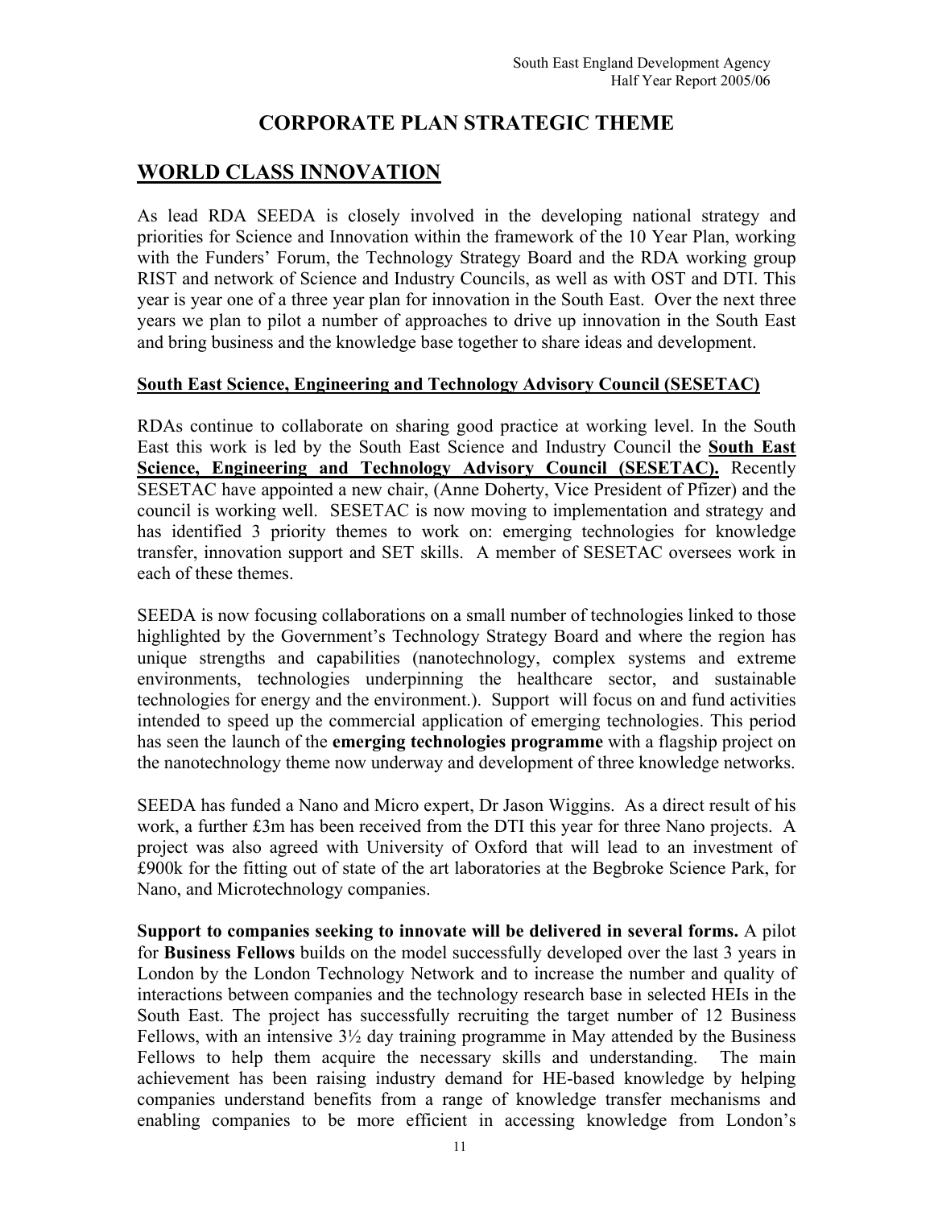# CORPORATE PLAN STRATEGIC THEME

## WORLD CLASS INNOVATION

As lead RDA SEEDA is closely involved in the developing national strategy and priorities for Science and Innovation within the framework of the 10 Year Plan, working with the Funders' Forum, the Technology Strategy Board and the RDA working group RIST and network of Science and Industry Councils, as well as with OST and DTI. This year is year one of a three year plan for innovation in the South East. Over the next three years we plan to pilot a number of approaches to drive up innovation in the South East and bring business and the knowledge base together to share ideas and development.

### South East Science, Engineering and Technology Advisory Council (SESETAC)

RDAs continue to collaborate on sharing good practice at working level. In the South East this work is led by the South East Science and Industry Council the **South East Science, Engineering and Technology Advisory Council (SESETAC).** Recently SESETAC have appointed a new chair, (Anne Doherty, Vice President of Pfizer) and the council is working well. SESETAC is now moving to implementation and strategy and has identified 3 priority themes to work on: emerging technologies for knowledge transfer, innovation support and SET skills. A member of SESETAC oversees work in each of these themes.

SEEDA is now focusing collaborations on a small number of technologies linked to those highlighted by the Government's Technology Strategy Board and where the region has unique strengths and capabilities (nanotechnology, complex systems and extreme environments, technologies underpinning the healthcare sector, and sustainable technologies for energy and the environment.). Support will focus on and fund activities intended to speed up the commercial application of emerging technologies. This period has seen the launch of the **emerging technologies programme** with a flagship project on the nanotechnology theme now underway and development of three knowledge networks.

SEEDA has funded a Nano and Micro expert, Dr Jason Wiggins. As a direct result of his work, a further £3m has been received from the DTI this year for three Nano projects. A project was also agreed with University of Oxford that will lead to an investment of £900k for the fitting out of state of the art laboratories at the Begbroke Science Park, for Nano, and Microtechnology companies.

**Support to companies seeking to innovate will be delivered in several forms.** A pilot for **Business Fellows** builds on the model successfully developed over the last 3 years in London by the London Technology Network and to increase the number and quality of interactions between companies and the technology research base in selected HEIs in the South East. The project has successfully recruiting the target number of 12 Business Fellows, with an intensive 3½ day training programme in May attended by the Business Fellows to help them acquire the necessary skills and understanding. The main achievement has been raising industry demand for HE-based knowledge by helping companies understand benefits from a range of knowledge transfer mechanisms and enabling companies to be more efficient in accessing knowledge from London's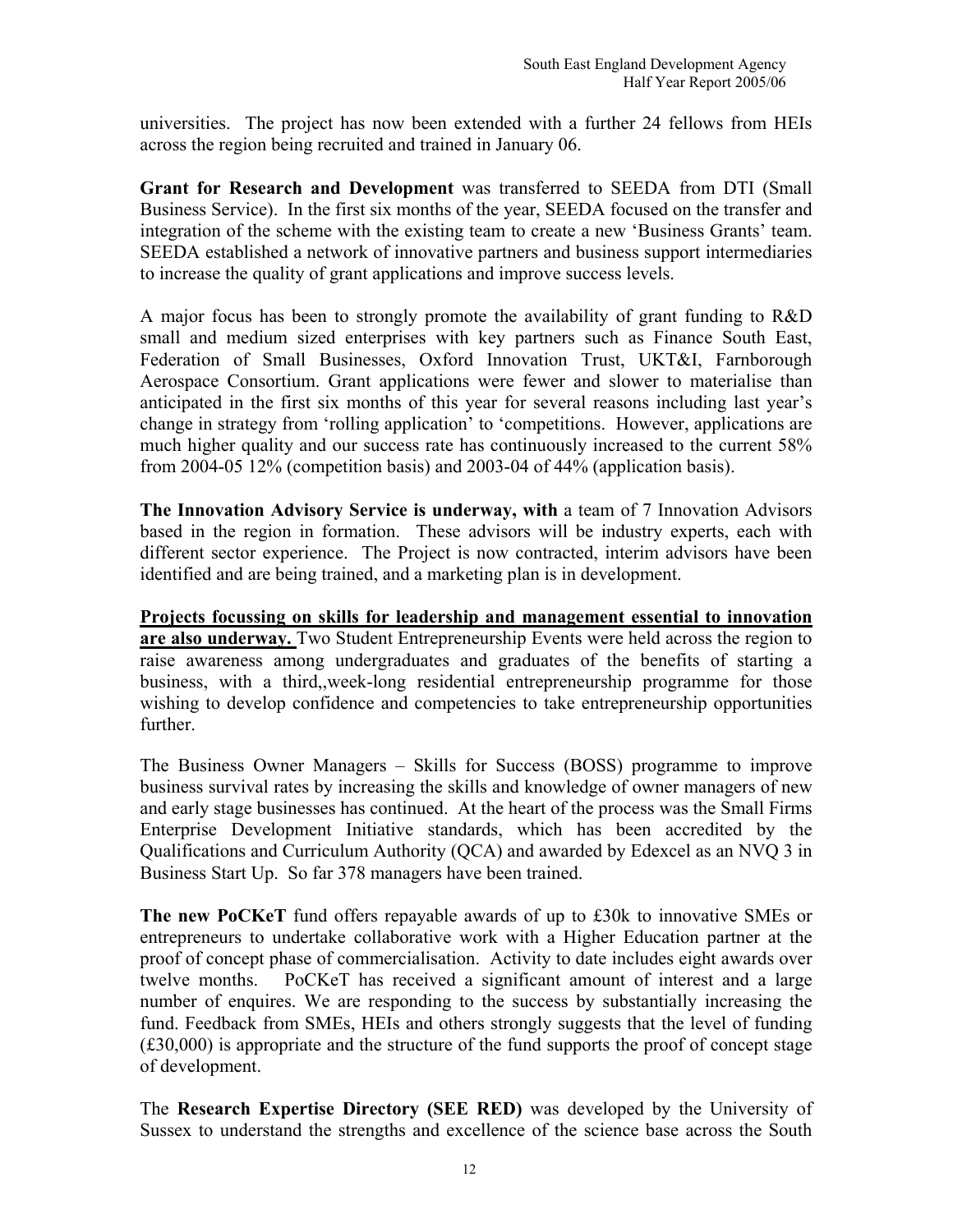universities. The project has now been extended with a further 24 fellows from HEIs across the region being recruited and trained in January 06.

**Grant for Research and Development** was transferred to SEEDA from DTI (Small Business Service). In the first six months of the year, SEEDA focused on the transfer and integration of the scheme with the existing team to create a new 'Business Grants' team. SEEDA established a network of innovative partners and business support intermediaries to increase the quality of grant applications and improve success levels.

A major focus has been to strongly promote the availability of grant funding to R&D small and medium sized enterprises with key partners such as Finance South East, Federation of Small Businesses, Oxford Innovation Trust, UKT&I, Farnborough Aerospace Consortium. Grant applications were fewer and slower to materialise than anticipated in the first six months of this year for several reasons including last year's change in strategy from 'rolling application' to 'competitions. However, applications are much higher quality and our success rate has continuously increased to the current 58% from 2004-05 12% (competition basis) and 2003-04 of 44% (application basis).

**The Innovation Advisory Service is underway, with** a team of 7 Innovation Advisors based in the region in formation. These advisors will be industry experts, each with different sector experience. The Project is now contracted, interim advisors have been identified and are being trained, and a marketing plan is in development.

**Projects focussing on skills for leadership and management essential to innovation are also underway.** Two Student Entrepreneurship Events were held across the region to raise awareness among undergraduates and graduates of the benefits of starting a business, with a third,,week-long residential entrepreneurship programme for those wishing to develop confidence and competencies to take entrepreneurship opportunities further.

The Business Owner Managers – Skills for Success (BOSS) programme to improve business survival rates by increasing the skills and knowledge of owner managers of new and early stage businesses has continued. At the heart of the process was the Small Firms Enterprise Development Initiative standards, which has been accredited by the Qualifications and Curriculum Authority (QCA) and awarded by Edexcel as an NVQ 3 in Business Start Up. So far 378 managers have been trained.

**The new PoCKeT** fund offers repayable awards of up to £30k to innovative SMEs or entrepreneurs to undertake collaborative work with a Higher Education partner at the proof of concept phase of commercialisation. Activity to date includes eight awards over twelve months. PoCKeT has received a significant amount of interest and a large number of enquires. We are responding to the success by substantially increasing the fund. Feedback from SMEs, HEIs and others strongly suggests that the level of funding (£30,000) is appropriate and the structure of the fund supports the proof of concept stage of development.

The **Research Expertise Directory (SEE RED)** was developed by the University of Sussex to understand the strengths and excellence of the science base across the South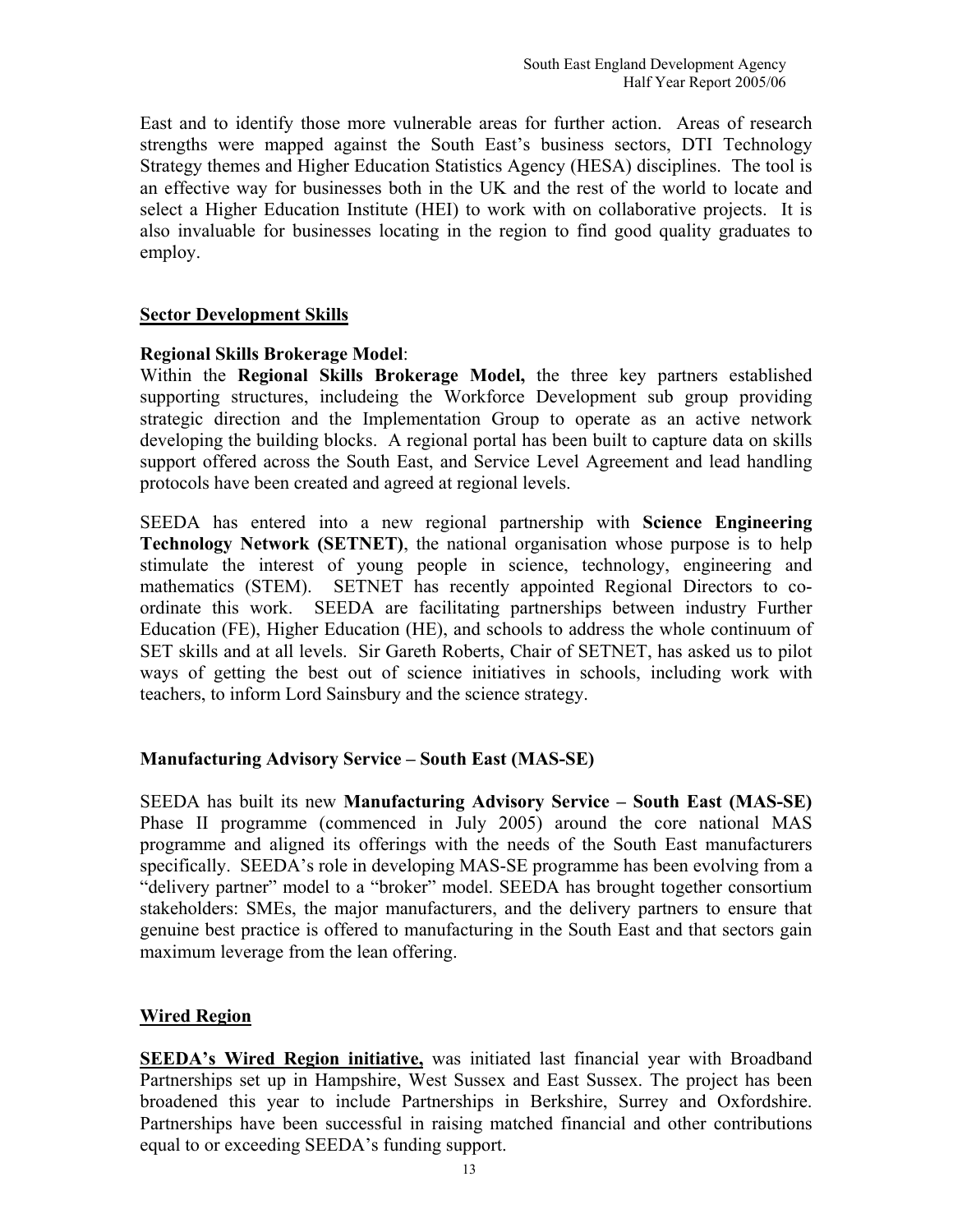East and to identify those more vulnerable areas for further action. Areas of research strengths were mapped against the South East's business sectors, DTI Technology Strategy themes and Higher Education Statistics Agency (HESA) disciplines. The tool is an effective way for businesses both in the UK and the rest of the world to locate and select a Higher Education Institute (HEI) to work with on collaborative projects. It is also invaluable for businesses locating in the region to find good quality graduates to employ.

## Sector Development Skills

**Regional Skills Brokerage Model**:

Within the **Regional Skills Brokerage Model,** the three key partners established supporting structures, includeing the Workforce Development sub group providing strategic direction and the Implementation Group to operate as an active network developing the building blocks. A regional portal has been built to capture data on skills support offered across the South East, and Service Level Agreement and lead handling protocols have been created and agreed at regional levels.

SEEDA has entered into a new regional partnership with **Science Engineering Technology Network (SETNET)**, the national organisation whose purpose is to help stimulate the interest of young people in science, technology, engineering and mathematics (STEM). SETNET has recently appointed Regional Directors to co-ordinate this work. SEEDA are facilitating partnerships between industry Further Education (FE), Higher Education (HE), and schools to address the whole continuum of SET skills and at all levels. Sir Gareth Roberts, Chair of SETNET, has asked us to pilot ways of getting the best out of science initiatives in schools, including work with teachers, to inform Lord Sainsbury and the science strategy.

### Manufacturing Advisory Service – South East (MAS-SE)

SEEDA has built its new **Manufacturing Advisory Service – South East (MAS-SE)** Phase II programme (commenced in July 2005) around the core national MAS programme and aligned its offerings with the needs of the South East manufacturers specifically. SEEDA's role in developing MAS-SE programme has been evolving from a "delivery partner" model to a "broker" model. SEEDA has brought together consortium stakeholders: SMEs, the major manufacturers, and the delivery partners to ensure that genuine best practice is offered to manufacturing in the South East and that sectors gain maximum leverage from the lean offering.

## Wired Region

**SEEDA's Wired Region initiative,** was initiated last financial year with Broadband Partnerships set up in Hampshire, West Sussex and East Sussex. The project has been broadened this year to include Partnerships in Berkshire, Surrey and Oxfordshire. Partnerships have been successful in raising matched financial and other contributions equal to or exceeding SEEDA's funding support.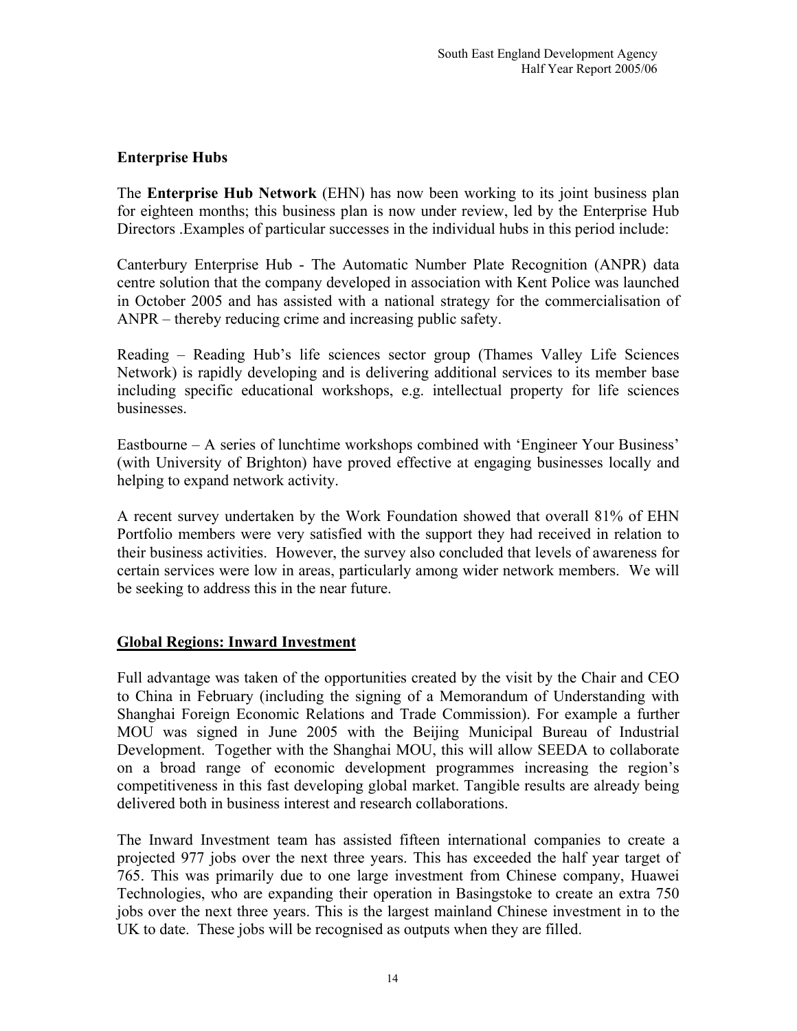## Enterprise Hubs

The **Enterprise Hub Network** (EHN) has now been working to its joint business plan for eighteen months; this business plan is now under review, led by the Enterprise Hub Directors .Examples of particular successes in the individual hubs in this period include:

Canterbury Enterprise Hub - The Automatic Number Plate Recognition (ANPR) data centre solution that the company developed in association with Kent Police was launched in October 2005 and has assisted with a national strategy for the commercialisation of ANPR – thereby reducing crime and increasing public safety.

Reading – Reading Hub's life sciences sector group (Thames Valley Life Sciences Network) is rapidly developing and is delivering additional services to its member base including specific educational workshops, e.g. intellectual property for life sciences businesses.

Eastbourne – A series of lunchtime workshops combined with 'Engineer Your Business' (with University of Brighton) have proved effective at engaging businesses locally and helping to expand network activity.

A recent survey undertaken by the Work Foundation showed that overall 81% of EHN Portfolio members were very satisfied with the support they had received in relation to their business activities. However, the survey also concluded that levels of awareness for certain services were low in areas, particularly among wider network members. We will be seeking to address this in the near future.

## Global Regions: Inward Investment

Full advantage was taken of the opportunities created by the visit by the Chair and CEO to China in February (including the signing of a Memorandum of Understanding with Shanghai Foreign Economic Relations and Trade Commission). For example a further MOU was signed in June 2005 with the Beijing Municipal Bureau of Industrial Development. Together with the Shanghai MOU, this will allow SEEDA to collaborate on a broad range of economic development programmes increasing the region's competitiveness in this fast developing global market. Tangible results are already being delivered both in business interest and research collaborations.

The Inward Investment team has assisted fifteen international companies to create a projected 977 jobs over the next three years. This has exceeded the half year target of 765. This was primarily due to one large investment from Chinese company, Huawei Technologies, who are expanding their operation in Basingstoke to create an extra 750 jobs over the next three years. This is the largest mainland Chinese investment in to the UK to date. These jobs will be recognised as outputs when they are filled.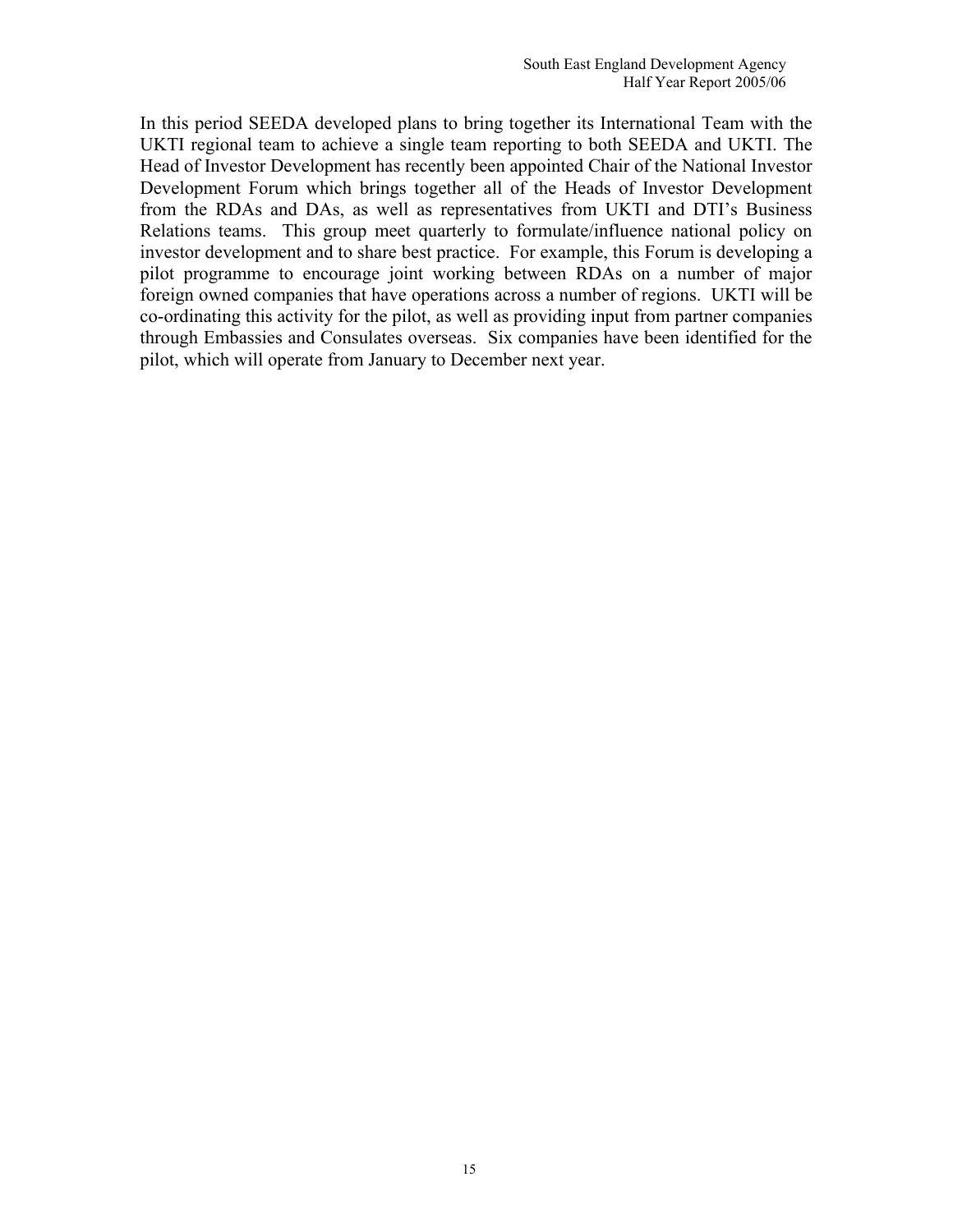In this period SEEDA developed plans to bring together its International Team with the UKTI regional team to achieve a single team reporting to both SEEDA and UKTI. The Head of Investor Development has recently been appointed Chair of the National Investor Development Forum which brings together all of the Heads of Investor Development from the RDAs and DAs, as well as representatives from UKTI and DTI's Business Relations teams. This group meet quarterly to formulate/influence national policy on investor development and to share best practice. For example, this Forum is developing a pilot programme to encourage joint working between RDAs on a number of major foreign owned companies that have operations across a number of regions. UKTI will be co-ordinating this activity for the pilot, as well as providing input from partner companies through Embassies and Consulates overseas. Six companies have been identified for the pilot, which will operate from January to December next year.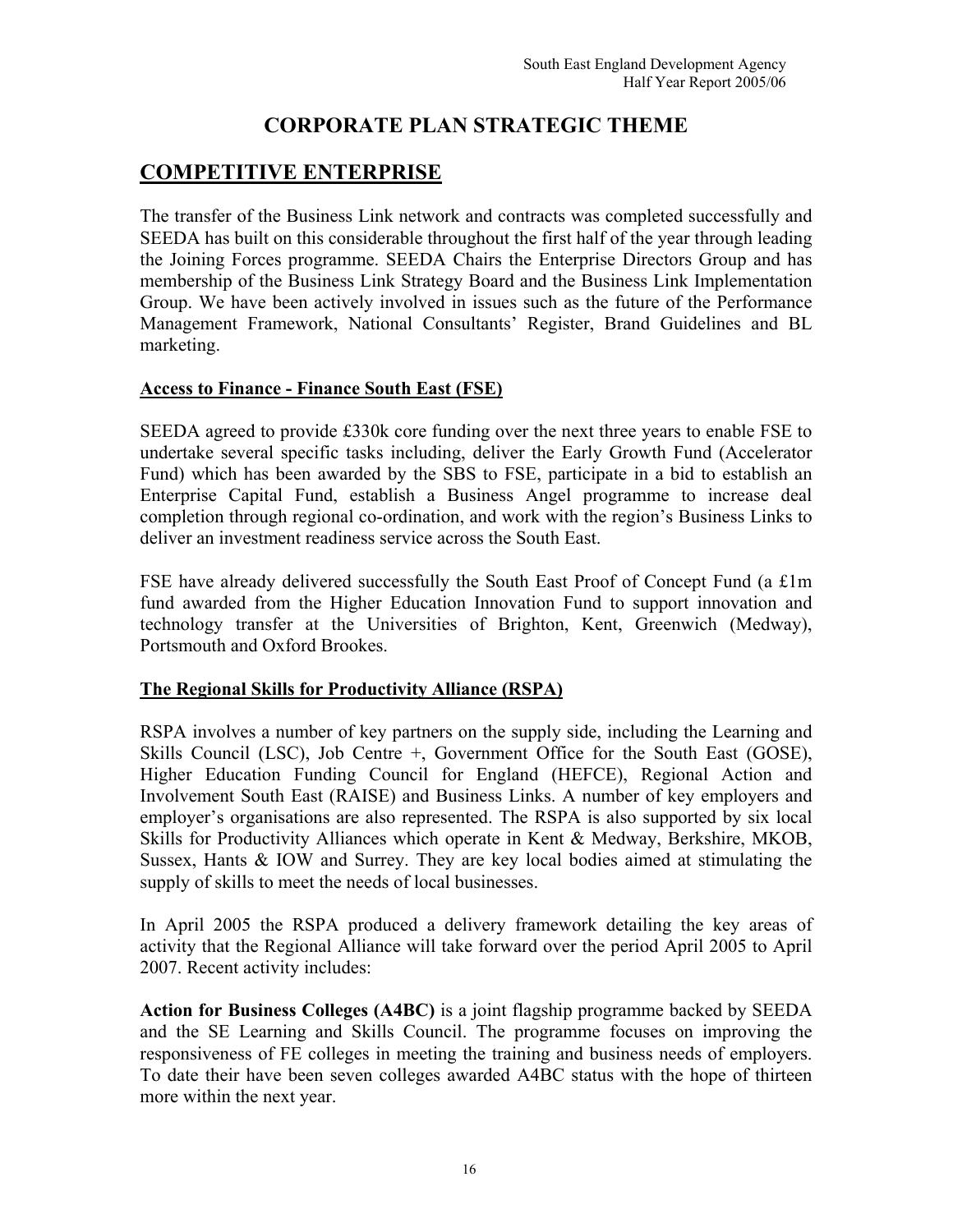# CORPORATE PLAN STRATEGIC THEME

## COMPETITIVE ENTERPRISE

The transfer of the Business Link network and contracts was completed successfully and SEEDA has built on this considerable throughout the first half of the year through leading the Joining Forces programme. SEEDA Chairs the Enterprise Directors Group and has membership of the Business Link Strategy Board and the Business Link Implementation Group. We have been actively involved in issues such as the future of the Performance Management Framework, National Consultants' Register, Brand Guidelines and BL marketing.

### Access to Finance - Finance South East (FSE)

SEEDA agreed to provide £330k core funding over the next three years to enable FSE to undertake several specific tasks including, deliver the Early Growth Fund (Accelerator Fund) which has been awarded by the SBS to FSE, participate in a bid to establish an Enterprise Capital Fund, establish a Business Angel programme to increase deal completion through regional co-ordination, and work with the region's Business Links to deliver an investment readiness service across the South East.

FSE have already delivered successfully the South East Proof of Concept Fund (a £1m fund awarded from the Higher Education Innovation Fund to support innovation and technology transfer at the Universities of Brighton, Kent, Greenwich (Medway), Portsmouth and Oxford Brookes.

### The Regional Skills for Productivity Alliance (RSPA)

RSPA involves a number of key partners on the supply side, including the Learning and Skills Council (LSC), Job Centre +, Government Office for the South East (GOSE), Higher Education Funding Council for England (HEFCE), Regional Action and Involvement South East (RAISE) and Business Links. A number of key employers and employer's organisations are also represented. The RSPA is also supported by six local Skills for Productivity Alliances which operate in Kent & Medway, Berkshire, MKOB, Sussex, Hants & IOW and Surrey. They are key local bodies aimed at stimulating the supply of skills to meet the needs of local businesses.

In April 2005 the RSPA produced a delivery framework detailing the key areas of activity that the Regional Alliance will take forward over the period April 2005 to April 2007. Recent activity includes:

**Action for Business Colleges (A4BC)** is a joint flagship programme backed by SEEDA and the SE Learning and Skills Council. The programme focuses on improving the responsiveness of FE colleges in meeting the training and business needs of employers. To date their have been seven colleges awarded A4BC status with the hope of thirteen more within the next year.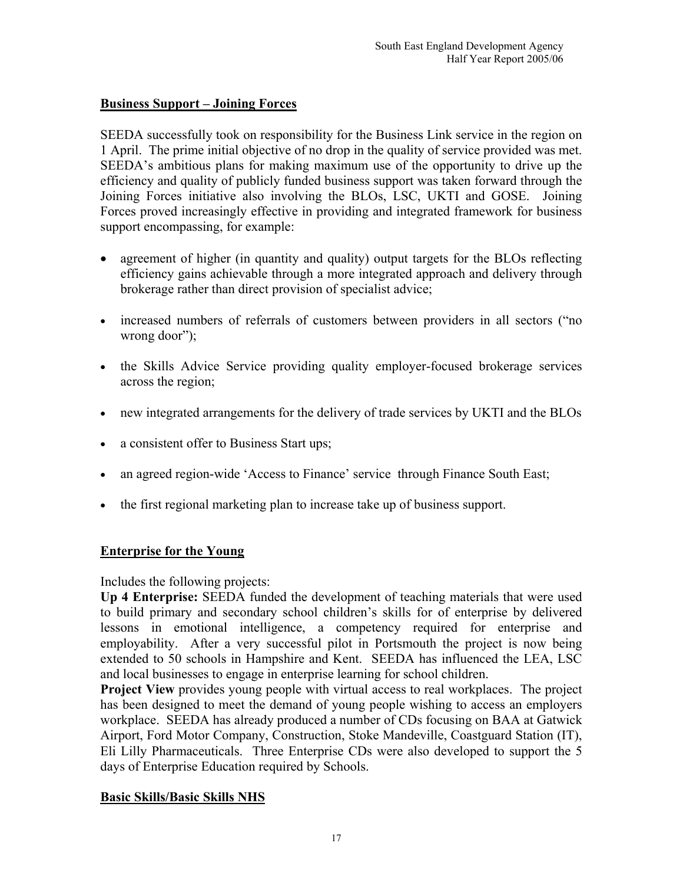## Business Support – Joining Forces

SEEDA successfully took on responsibility for the Business Link service in the region on 1 April. The prime initial objective of no drop in the quality of service provided was met. SEEDA's ambitious plans for making maximum use of the opportunity to drive up the efficiency and quality of publicly funded business support was taken forward through the Joining Forces initiative also involving the BLOs, LSC, UKTI and GOSE. Joining Forces proved increasingly effective in providing and integrated framework for business support encompassing, for example:

- agreement of higher (in quantity and quality) output targets for the BLOs reflecting efficiency gains achievable through a more integrated approach and delivery through brokerage rather than direct provision of specialist advice;
- increased numbers of referrals of customers between providers in all sectors ("no wrong door");
- the Skills Advice Service providing quality employer-focused brokerage services across the region;
- new integrated arrangements for the delivery of trade services by UKTI and the BLOs
- a consistent offer to Business Start ups;
- an agreed region-wide 'Access to Finance' service through Finance South East;
- the first regional marketing plan to increase take up of business support.

## Enterprise for the Young

Includes the following projects:

**Up 4 Enterprise:** SEEDA funded the development of teaching materials that were used to build primary and secondary school children's skills for of enterprise by delivered lessons in emotional intelligence, a competency required for enterprise and employability. After a very successful pilot in Portsmouth the project is now being extended to 50 schools in Hampshire and Kent. SEEDA has influenced the LEA, LSC and local businesses to engage in enterprise learning for school children.

**Project View** provides young people with virtual access to real workplaces. The project has been designed to meet the demand of young people wishing to access an employers workplace. SEEDA has already produced a number of CDs focusing on BAA at Gatwick Airport, Ford Motor Company, Construction, Stoke Mandeville, Coastguard Station (IT), Eli Lilly Pharmaceuticals. Three Enterprise CDs were also developed to support the 5 days of Enterprise Education required by Schools.

## Basic Skills/Basic Skills NHS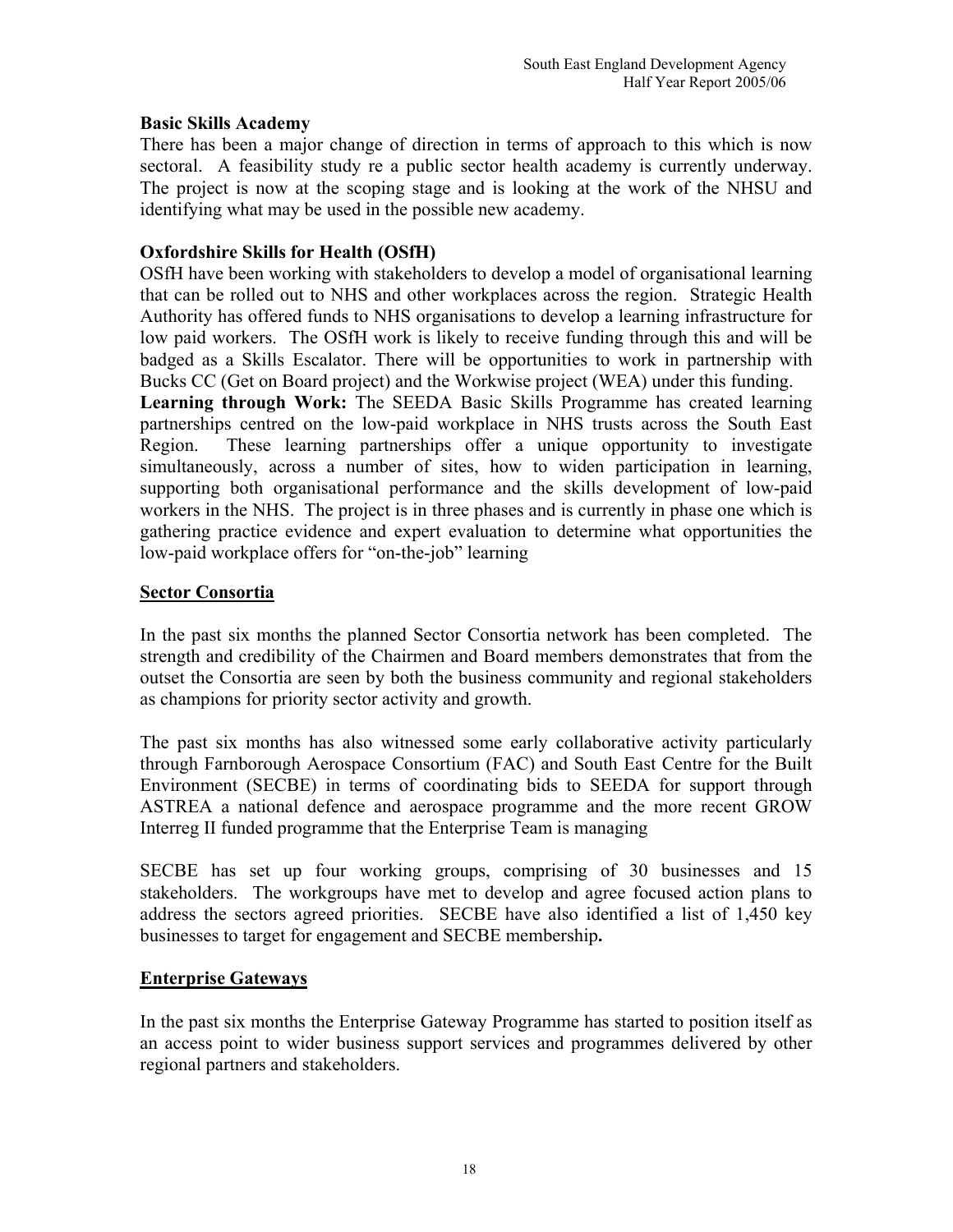**Basic Skills Academy**

There has been a major change of direction in terms of approach to this which is now sectoral. A feasibility study re a public sector health academy is currently underway. The project is now at the scoping stage and is looking at the work of the NHSU and identifying what may be used in the possible new academy.

**Oxfordshire Skills for Health (OSfH)**

OSfH have been working with stakeholders to develop a model of organisational learning that can be rolled out to NHS and other workplaces across the region. Strategic Health Authority has offered funds to NHS organisations to develop a learning infrastructure for low paid workers. The OSfH work is likely to receive funding through this and will be badged as a Skills Escalator. There will be opportunities to work in partnership with Bucks CC (Get on Board project) and the Workwise project (WEA) under this funding.

**Learning through Work:** The SEEDA Basic Skills Programme has created learning partnerships centred on the low-paid workplace in NHS trusts across the South East Region. These learning partnerships offer a unique opportunity to investigate simultaneously, across a number of sites, how to widen participation in learning, supporting both organisational performance and the skills development of low-paid workers in the NHS. The project is in three phases and is currently in phase one which is gathering practice evidence and expert evaluation to determine what opportunities the low-paid workplace offers for "on-the-job" learning

## Sector Consortia

In the past six months the planned Sector Consortia network has been completed. The strength and credibility of the Chairmen and Board members demonstrates that from the outset the Consortia are seen by both the business community and regional stakeholders as champions for priority sector activity and growth.

The past six months has also witnessed some early collaborative activity particularly through Farnborough Aerospace Consortium (FAC) and South East Centre for the Built Environment (SECBE) in terms of coordinating bids to SEEDA for support through ASTREA a national defence and aerospace programme and the more recent GROW Interreg II funded programme that the Enterprise Team is managing

SECBE has set up four working groups, comprising of 30 businesses and 15 stakeholders. The workgroups have met to develop and agree focused action plans to address the sectors agreed priorities. SECBE have also identified a list of 1,450 key businesses to target for engagement and SECBE membership**.**

## Enterprise Gateways

In the past six months the Enterprise Gateway Programme has started to position itself as an access point to wider business support services and programmes delivered by other regional partners and stakeholders.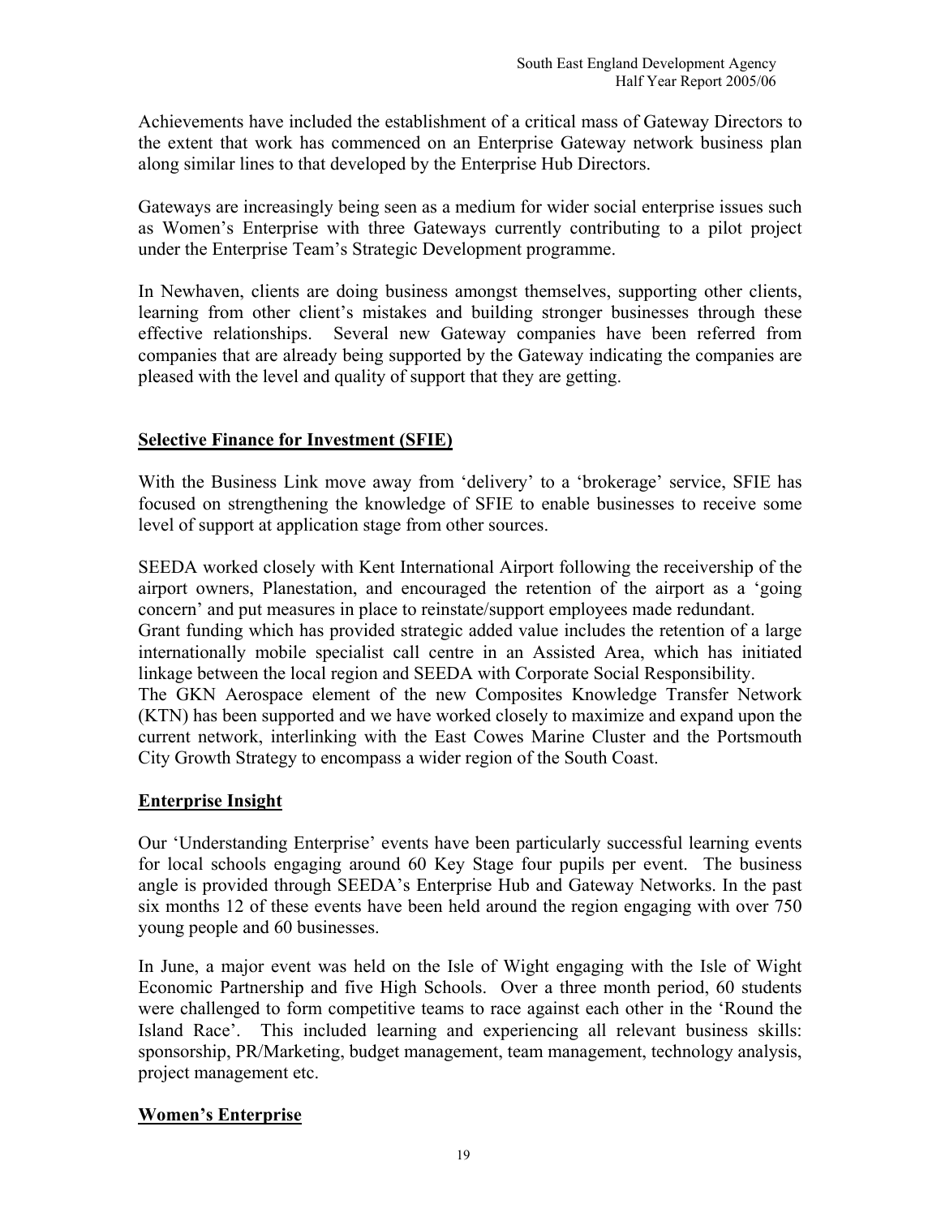Achievements have included the establishment of a critical mass of Gateway Directors to the extent that work has commenced on an Enterprise Gateway network business plan along similar lines to that developed by the Enterprise Hub Directors.

Gateways are increasingly being seen as a medium for wider social enterprise issues such as Women's Enterprise with three Gateways currently contributing to a pilot project under the Enterprise Team's Strategic Development programme.

In Newhaven, clients are doing business amongst themselves, supporting other clients, learning from other client's mistakes and building stronger businesses through these effective relationships. Several new Gateway companies have been referred from companies that are already being supported by the Gateway indicating the companies are pleased with the level and quality of support that they are getting.

## Selective Finance for Investment (SFIE)

With the Business Link move away from 'delivery' to a 'brokerage' service, SFIE has focused on strengthening the knowledge of SFIE to enable businesses to receive some level of support at application stage from other sources.

SEEDA worked closely with Kent International Airport following the receivership of the airport owners, Planestation, and encouraged the retention of the airport as a 'going concern' and put measures in place to reinstate/support employees made redundant.
Grant funding which has provided strategic added value includes the retention of a large internationally mobile specialist call centre in an Assisted Area, which has initiated linkage between the local region and SEEDA with Corporate Social Responsibility.
The GKN Aerospace element of the new Composites Knowledge Transfer Network (KTN) has been supported and we have worked closely to maximize and expand upon the current network, interlinking with the East Cowes Marine Cluster and the Portsmouth City Growth Strategy to encompass a wider region of the South Coast.

## Enterprise Insight

Our 'Understanding Enterprise' events have been particularly successful learning events for local schools engaging around 60 Key Stage four pupils per event. The business angle is provided through SEEDA's Enterprise Hub and Gateway Networks. In the past six months 12 of these events have been held around the region engaging with over 750 young people and 60 businesses.

In June, a major event was held on the Isle of Wight engaging with the Isle of Wight Economic Partnership and five High Schools. Over a three month period, 60 students were challenged to form competitive teams to race against each other in the 'Round the Island Race'. This included learning and experiencing all relevant business skills: sponsorship, PR/Marketing, budget management, team management, technology analysis, project management etc.

## Women's Enterprise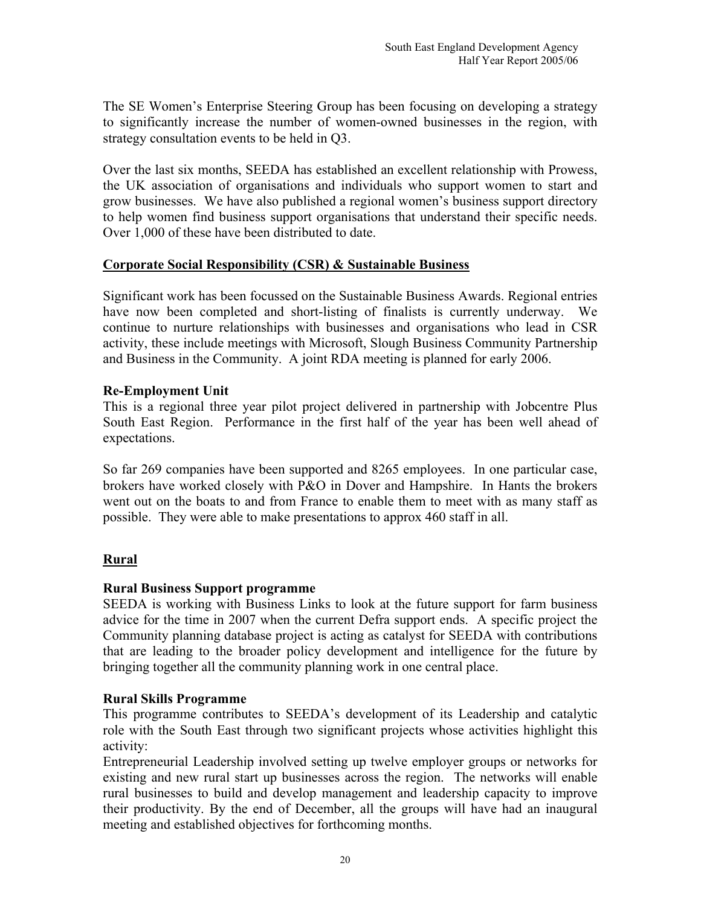The SE Women's Enterprise Steering Group has been focusing on developing a strategy to significantly increase the number of women-owned businesses in the region, with strategy consultation events to be held in Q3.

Over the last six months, SEEDA has established an excellent relationship with Prowess, the UK association of organisations and individuals who support women to start and grow businesses. We have also published a regional women's business support directory to help women find business support organisations that understand their specific needs. Over 1,000 of these have been distributed to date.

## Corporate Social Responsibility (CSR) & Sustainable Business

Significant work has been focussed on the Sustainable Business Awards. Regional entries have now been completed and short-listing of finalists is currently underway. We continue to nurture relationships with businesses and organisations who lead in CSR activity, these include meetings with Microsoft, Slough Business Community Partnership and Business in the Community. A joint RDA meeting is planned for early 2006.

### Re-Employment Unit

This is a regional three year pilot project delivered in partnership with Jobcentre Plus South East Region. Performance in the first half of the year has been well ahead of expectations.

So far 269 companies have been supported and 8265 employees. In one particular case, brokers have worked closely with P&O in Dover and Hampshire. In Hants the brokers went out on the boats to and from France to enable them to meet with as many staff as possible. They were able to make presentations to approx 460 staff in all.

## Rural

### Rural Business Support programme

SEEDA is working with Business Links to look at the future support for farm business advice for the time in 2007 when the current Defra support ends. A specific project the Community planning database project is acting as catalyst for SEEDA with contributions that are leading to the broader policy development and intelligence for the future by bringing together all the community planning work in one central place.

### Rural Skills Programme

This programme contributes to SEEDA's development of its Leadership and catalytic role with the South East through two significant projects whose activities highlight this activity:

Entrepreneurial Leadership involved setting up twelve employer groups or networks for existing and new rural start up businesses across the region. The networks will enable rural businesses to build and develop management and leadership capacity to improve their productivity. By the end of December, all the groups will have had an inaugural meeting and established objectives for forthcoming months.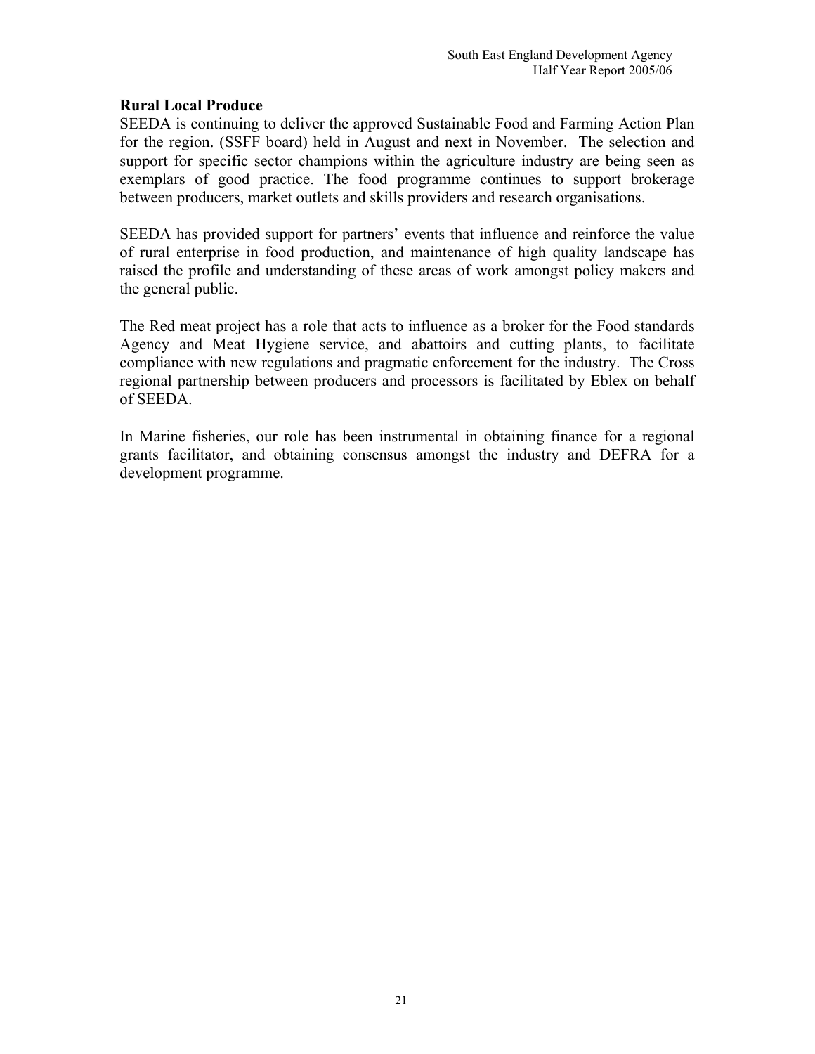**Rural Local Produce**

SEEDA is continuing to deliver the approved Sustainable Food and Farming Action Plan for the region. (SSFF board) held in August and next in November. The selection and support for specific sector champions within the agriculture industry are being seen as exemplars of good practice. The food programme continues to support brokerage between producers, market outlets and skills providers and research organisations.

SEEDA has provided support for partners' events that influence and reinforce the value of rural enterprise in food production, and maintenance of high quality landscape has raised the profile and understanding of these areas of work amongst policy makers and the general public.

The Red meat project has a role that acts to influence as a broker for the Food standards Agency and Meat Hygiene service, and abattoirs and cutting plants, to facilitate compliance with new regulations and pragmatic enforcement for the industry. The Cross regional partnership between producers and processors is facilitated by Eblex on behalf of SEEDA.

In Marine fisheries, our role has been instrumental in obtaining finance for a regional grants facilitator, and obtaining consensus amongst the industry and DEFRA for a development programme.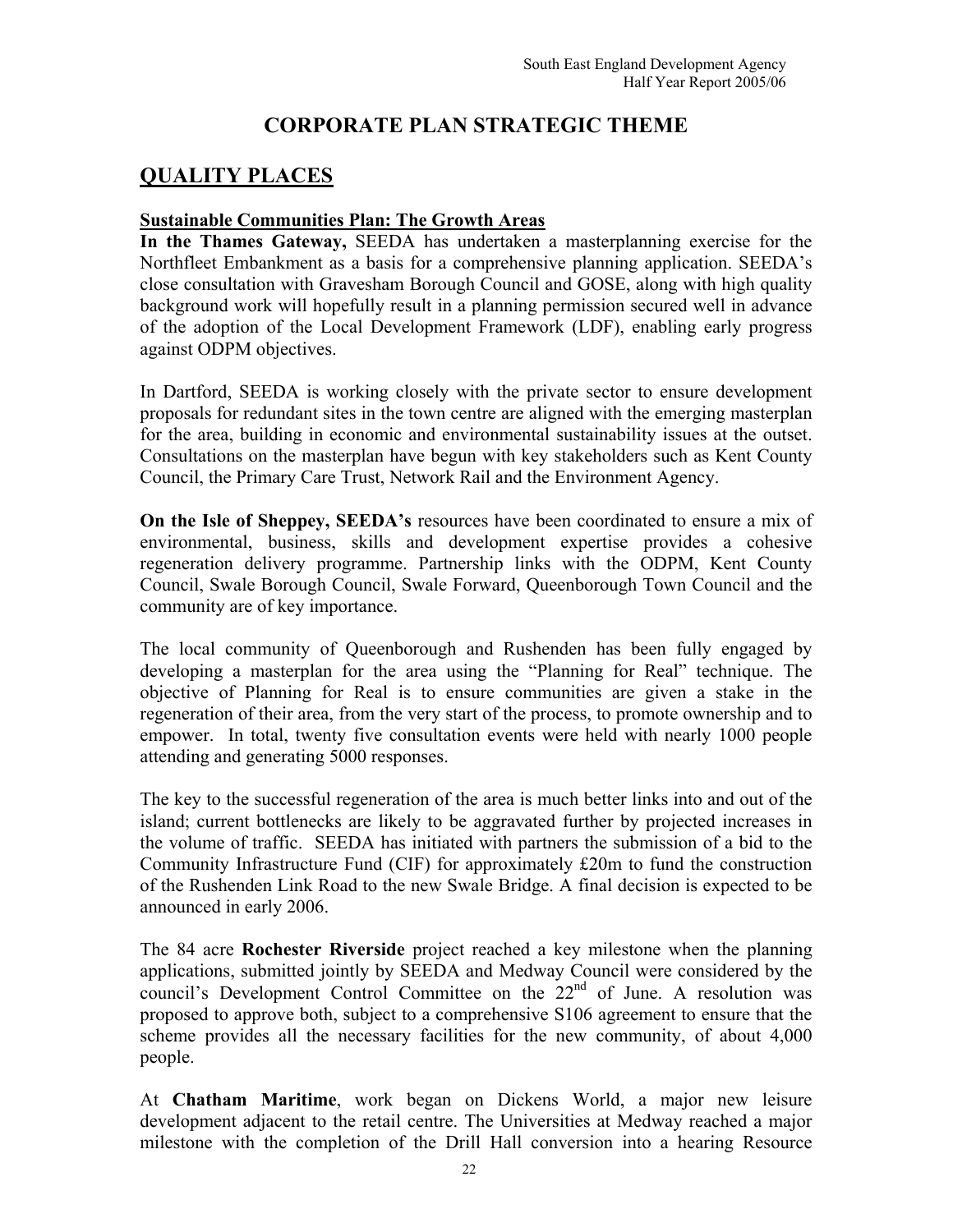# CORPORATE PLAN STRATEGIC THEME

## QUALITY PLACES

### Sustainable Communities Plan: The Growth Areas

**In the Thames Gateway,** SEEDA has undertaken a masterplanning exercise for the Northfleet Embankment as a basis for a comprehensive planning application. SEEDA's close consultation with Gravesham Borough Council and GOSE, along with high quality background work will hopefully result in a planning permission secured well in advance of the adoption of the Local Development Framework (LDF), enabling early progress against ODPM objectives.

In Dartford, SEEDA is working closely with the private sector to ensure development proposals for redundant sites in the town centre are aligned with the emerging masterplan for the area, building in economic and environmental sustainability issues at the outset. Consultations on the masterplan have begun with key stakeholders such as Kent County Council, the Primary Care Trust, Network Rail and the Environment Agency.

**On the Isle of Sheppey, SEEDA's** resources have been coordinated to ensure a mix of environmental, business, skills and development expertise provides a cohesive regeneration delivery programme. Partnership links with the ODPM, Kent County Council, Swale Borough Council, Swale Forward, Queenborough Town Council and the community are of key importance.

The local community of Queenborough and Rushenden has been fully engaged by developing a masterplan for the area using the "Planning for Real" technique. The objective of Planning for Real is to ensure communities are given a stake in the regeneration of their area, from the very start of the process, to promote ownership and to empower. In total, twenty five consultation events were held with nearly 1000 people attending and generating 5000 responses.

The key to the successful regeneration of the area is much better links into and out of the island; current bottlenecks are likely to be aggravated further by projected increases in the volume of traffic. SEEDA has initiated with partners the submission of a bid to the Community Infrastructure Fund (CIF) for approximately £20m to fund the construction of the Rushenden Link Road to the new Swale Bridge. A final decision is expected to be announced in early 2006.

The 84 acre **Rochester Riverside** project reached a key milestone when the planning applications, submitted jointly by SEEDA and Medway Council were considered by the council's Development Control Committee on the 22nd of June. A resolution was proposed to approve both, subject to a comprehensive S106 agreement to ensure that the scheme provides all the necessary facilities for the new community, of about 4,000 people.

At **Chatham Maritime**, work began on Dickens World, a major new leisure development adjacent to the retail centre. The Universities at Medway reached a major milestone with the completion of the Drill Hall conversion into a hearing Resource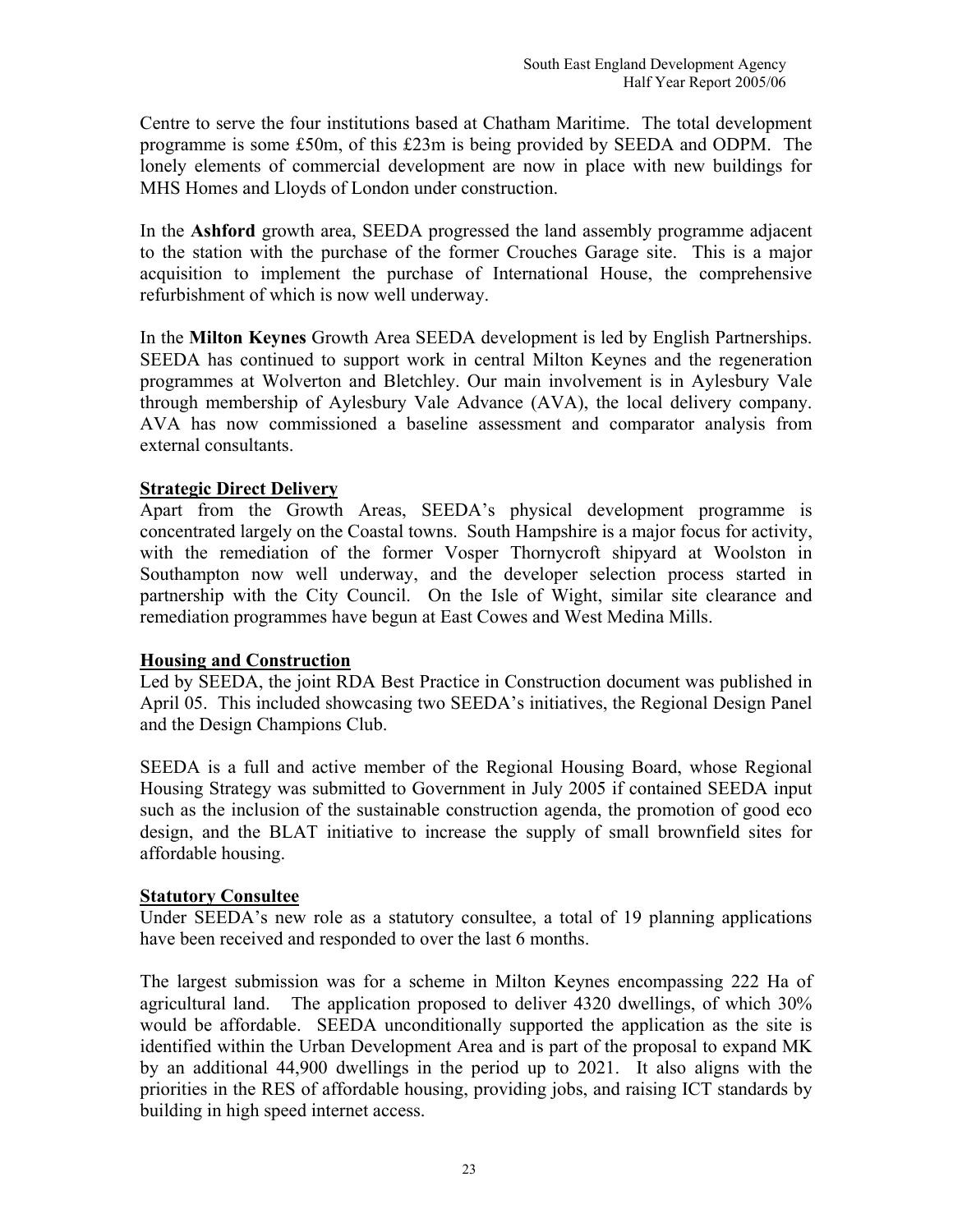Centre to serve the four institutions based at Chatham Maritime. The total development programme is some £50m, of this £23m is being provided by SEEDA and ODPM. The lonely elements of commercial development are now in place with new buildings for MHS Homes and Lloyds of London under construction.

In the **Ashford** growth area, SEEDA progressed the land assembly programme adjacent to the station with the purchase of the former Crouches Garage site. This is a major acquisition to implement the purchase of International House, the comprehensive refurbishment of which is now well underway.

In the **Milton Keynes** Growth Area SEEDA development is led by English Partnerships. SEEDA has continued to support work in central Milton Keynes and the regeneration programmes at Wolverton and Bletchley. Our main involvement is in Aylesbury Vale through membership of Aylesbury Vale Advance (AVA), the local delivery company. AVA has now commissioned a baseline assessment and comparator analysis from external consultants.

## Strategic Direct Delivery

Apart from the Growth Areas, SEEDA's physical development programme is concentrated largely on the Coastal towns. South Hampshire is a major focus for activity, with the remediation of the former Vosper Thornycroft shipyard at Woolston in Southampton now well underway, and the developer selection process started in partnership with the City Council. On the Isle of Wight, similar site clearance and remediation programmes have begun at East Cowes and West Medina Mills.

## Housing and Construction

Led by SEEDA, the joint RDA Best Practice in Construction document was published in April 05. This included showcasing two SEEDA's initiatives, the Regional Design Panel and the Design Champions Club.

SEEDA is a full and active member of the Regional Housing Board, whose Regional Housing Strategy was submitted to Government in July 2005 if contained SEEDA input such as the inclusion of the sustainable construction agenda, the promotion of good eco design, and the BLAT initiative to increase the supply of small brownfield sites for affordable housing.

## Statutory Consultee

Under SEEDA's new role as a statutory consultee, a total of 19 planning applications have been received and responded to over the last 6 months.

The largest submission was for a scheme in Milton Keynes encompassing 222 Ha of agricultural land. The application proposed to deliver 4320 dwellings, of which 30% would be affordable. SEEDA unconditionally supported the application as the site is identified within the Urban Development Area and is part of the proposal to expand MK by an additional 44,900 dwellings in the period up to 2021. It also aligns with the priorities in the RES of affordable housing, providing jobs, and raising ICT standards by building in high speed internet access.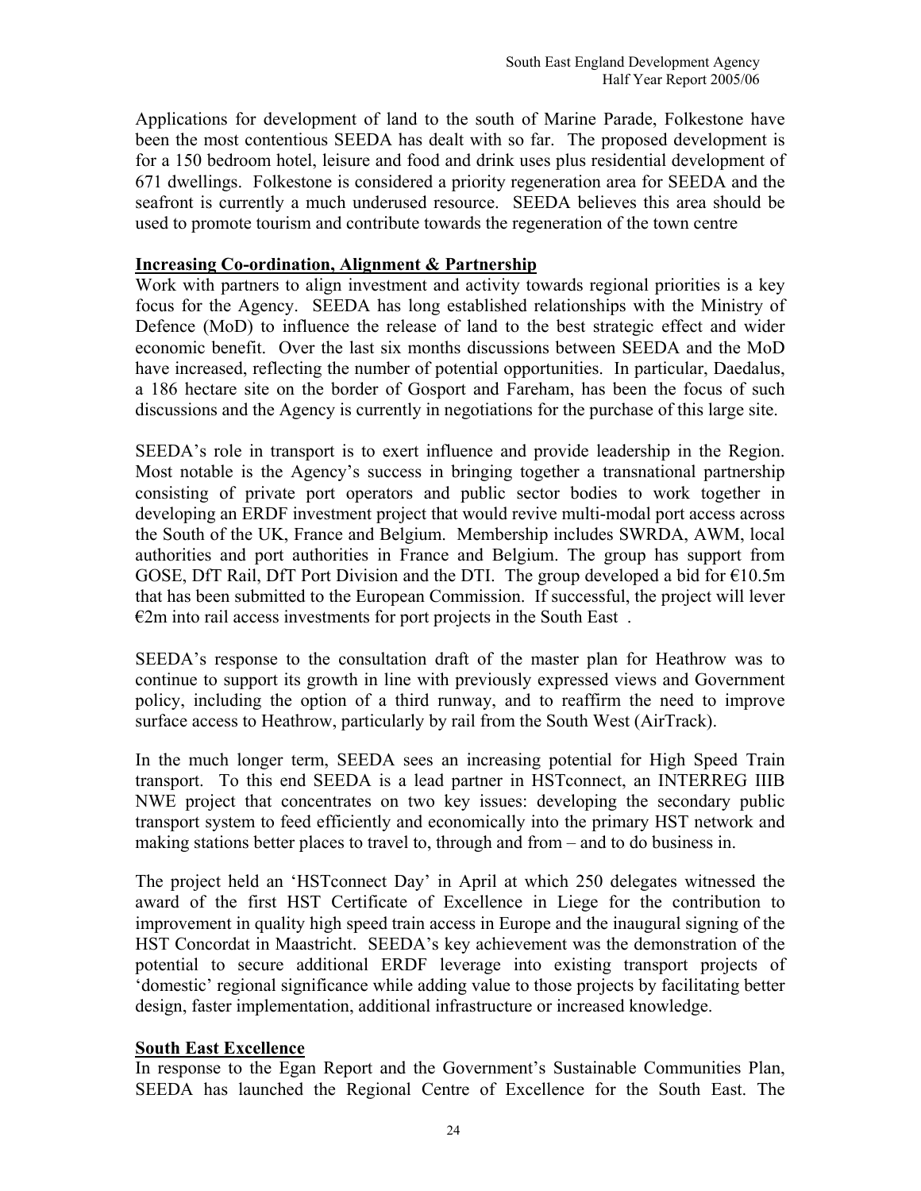Applications for development of land to the south of Marine Parade, Folkestone have been the most contentious SEEDA has dealt with so far. The proposed development is for a 150 bedroom hotel, leisure and food and drink uses plus residential development of 671 dwellings. Folkestone is considered a priority regeneration area for SEEDA and the seafront is currently a much underused resource. SEEDA believes this area should be used to promote tourism and contribute towards the regeneration of the town centre

**Increasing Co-ordination, Alignment & Partnership**

Work with partners to align investment and activity towards regional priorities is a key focus for the Agency. SEEDA has long established relationships with the Ministry of Defence (MoD) to influence the release of land to the best strategic effect and wider economic benefit. Over the last six months discussions between SEEDA and the MoD have increased, reflecting the number of potential opportunities. In particular, Daedalus, a 186 hectare site on the border of Gosport and Fareham, has been the focus of such discussions and the Agency is currently in negotiations for the purchase of this large site.

SEEDA's role in transport is to exert influence and provide leadership in the Region. Most notable is the Agency's success in bringing together a transnational partnership consisting of private port operators and public sector bodies to work together in developing an ERDF investment project that would revive multi-modal port access across the South of the UK, France and Belgium. Membership includes SWRDA, AWM, local authorities and port authorities in France and Belgium. The group has support from GOSE, DfT Rail, DfT Port Division and the DTI. The group developed a bid for €10.5m that has been submitted to the European Commission. If successful, the project will lever €2m into rail access investments for port projects in the South East .

SEEDA's response to the consultation draft of the master plan for Heathrow was to continue to support its growth in line with previously expressed views and Government policy, including the option of a third runway, and to reaffirm the need to improve surface access to Heathrow, particularly by rail from the South West (AirTrack).

In the much longer term, SEEDA sees an increasing potential for High Speed Train transport. To this end SEEDA is a lead partner in HSTconnect, an INTERREG IIIB NWE project that concentrates on two key issues: developing the secondary public transport system to feed efficiently and economically into the primary HST network and making stations better places to travel to, through and from – and to do business in.

The project held an 'HSTconnect Day' in April at which 250 delegates witnessed the award of the first HST Certificate of Excellence in Liege for the contribution to improvement in quality high speed train access in Europe and the inaugural signing of the HST Concordat in Maastricht. SEEDA's key achievement was the demonstration of the potential to secure additional ERDF leverage into existing transport projects of 'domestic' regional significance while adding value to those projects by facilitating better design, faster implementation, additional infrastructure or increased knowledge.

**South East Excellence**

In response to the Egan Report and the Government's Sustainable Communities Plan, SEEDA has launched the Regional Centre of Excellence for the South East. The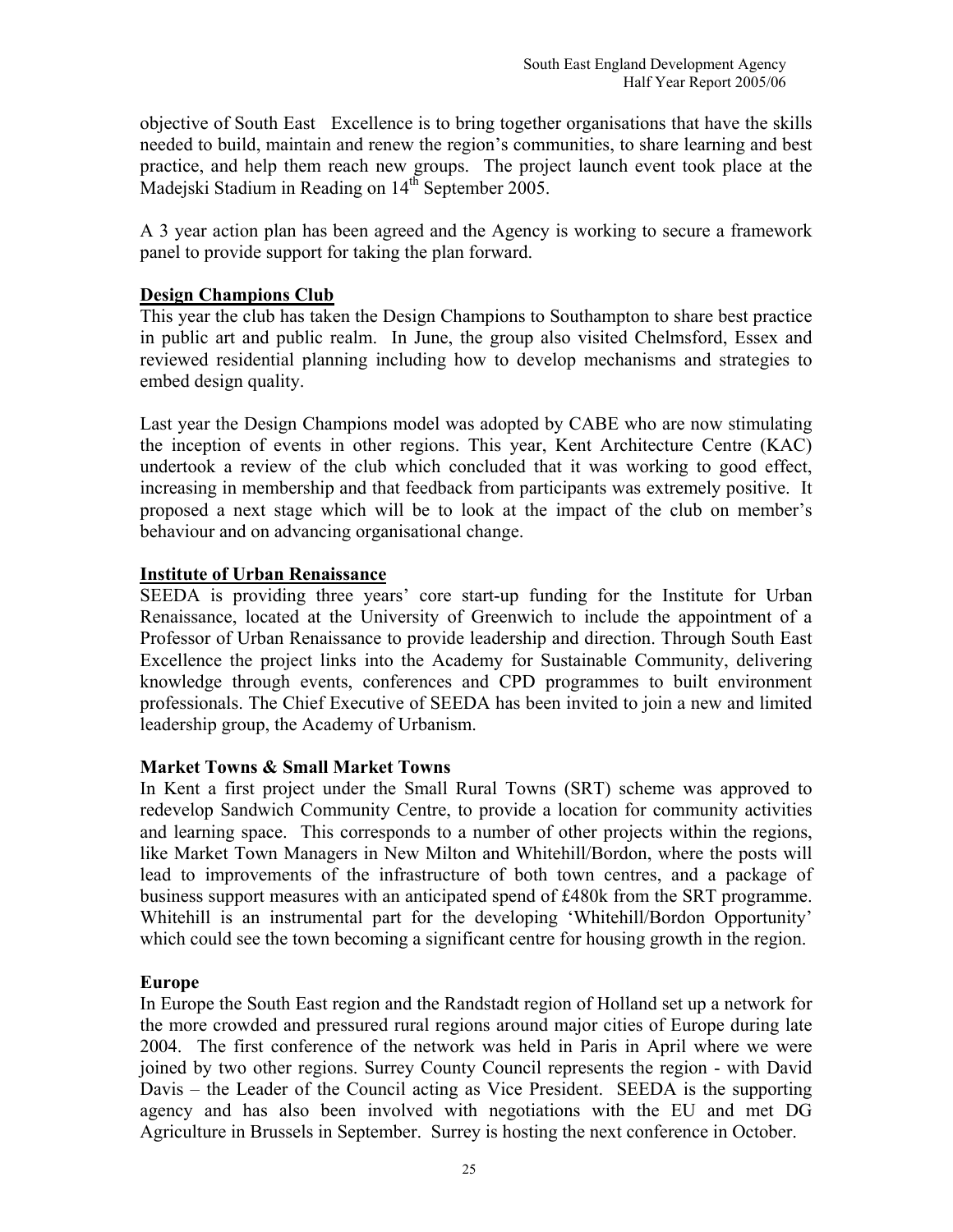objective of South East Excellence is to bring together organisations that have the skills needed to build, maintain and renew the region's communities, to share learning and best practice, and help them reach new groups. The project launch event took place at the Madejski Stadium in Reading on 14th September 2005.

A 3 year action plan has been agreed and the Agency is working to secure a framework panel to provide support for taking the plan forward.

**Design Champions Club**

This year the club has taken the Design Champions to Southampton to share best practice in public art and public realm. In June, the group also visited Chelmsford, Essex and reviewed residential planning including how to develop mechanisms and strategies to embed design quality.

Last year the Design Champions model was adopted by CABE who are now stimulating the inception of events in other regions. This year, Kent Architecture Centre (KAC) undertook a review of the club which concluded that it was working to good effect, increasing in membership and that feedback from participants was extremely positive. It proposed a next stage which will be to look at the impact of the club on member's behaviour and on advancing organisational change.

**Institute of Urban Renaissance**

SEEDA is providing three years' core start-up funding for the Institute for Urban Renaissance, located at the University of Greenwich to include the appointment of a Professor of Urban Renaissance to provide leadership and direction. Through South East Excellence the project links into the Academy for Sustainable Community, delivering knowledge through events, conferences and CPD programmes to built environment professionals. The Chief Executive of SEEDA has been invited to join a new and limited leadership group, the Academy of Urbanism.

**Market Towns & Small Market Towns**

In Kent a first project under the Small Rural Towns (SRT) scheme was approved to redevelop Sandwich Community Centre, to provide a location for community activities and learning space. This corresponds to a number of other projects within the regions, like Market Town Managers in New Milton and Whitehill/Bordon, where the posts will lead to improvements of the infrastructure of both town centres, and a package of business support measures with an anticipated spend of £480k from the SRT programme. Whitehill is an instrumental part for the developing 'Whitehill/Bordon Opportunity' which could see the town becoming a significant centre for housing growth in the region.

**Europe**

In Europe the South East region and the Randstadt region of Holland set up a network for the more crowded and pressured rural regions around major cities of Europe during late 2004. The first conference of the network was held in Paris in April where we were joined by two other regions. Surrey County Council represents the region - with David Davis – the Leader of the Council acting as Vice President. SEEDA is the supporting agency and has also been involved with negotiations with the EU and met DG Agriculture in Brussels in September. Surrey is hosting the next conference in October.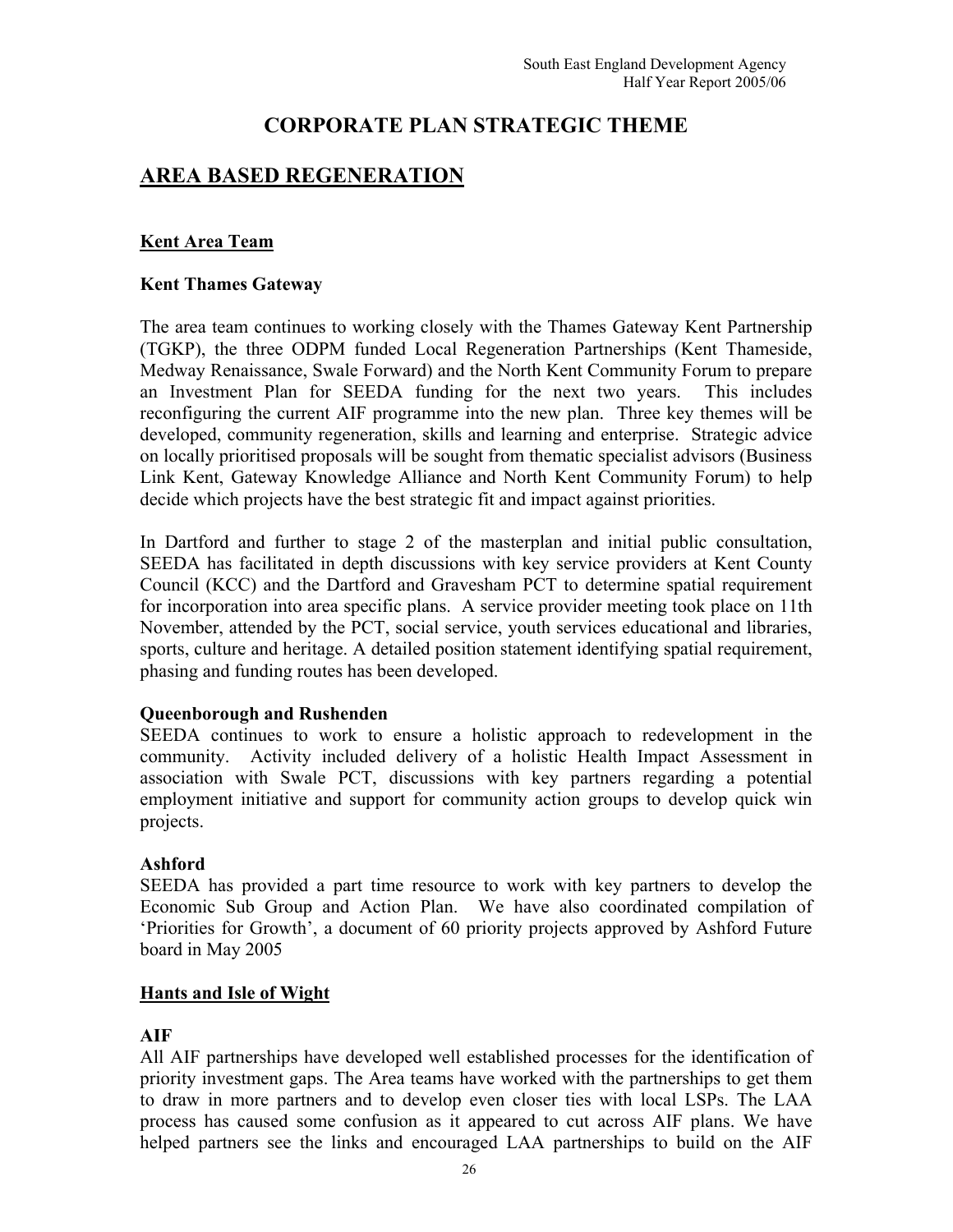# CORPORATE PLAN STRATEGIC THEME

## AREA BASED REGENERATION

### Kent Area Team

**Kent Thames Gateway**

The area team continues to working closely with the Thames Gateway Kent Partnership (TGKP), the three ODPM funded Local Regeneration Partnerships (Kent Thameside, Medway Renaissance, Swale Forward) and the North Kent Community Forum to prepare an Investment Plan for SEEDA funding for the next two years. This includes reconfiguring the current AIF programme into the new plan. Three key themes will be developed, community regeneration, skills and learning and enterprise. Strategic advice on locally prioritised proposals will be sought from thematic specialist advisors (Business Link Kent, Gateway Knowledge Alliance and North Kent Community Forum) to help decide which projects have the best strategic fit and impact against priorities.

In Dartford and further to stage 2 of the masterplan and initial public consultation, SEEDA has facilitated in depth discussions with key service providers at Kent County Council (KCC) and the Dartford and Gravesham PCT to determine spatial requirement for incorporation into area specific plans. A service provider meeting took place on 11th November, attended by the PCT, social service, youth services educational and libraries, sports, culture and heritage. A detailed position statement identifying spatial requirement, phasing and funding routes has been developed.

**Queenborough and Rushenden**

SEEDA continues to work to ensure a holistic approach to redevelopment in the community. Activity included delivery of a holistic Health Impact Assessment in association with Swale PCT, discussions with key partners regarding a potential employment initiative and support for community action groups to develop quick win projects.

**Ashford**

SEEDA has provided a part time resource to work with key partners to develop the Economic Sub Group and Action Plan. We have also coordinated compilation of 'Priorities for Growth', a document of 60 priority projects approved by Ashford Future board in May 2005

### Hants and Isle of Wight

**AIF**

All AIF partnerships have developed well established processes for the identification of priority investment gaps. The Area teams have worked with the partnerships to get them to draw in more partners and to develop even closer ties with local LSPs. The LAA process has caused some confusion as it appeared to cut across AIF plans. We have helped partners see the links and encouraged LAA partnerships to build on the AIF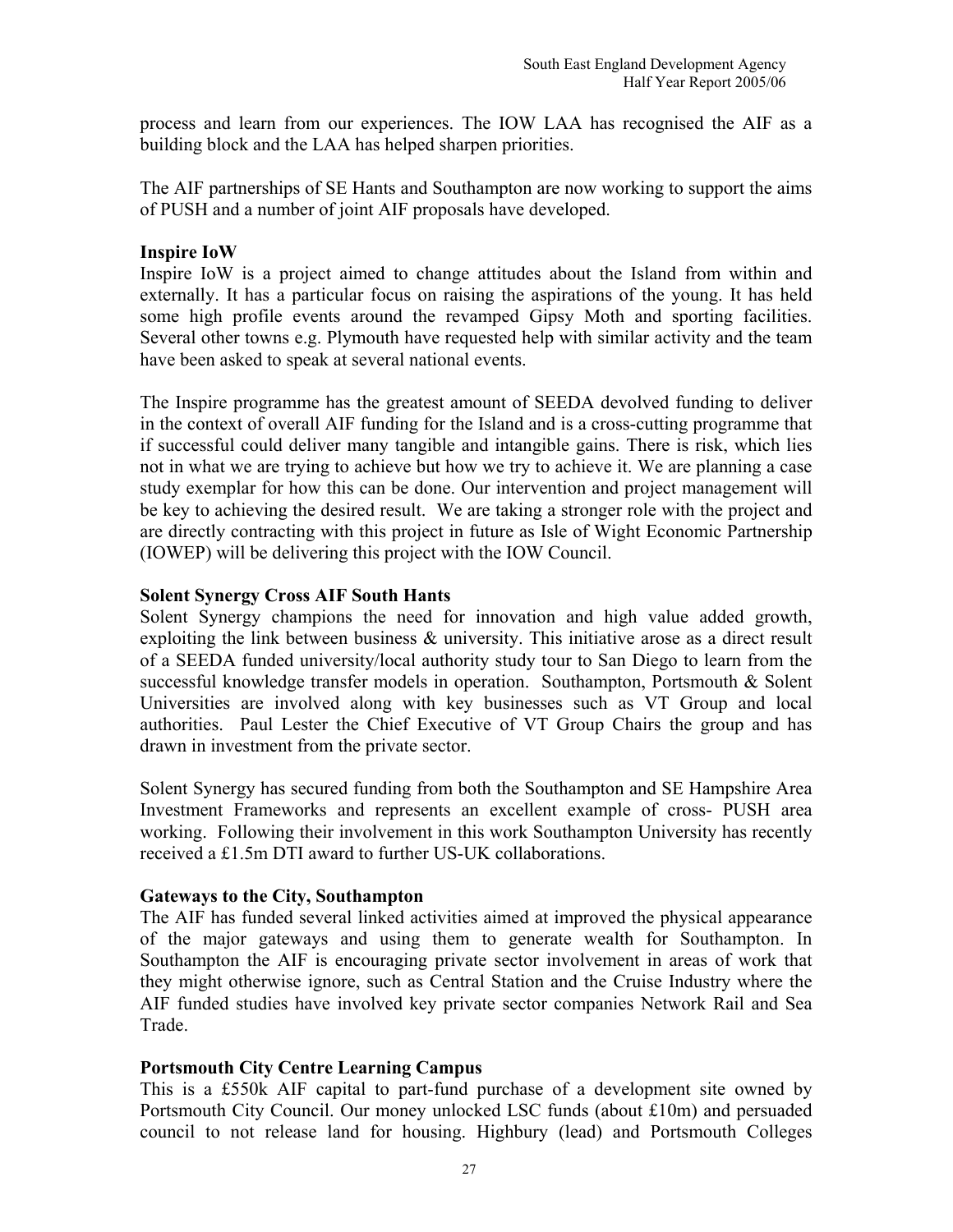process and learn from our experiences. The IOW LAA has recognised the AIF as a building block and the LAA has helped sharpen priorities.

The AIF partnerships of SE Hants and Southampton are now working to support the aims of PUSH and a number of joint AIF proposals have developed.

**Inspire IoW**

Inspire IoW is a project aimed to change attitudes about the Island from within and externally. It has a particular focus on raising the aspirations of the young. It has held some high profile events around the revamped Gipsy Moth and sporting facilities. Several other towns e.g. Plymouth have requested help with similar activity and the team have been asked to speak at several national events.

The Inspire programme has the greatest amount of SEEDA devolved funding to deliver in the context of overall AIF funding for the Island and is a cross-cutting programme that if successful could deliver many tangible and intangible gains. There is risk, which lies not in what we are trying to achieve but how we try to achieve it. We are planning a case study exemplar for how this can be done. Our intervention and project management will be key to achieving the desired result. We are taking a stronger role with the project and are directly contracting with this project in future as Isle of Wight Economic Partnership (IOWEP) will be delivering this project with the IOW Council.

**Solent Synergy Cross AIF South Hants**

Solent Synergy champions the need for innovation and high value added growth, exploiting the link between business & university. This initiative arose as a direct result of a SEEDA funded university/local authority study tour to San Diego to learn from the successful knowledge transfer models in operation. Southampton, Portsmouth & Solent Universities are involved along with key businesses such as VT Group and local authorities. Paul Lester the Chief Executive of VT Group Chairs the group and has drawn in investment from the private sector.

Solent Synergy has secured funding from both the Southampton and SE Hampshire Area Investment Frameworks and represents an excellent example of cross- PUSH area working. Following their involvement in this work Southampton University has recently received a £1.5m DTI award to further US-UK collaborations.

**Gateways to the City, Southampton**

The AIF has funded several linked activities aimed at improved the physical appearance of the major gateways and using them to generate wealth for Southampton. In Southampton the AIF is encouraging private sector involvement in areas of work that they might otherwise ignore, such as Central Station and the Cruise Industry where the AIF funded studies have involved key private sector companies Network Rail and Sea Trade.

**Portsmouth City Centre Learning Campus**

This is a £550k AIF capital to part-fund purchase of a development site owned by Portsmouth City Council. Our money unlocked LSC funds (about £10m) and persuaded council to not release land for housing. Highbury (lead) and Portsmouth Colleges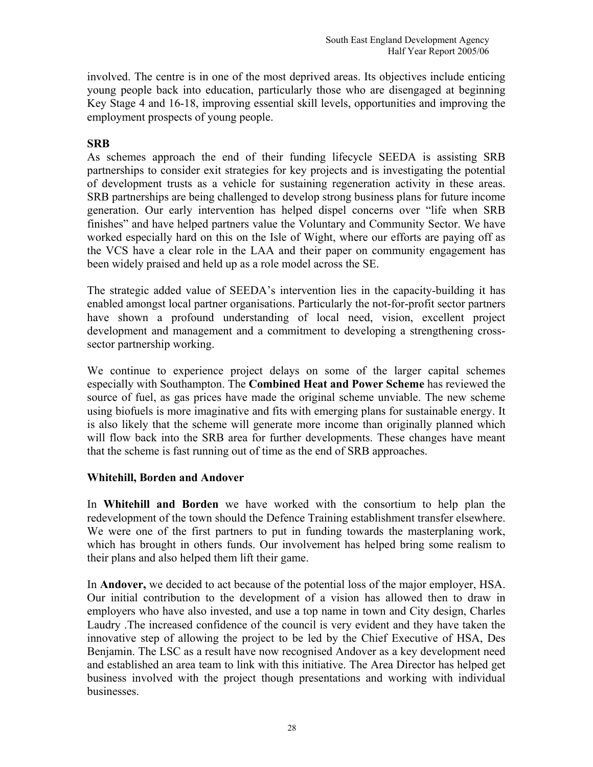involved. The centre is in one of the most deprived areas. Its objectives include enticing young people back into education, particularly those who are disengaged at beginning Key Stage 4 and 16-18, improving essential skill levels, opportunities and improving the employment prospects of young people.

**SRB**

As schemes approach the end of their funding lifecycle SEEDA is assisting SRB partnerships to consider exit strategies for key projects and is investigating the potential of development trusts as a vehicle for sustaining regeneration activity in these areas. SRB partnerships are being challenged to develop strong business plans for future income generation. Our early intervention has helped dispel concerns over "life when SRB finishes" and have helped partners value the Voluntary and Community Sector. We have worked especially hard on this on the Isle of Wight, where our efforts are paying off as the VCS have a clear role in the LAA and their paper on community engagement has been widely praised and held up as a role model across the SE.

The strategic added value of SEEDA's intervention lies in the capacity-building it has enabled amongst local partner organisations. Particularly the not-for-profit sector partners have shown a profound understanding of local need, vision, excellent project development and management and a commitment to developing a strengthening cross-sector partnership working.

We continue to experience project delays on some of the larger capital schemes especially with Southampton. The **Combined Heat and Power Scheme** has reviewed the source of fuel, as gas prices have made the original scheme unviable. The new scheme using biofuels is more imaginative and fits with emerging plans for sustainable energy. It is also likely that the scheme will generate more income than originally planned which will flow back into the SRB area for further developments. These changes have meant that the scheme is fast running out of time as the end of SRB approaches.

**Whitehill, Borden and Andover**

In **Whitehill and Borden** we have worked with the consortium to help plan the redevelopment of the town should the Defence Training establishment transfer elsewhere. We were one of the first partners to put in funding towards the masterplaning work, which has brought in others funds. Our involvement has helped bring some realism to their plans and also helped them lift their game.

In **Andover,** we decided to act because of the potential loss of the major employer, HSA. Our initial contribution to the development of a vision has allowed then to draw in employers who have also invested, and use a top name in town and City design, Charles Laudry .The increased confidence of the council is very evident and they have taken the innovative step of allowing the project to be led by the Chief Executive of HSA, Des Benjamin. The LSC as a result have now recognised Andover as a key development need and established an area team to link with this initiative. The Area Director has helped get business involved with the project though presentations and working with individual businesses.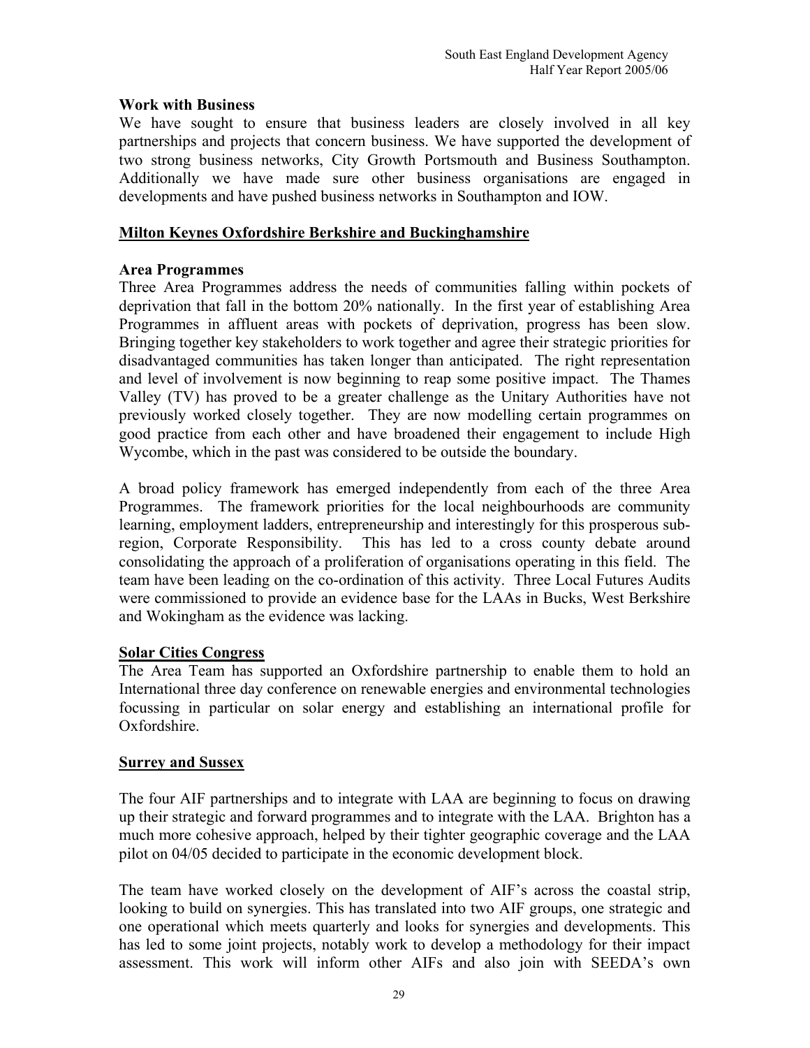**Work with Business**

We have sought to ensure that business leaders are closely involved in all key partnerships and projects that concern business. We have supported the development of two strong business networks, City Growth Portsmouth and Business Southampton. Additionally we have made sure other business organisations are engaged in developments and have pushed business networks in Southampton and IOW.

## Milton Keynes Oxfordshire Berkshire and Buckinghamshire

**Area Programmes**

Three Area Programmes address the needs of communities falling within pockets of deprivation that fall in the bottom 20% nationally. In the first year of establishing Area Programmes in affluent areas with pockets of deprivation, progress has been slow. Bringing together key stakeholders to work together and agree their strategic priorities for disadvantaged communities has taken longer than anticipated. The right representation and level of involvement is now beginning to reap some positive impact. The Thames Valley (TV) has proved to be a greater challenge as the Unitary Authorities have not previously worked closely together. They are now modelling certain programmes on good practice from each other and have broadened their engagement to include High Wycombe, which in the past was considered to be outside the boundary.

A broad policy framework has emerged independently from each of the three Area Programmes. The framework priorities for the local neighbourhoods are community learning, employment ladders, entrepreneurship and interestingly for this prosperous sub-region, Corporate Responsibility. This has led to a cross county debate around consolidating the approach of a proliferation of organisations operating in this field. The team have been leading on the co-ordination of this activity. Three Local Futures Audits were commissioned to provide an evidence base for the LAAs in Bucks, West Berkshire and Wokingham as the evidence was lacking.

## Solar Cities Congress

The Area Team has supported an Oxfordshire partnership to enable them to hold an International three day conference on renewable energies and environmental technologies focussing in particular on solar energy and establishing an international profile for Oxfordshire.

## Surrey and Sussex

The four AIF partnerships and to integrate with LAA are beginning to focus on drawing up their strategic and forward programmes and to integrate with the LAA. Brighton has a much more cohesive approach, helped by their tighter geographic coverage and the LAA pilot on 04/05 decided to participate in the economic development block.

The team have worked closely on the development of AIF's across the coastal strip, looking to build on synergies. This has translated into two AIF groups, one strategic and one operational which meets quarterly and looks for synergies and developments. This has led to some joint projects, notably work to develop a methodology for their impact assessment. This work will inform other AIFs and also join with SEEDA's own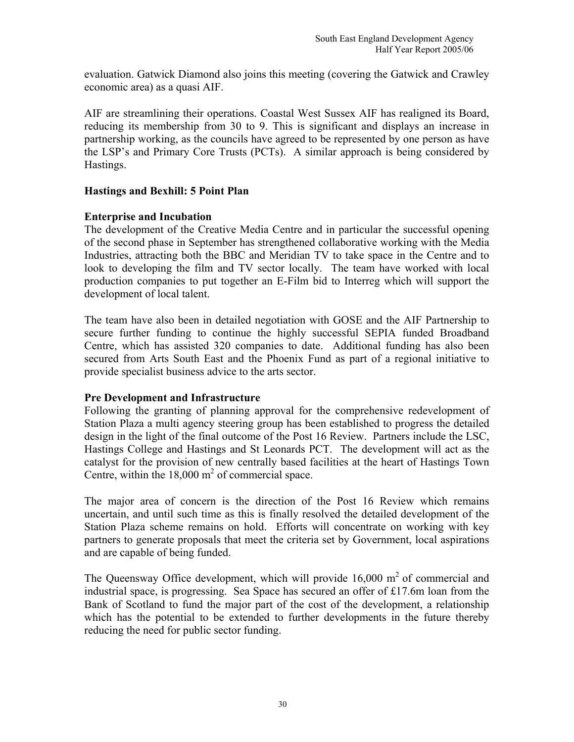evaluation. Gatwick Diamond also joins this meeting (covering the Gatwick and Crawley economic area) as a quasi AIF.

AIF are streamlining their operations. Coastal West Sussex AIF has realigned its Board, reducing its membership from 30 to 9. This is significant and displays an increase in partnership working, as the councils have agreed to be represented by one person as have the LSP's and Primary Core Trusts (PCTs). A similar approach is being considered by Hastings.

### Hastings and Bexhill: 5 Point Plan

#### Enterprise and Incubation

The development of the Creative Media Centre and in particular the successful opening of the second phase in September has strengthened collaborative working with the Media Industries, attracting both the BBC and Meridian TV to take space in the Centre and to look to developing the film and TV sector locally. The team have worked with local production companies to put together an E-Film bid to Interreg which will support the development of local talent.

The team have also been in detailed negotiation with GOSE and the AIF Partnership to secure further funding to continue the highly successful SEPIA funded Broadband Centre, which has assisted 320 companies to date. Additional funding has also been secured from Arts South East and the Phoenix Fund as part of a regional initiative to provide specialist business advice to the arts sector.

#### Pre Development and Infrastructure

Following the granting of planning approval for the comprehensive redevelopment of Station Plaza a multi agency steering group has been established to progress the detailed design in the light of the final outcome of the Post 16 Review. Partners include the LSC, Hastings College and Hastings and St Leonards PCT. The development will act as the catalyst for the provision of new centrally based facilities at the heart of Hastings Town Centre, within the 18,000 $m^2$ of commercial space.

The major area of concern is the direction of the Post 16 Review which remains uncertain, and until such time as this is finally resolved the detailed development of the Station Plaza scheme remains on hold. Efforts will concentrate on working with key partners to generate proposals that meet the criteria set by Government, local aspirations and are capable of being funded.

The Queensway Office development, which will provide 16,000 $m^2$ of commercial and industrial space, is progressing. Sea Space has secured an offer of £17.6m loan from the Bank of Scotland to fund the major part of the cost of the development, a relationship which has the potential to be extended to further developments in the future thereby reducing the need for public sector funding.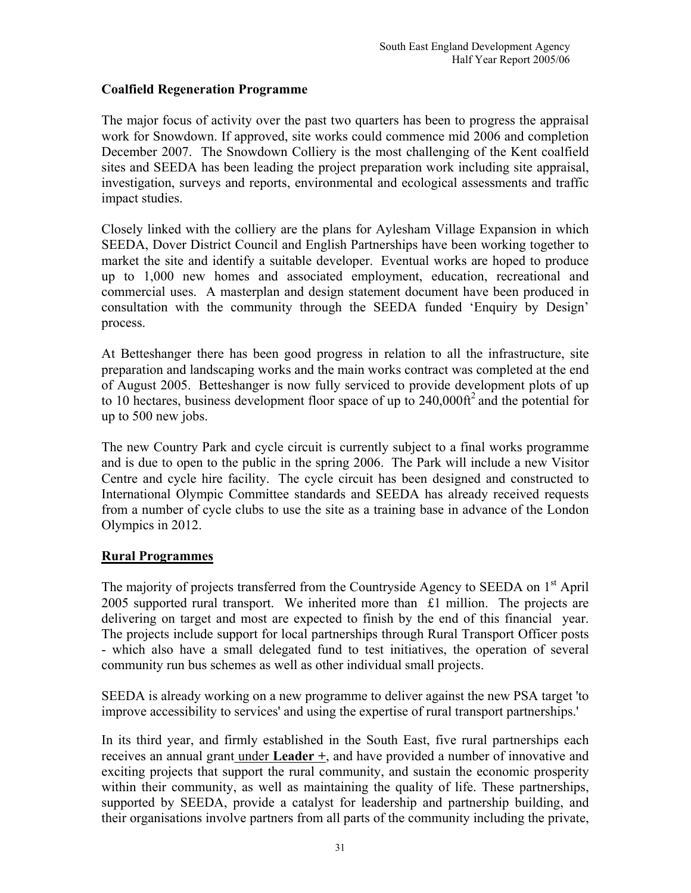## Coalfield Regeneration Programme

The major focus of activity over the past two quarters has been to progress the appraisal work for Snowdown. If approved, site works could commence mid 2006 and completion December 2007. The Snowdown Colliery is the most challenging of the Kent coalfield sites and SEEDA has been leading the project preparation work including site appraisal, investigation, surveys and reports, environmental and ecological assessments and traffic impact studies.

Closely linked with the colliery are the plans for Aylesham Village Expansion in which SEEDA, Dover District Council and English Partnerships have been working together to market the site and identify a suitable developer. Eventual works are hoped to produce up to 1,000 new homes and associated employment, education, recreational and commercial uses. A masterplan and design statement document have been produced in consultation with the community through the SEEDA funded 'Enquiry by Design' process.

At Betteshanger there has been good progress in relation to all the infrastructure, site preparation and landscaping works and the main works contract was completed at the end of August 2005. Betteshanger is now fully serviced to provide development plots of up to 10 hectares, business development floor space of up to 240,000ft$^2$ and the potential for up to 500 new jobs.

The new Country Park and cycle circuit is currently subject to a final works programme and is due to open to the public in the spring 2006. The Park will include a new Visitor Centre and cycle hire facility. The cycle circuit has been designed and constructed to International Olympic Committee standards and SEEDA has already received requests from a number of cycle clubs to use the site as a training base in advance of the London Olympics in 2012.

## Rural Programmes

The majority of projects transferred from the Countryside Agency to SEEDA on 1st April 2005 supported rural transport. We inherited more than £1 million. The projects are delivering on target and most are expected to finish by the end of this financial year. The projects include support for local partnerships through Rural Transport Officer posts - which also have a small delegated fund to test initiatives, the operation of several community run bus schemes as well as other individual small projects.

SEEDA is already working on a new programme to deliver against the new PSA target 'to improve accessibility to services' and using the expertise of rural transport partnerships.'

In its third year, and firmly established in the South East, five rural partnerships each receives an annual grant under **Leader +**, and have provided a number of innovative and exciting projects that support the rural community, and sustain the economic prosperity within their community, as well as maintaining the quality of life. These partnerships, supported by SEEDA, provide a catalyst for leadership and partnership building, and their organisations involve partners from all parts of the community including the private,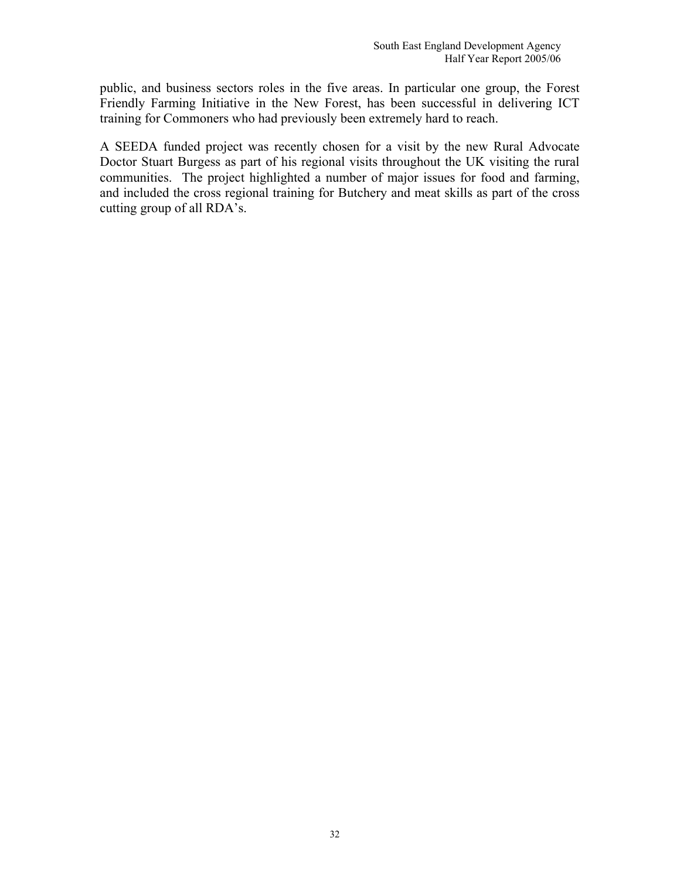public, and business sectors roles in the five areas. In particular one group, the Forest Friendly Farming Initiative in the New Forest, has been successful in delivering ICT training for Commoners who had previously been extremely hard to reach.

A SEEDA funded project was recently chosen for a visit by the new Rural Advocate Doctor Stuart Burgess as part of his regional visits throughout the UK visiting the rural communities. The project highlighted a number of major issues for food and farming, and included the cross regional training for Butchery and meat skills as part of the cross cutting group of all RDA's.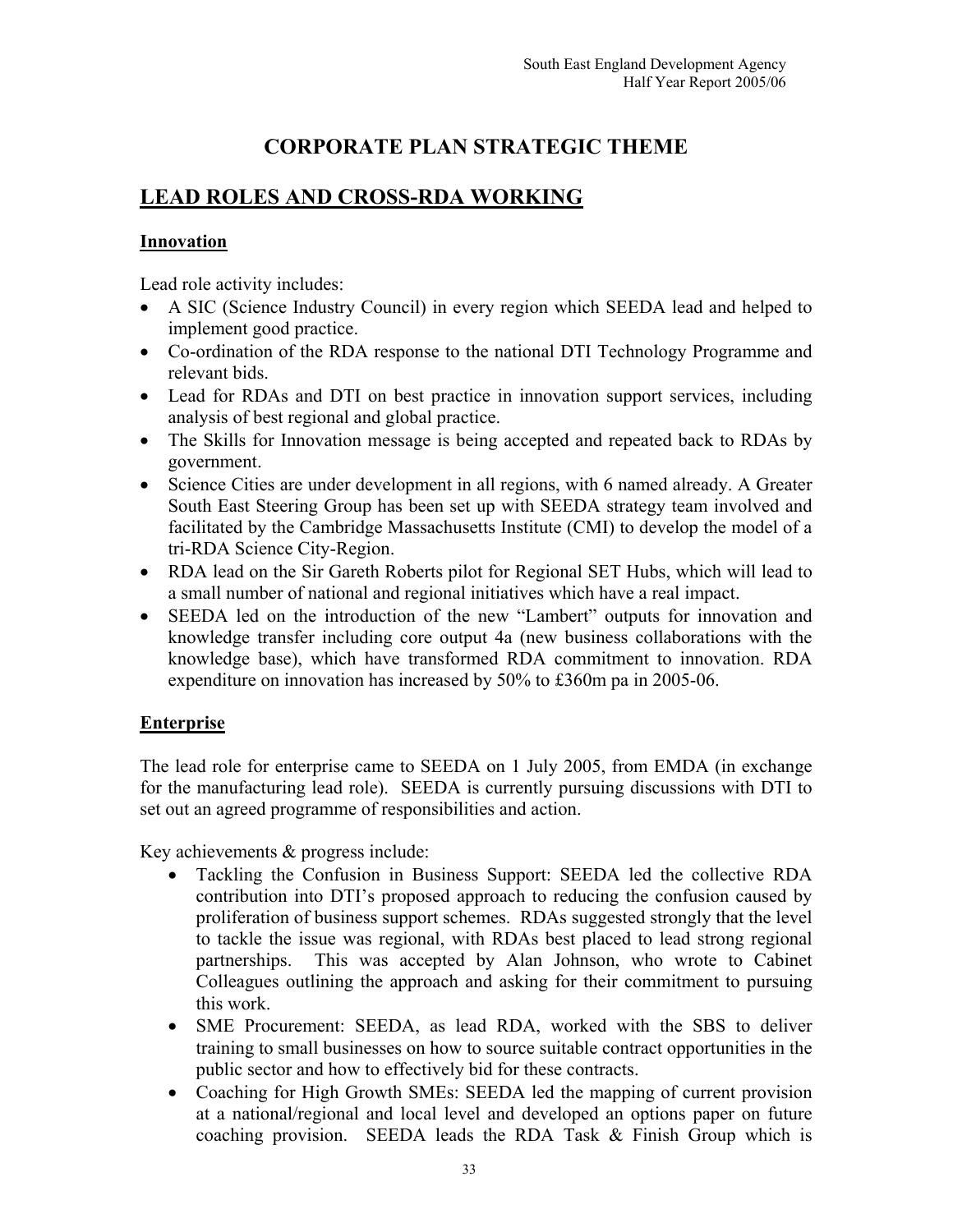# CORPORATE PLAN STRATEGIC THEME

## LEAD ROLES AND CROSS-RDA WORKING

### Innovation

Lead role activity includes:

- A SIC (Science Industry Council) in every region which SEEDA lead and helped to implement good practice.
- Co-ordination of the RDA response to the national DTI Technology Programme and relevant bids.
- Lead for RDAs and DTI on best practice in innovation support services, including analysis of best regional and global practice.
- The Skills for Innovation message is being accepted and repeated back to RDAs by government.
- Science Cities are under development in all regions, with 6 named already. A Greater South East Steering Group has been set up with SEEDA strategy team involved and facilitated by the Cambridge Massachusetts Institute (CMI) to develop the model of a tri-RDA Science City-Region.
- RDA lead on the Sir Gareth Roberts pilot for Regional SET Hubs, which will lead to a small number of national and regional initiatives which have a real impact.
- SEEDA led on the introduction of the new "Lambert" outputs for innovation and knowledge transfer including core output 4a (new business collaborations with the knowledge base), which have transformed RDA commitment to innovation. RDA expenditure on innovation has increased by 50% to £360m pa in 2005-06.

### Enterprise

The lead role for enterprise came to SEEDA on 1 July 2005, from EMDA (in exchange for the manufacturing lead role). SEEDA is currently pursuing discussions with DTI to set out an agreed programme of responsibilities and action.

Key achievements & progress include:

- Tackling the Confusion in Business Support: SEEDA led the collective RDA contribution into DTI's proposed approach to reducing the confusion caused by proliferation of business support schemes. RDAs suggested strongly that the level to tackle the issue was regional, with RDAs best placed to lead strong regional partnerships. This was accepted by Alan Johnson, who wrote to Cabinet Colleagues outlining the approach and asking for their commitment to pursuing this work.
- SME Procurement: SEEDA, as lead RDA, worked with the SBS to deliver training to small businesses on how to source suitable contract opportunities in the public sector and how to effectively bid for these contracts.
- Coaching for High Growth SMEs: SEEDA led the mapping of current provision at a national/regional and local level and developed an options paper on future coaching provision. SEEDA leads the RDA Task & Finish Group which is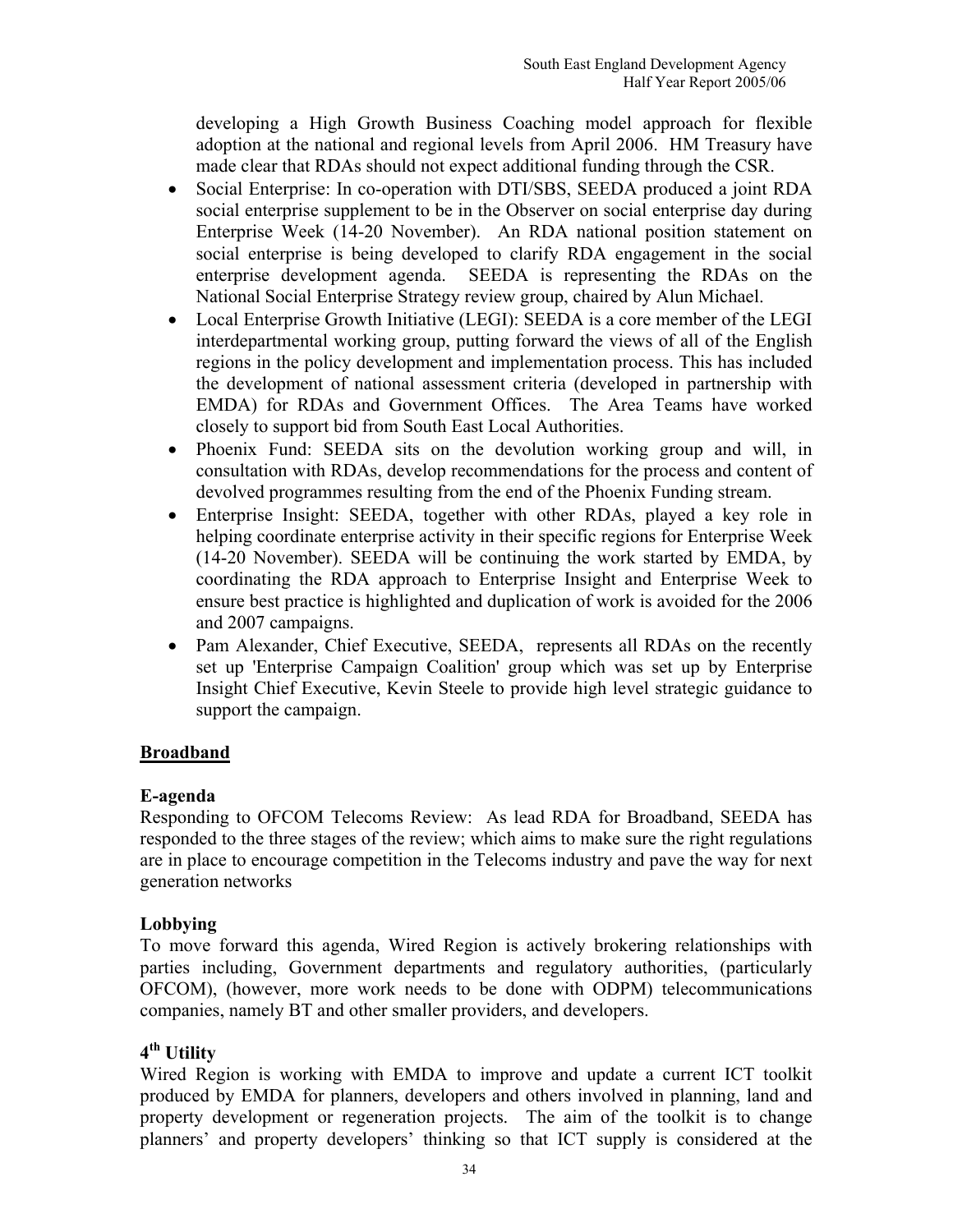developing a High Growth Business Coaching model approach for flexible adoption at the national and regional levels from April 2006. HM Treasury have made clear that RDAs should not expect additional funding through the CSR.

- Social Enterprise: In co-operation with DTI/SBS, SEEDA produced a joint RDA social enterprise supplement to be in the Observer on social enterprise day during Enterprise Week (14-20 November). An RDA national position statement on social enterprise is being developed to clarify RDA engagement in the social enterprise development agenda. SEEDA is representing the RDAs on the National Social Enterprise Strategy review group, chaired by Alun Michael.
- Local Enterprise Growth Initiative (LEGI): SEEDA is a core member of the LEGI interdepartmental working group, putting forward the views of all of the English regions in the policy development and implementation process. This has included the development of national assessment criteria (developed in partnership with EMDA) for RDAs and Government Offices. The Area Teams have worked closely to support bid from South East Local Authorities.
- Phoenix Fund: SEEDA sits on the devolution working group and will, in consultation with RDAs, develop recommendations for the process and content of devolved programmes resulting from the end of the Phoenix Funding stream.
- Enterprise Insight: SEEDA, together with other RDAs, played a key role in helping coordinate enterprise activity in their specific regions for Enterprise Week (14-20 November). SEEDA will be continuing the work started by EMDA, by coordinating the RDA approach to Enterprise Insight and Enterprise Week to ensure best practice is highlighted and duplication of work is avoided for the 2006 and 2007 campaigns.
- Pam Alexander, Chief Executive, SEEDA, represents all RDAs on the recently set up 'Enterprise Campaign Coalition' group which was set up by Enterprise Insight Chief Executive, Kevin Steele to provide high level strategic guidance to support the campaign.

## Broadband

### E-agenda

Responding to OFCOM Telecoms Review: As lead RDA for Broadband, SEEDA has responded to the three stages of the review; which aims to make sure the right regulations are in place to encourage competition in the Telecoms industry and pave the way for next generation networks

### Lobbying

To move forward this agenda, Wired Region is actively brokering relationships with parties including, Government departments and regulatory authorities, (particularly OFCOM), (however, more work needs to be done with ODPM) telecommunications companies, namely BT and other smaller providers, and developers.

### 4th Utility

Wired Region is working with EMDA to improve and update a current ICT toolkit produced by EMDA for planners, developers and others involved in planning, land and property development or regeneration projects. The aim of the toolkit is to change planners' and property developers' thinking so that ICT supply is considered at the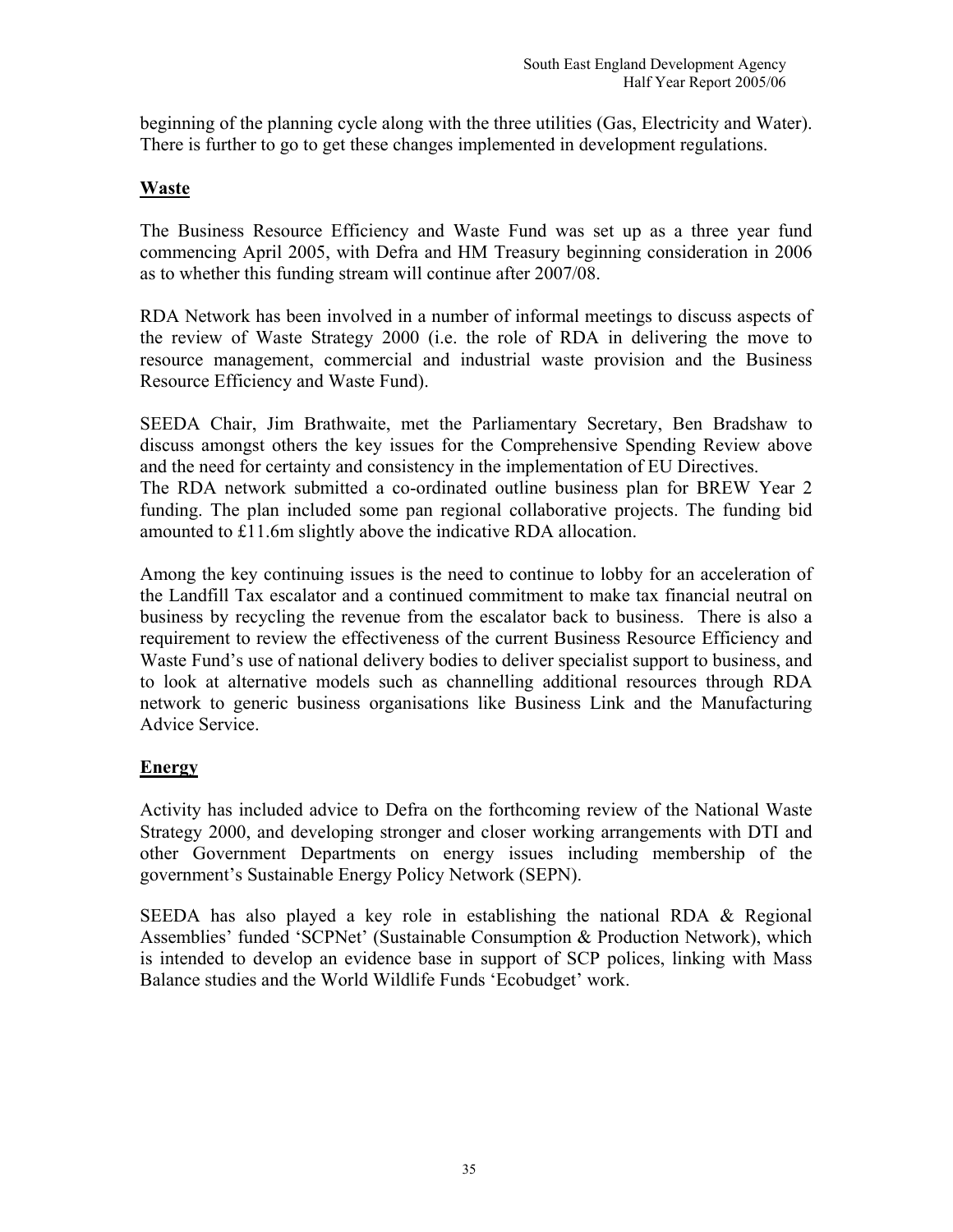beginning of the planning cycle along with the three utilities (Gas, Electricity and Water). There is further to go to get these changes implemented in development regulations.

## Waste

The Business Resource Efficiency and Waste Fund was set up as a three year fund commencing April 2005, with Defra and HM Treasury beginning consideration in 2006 as to whether this funding stream will continue after 2007/08.

RDA Network has been involved in a number of informal meetings to discuss aspects of the review of Waste Strategy 2000 (i.e. the role of RDA in delivering the move to resource management, commercial and industrial waste provision and the Business Resource Efficiency and Waste Fund).

SEEDA Chair, Jim Brathwaite, met the Parliamentary Secretary, Ben Bradshaw to discuss amongst others the key issues for the Comprehensive Spending Review above and the need for certainty and consistency in the implementation of EU Directives.
The RDA network submitted a co-ordinated outline business plan for BREW Year 2 funding. The plan included some pan regional collaborative projects. The funding bid amounted to £11.6m slightly above the indicative RDA allocation.

Among the key continuing issues is the need to continue to lobby for an acceleration of the Landfill Tax escalator and a continued commitment to make tax financial neutral on business by recycling the revenue from the escalator back to business. There is also a requirement to review the effectiveness of the current Business Resource Efficiency and Waste Fund's use of national delivery bodies to deliver specialist support to business, and to look at alternative models such as channelling additional resources through RDA network to generic business organisations like Business Link and the Manufacturing Advice Service.

## Energy

Activity has included advice to Defra on the forthcoming review of the National Waste Strategy 2000, and developing stronger and closer working arrangements with DTI and other Government Departments on energy issues including membership of the government's Sustainable Energy Policy Network (SEPN).

SEEDA has also played a key role in establishing the national RDA & Regional Assemblies' funded 'SCPNet' (Sustainable Consumption & Production Network), which is intended to develop an evidence base in support of SCP polices, linking with Mass Balance studies and the World Wildlife Funds 'Ecobudget' work.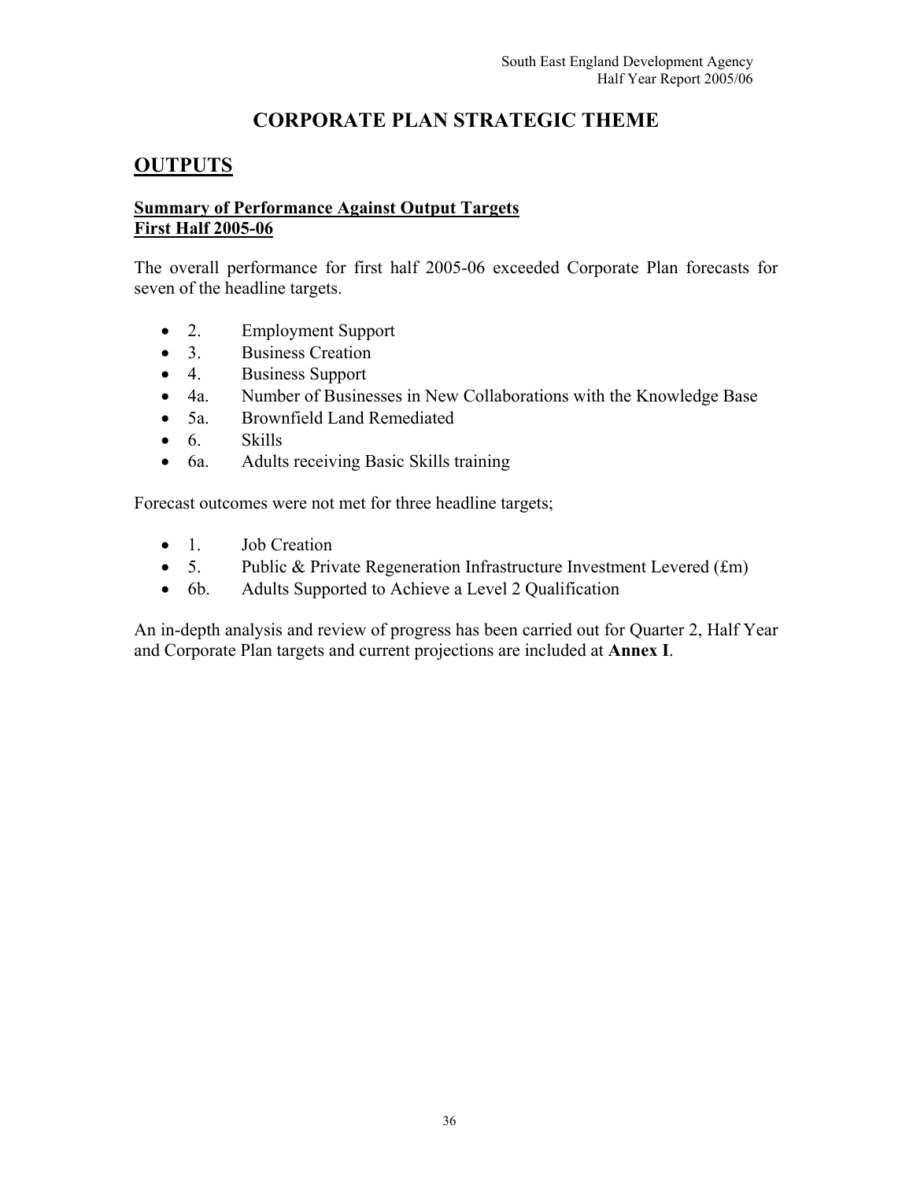# CORPORATE PLAN STRATEGIC THEME

## OUTPUTS

**Summary of Performance Against Output Targets**
**First Half 2005-06**

The overall performance for first half 2005-06 exceeded Corporate Plan forecasts for seven of the headline targets.

- 2. Employment Support
- 3. Business Creation
- 4. Business Support
- 4a. Number of Businesses in New Collaborations with the Knowledge Base
- 5a. Brownfield Land Remediated
- 6. Skills
- 6a. Adults receiving Basic Skills training

Forecast outcomes were not met for three headline targets;

- 1. Job Creation
- 5. Public & Private Regeneration Infrastructure Investment Levered (£m)
- 6b. Adults Supported to Achieve a Level 2 Qualification

An in-depth analysis and review of progress has been carried out for Quarter 2, Half Year and Corporate Plan targets and current projections are included at **Annex I**.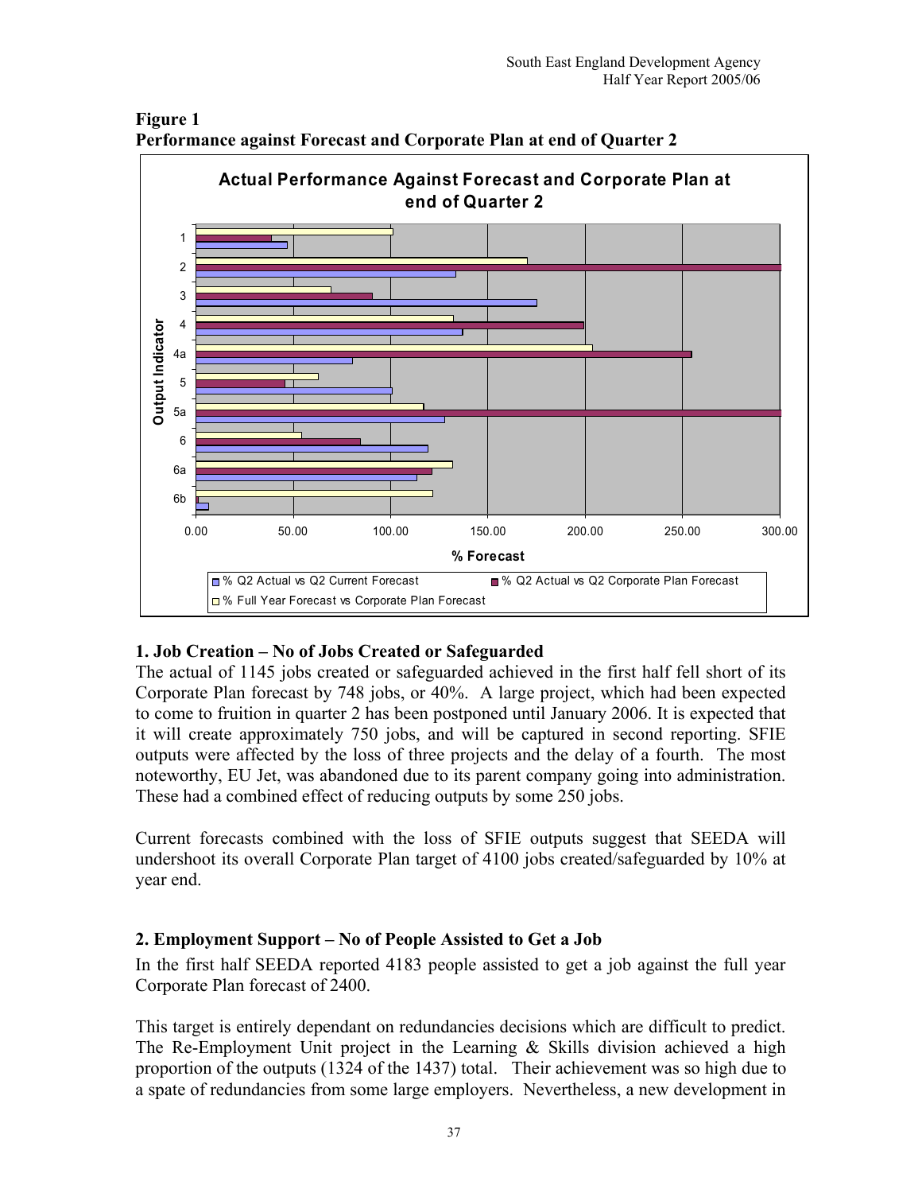**Figure 1**
**Performance against Forecast and Corporate Plan at end of Quarter 2**

Actual Performance Against Forecast and Corporate Plan at end of Quarter 2

Output Indicator

1
2
3
4
4a
5
5a
6
6a
6b

0.00
50.00
100.00
150.00
200.00
250.00
300.00

% Forecast

% Q2 Actual vs Q2 Current Forecast
% Q2 Actual vs Q2 Corporate Plan Forecast
% Full Year Forecast vs Corporate Plan Forecast

### 1. Job Creation – No of Jobs Created or Safeguarded

The actual of 1145 jobs created or safeguarded achieved in the first half fell short of its Corporate Plan forecast by 748 jobs, or 40%. A large project, which had been expected to come to fruition in quarter 2 has been postponed until January 2006. It is expected that it will create approximately 750 jobs, and will be captured in second reporting. SFIE outputs were affected by the loss of three projects and the delay of a fourth. The most noteworthy, EU Jet, was abandoned due to its parent company going into administration. These had a combined effect of reducing outputs by some 250 jobs.

Current forecasts combined with the loss of SFIE outputs suggest that SEEDA will undershoot its overall Corporate Plan target of 4100 jobs created/safeguarded by 10% at year end.

### 2. Employment Support – No of People Assisted to Get a Job

In the first half SEEDA reported 4183 people assisted to get a job against the full year Corporate Plan forecast of 2400.

This target is entirely dependant on redundancies decisions which are difficult to predict. The Re-Employment Unit project in the Learning & Skills division achieved a high proportion of the outputs (1324 of the 1437) total. Their achievement was so high due to a spate of redundancies from some large employers. Nevertheless, a new development in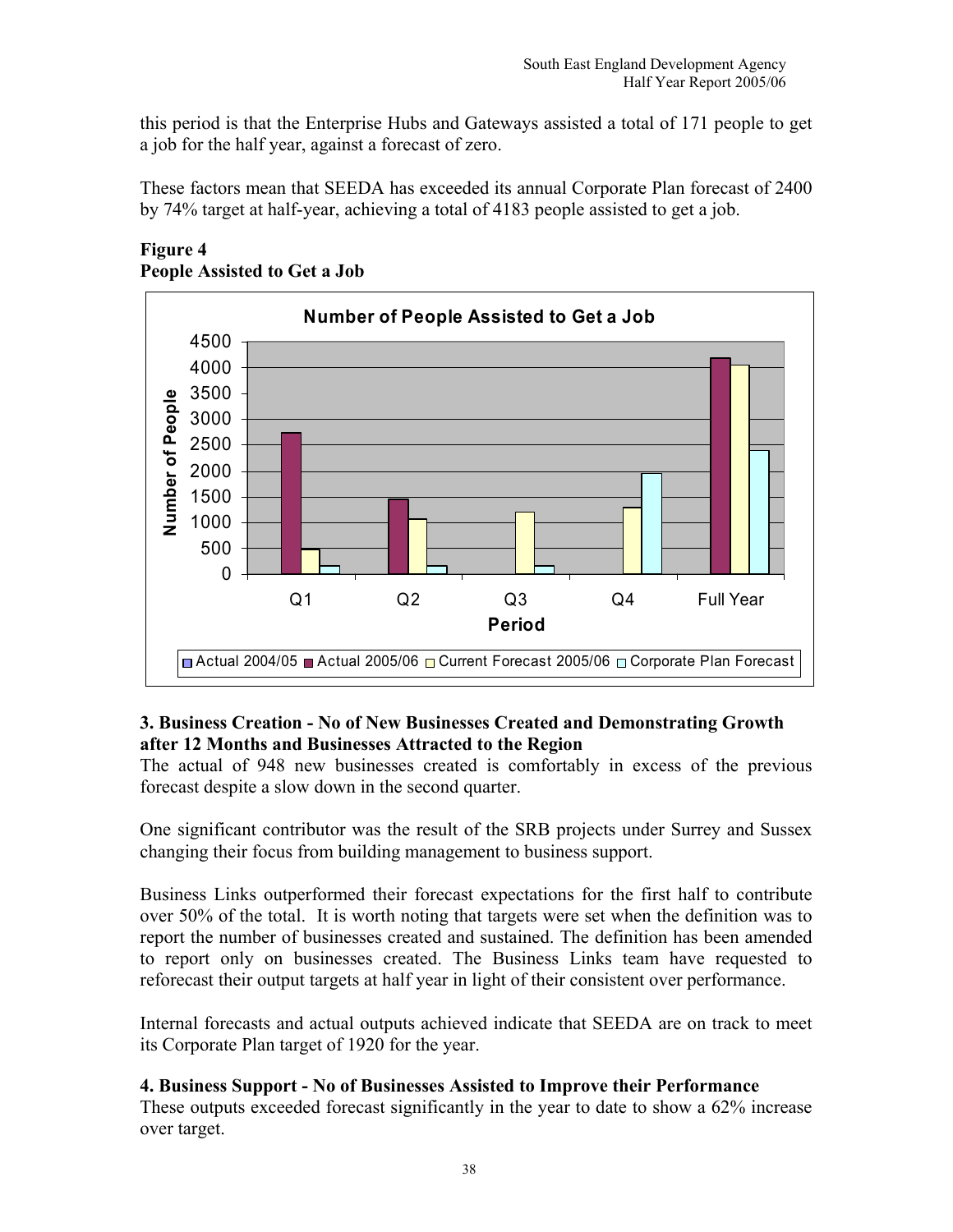this period is that the Enterprise Hubs and Gateways assisted a total of 171 people to get a job for the half year, against a forecast of zero.

These factors mean that SEEDA has exceeded its annual Corporate Plan forecast of 2400 by 74% target at half-year, achieving a total of 4183 people assisted to get a job.

**Figure 4**
**People Assisted to Get a Job**

Number of People Assisted to Get a Job

4500
4000
3500
3000
2500
2000
1500
1000
500
0

Number of People

Q1 Q2 Q3 Q4 Full Year

Period

Actual 2004/05 Actual 2005/06 Current Forecast 2005/06 Corporate Plan Forecast

**3. Business Creation - No of New Businesses Created and Demonstrating Growth after 12 Months and Businesses Attracted to the Region**

The actual of 948 new businesses created is comfortably in excess of the previous forecast despite a slow down in the second quarter.

One significant contributor was the result of the SRB projects under Surrey and Sussex changing their focus from building management to business support.

Business Links outperformed their forecast expectations for the first half to contribute over 50% of the total. It is worth noting that targets were set when the definition was to report the number of businesses created and sustained. The definition has been amended to report only on businesses created. The Business Links team have requested to reforecast their output targets at half year in light of their consistent over performance.

Internal forecasts and actual outputs achieved indicate that SEEDA are on track to meet its Corporate Plan target of 1920 for the year.

**4. Business Support - No of Businesses Assisted to Improve their Performance**

These outputs exceeded forecast significantly in the year to date to show a 62% increase over target.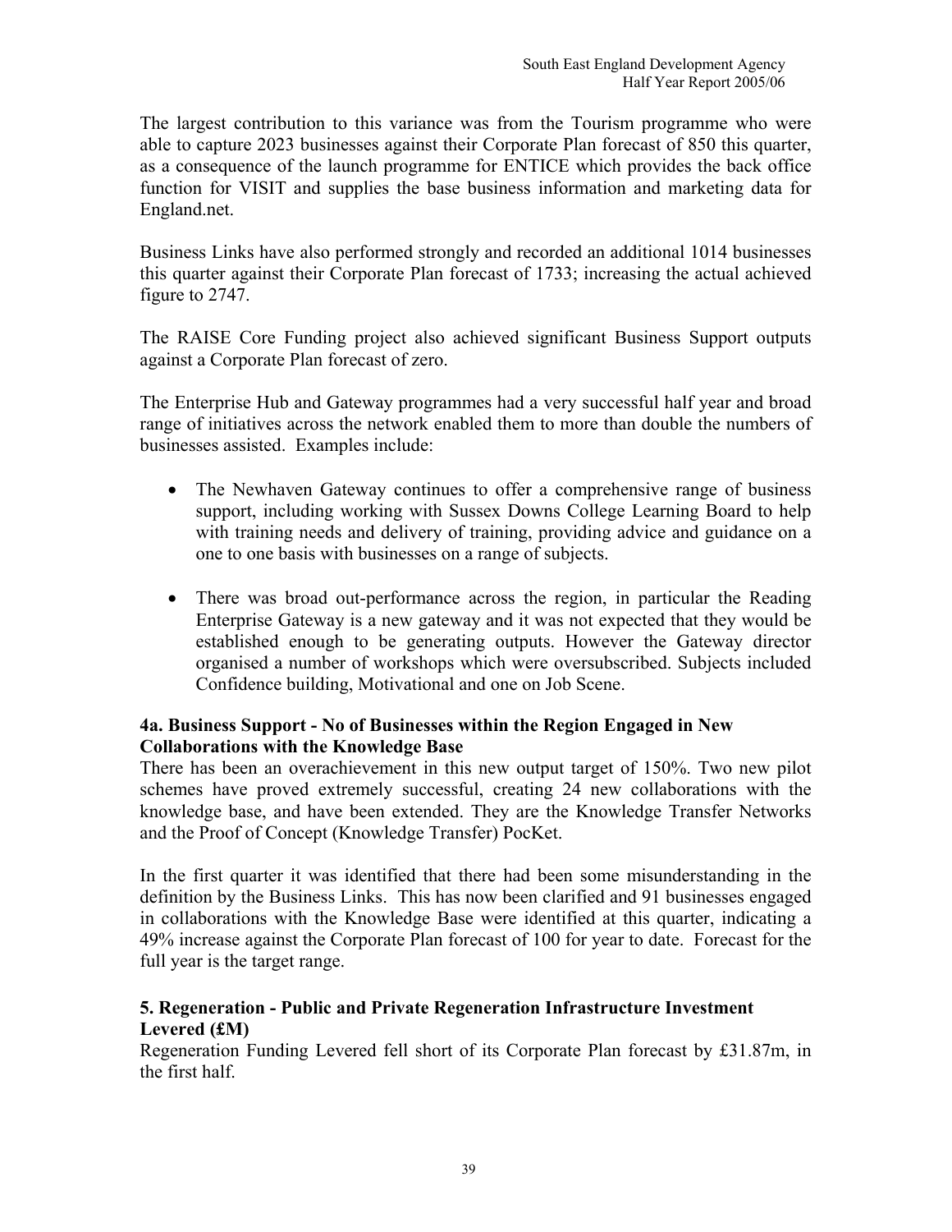The largest contribution to this variance was from the Tourism programme who were able to capture 2023 businesses against their Corporate Plan forecast of 850 this quarter, as a consequence of the launch programme for ENTICE which provides the back office function for VISIT and supplies the base business information and marketing data for England.net.

Business Links have also performed strongly and recorded an additional 1014 businesses this quarter against their Corporate Plan forecast of 1733; increasing the actual achieved figure to 2747.

The RAISE Core Funding project also achieved significant Business Support outputs against a Corporate Plan forecast of zero.

The Enterprise Hub and Gateway programmes had a very successful half year and broad range of initiatives across the network enabled them to more than double the numbers of businesses assisted. Examples include:

- The Newhaven Gateway continues to offer a comprehensive range of business support, including working with Sussex Downs College Learning Board to help with training needs and delivery of training, providing advice and guidance on a one to one basis with businesses on a range of subjects.

- There was broad out-performance across the region, in particular the Reading Enterprise Gateway is a new gateway and it was not expected that they would be established enough to be generating outputs. However the Gateway director organised a number of workshops which were oversubscribed. Subjects included Confidence building, Motivational and one on Job Scene.

### 4a. Business Support - No of Businesses within the Region Engaged in New Collaborations with the Knowledge Base

There has been an overachievement in this new output target of 150%. Two new pilot schemes have proved extremely successful, creating 24 new collaborations with the knowledge base, and have been extended. They are the Knowledge Transfer Networks and the Proof of Concept (Knowledge Transfer) PocKet.

In the first quarter it was identified that there had been some misunderstanding in the definition by the Business Links. This has now been clarified and 91 businesses engaged in collaborations with the Knowledge Base were identified at this quarter, indicating a 49% increase against the Corporate Plan forecast of 100 for year to date. Forecast for the full year is the target range.

### 5. Regeneration - Public and Private Regeneration Infrastructure Investment Levered (£M)

Regeneration Funding Levered fell short of its Corporate Plan forecast by £31.87m, in the first half.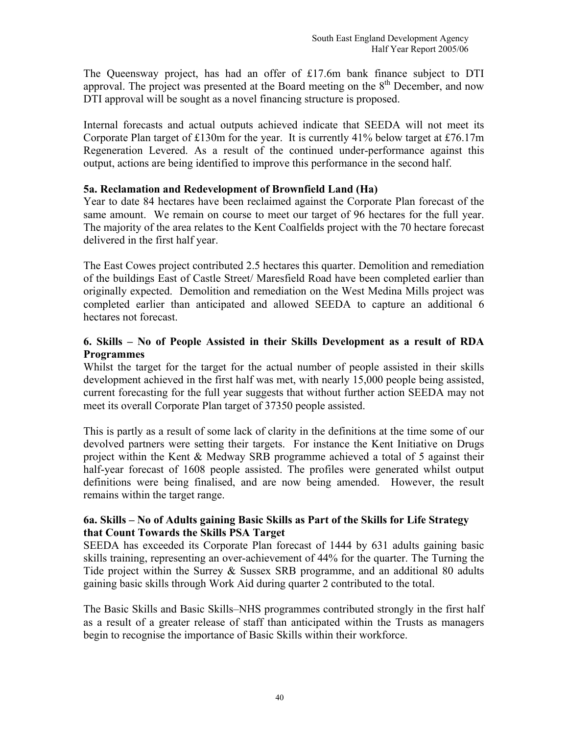The Queensway project, has had an offer of £17.6m bank finance subject to DTI approval. The project was presented at the Board meeting on the 8th December, and now DTI approval will be sought as a novel financing structure is proposed.

Internal forecasts and actual outputs achieved indicate that SEEDA will not meet its Corporate Plan target of £130m for the year. It is currently 41% below target at £76.17m Regeneration Levered. As a result of the continued under-performance against this output, actions are being identified to improve this performance in the second half.

**5a. Reclamation and Redevelopment of Brownfield Land (Ha)**

Year to date 84 hectares have been reclaimed against the Corporate Plan forecast of the same amount. We remain on course to meet our target of 96 hectares for the full year. The majority of the area relates to the Kent Coalfields project with the 70 hectare forecast delivered in the first half year.

The East Cowes project contributed 2.5 hectares this quarter. Demolition and remediation of the buildings East of Castle Street/ Maresfield Road have been completed earlier than originally expected. Demolition and remediation on the West Medina Mills project was completed earlier than anticipated and allowed SEEDA to capture an additional 6 hectares not forecast.

**6. Skills – No of People Assisted in their Skills Development as a result of RDA Programmes**

Whilst the target for the target for the actual number of people assisted in their skills development achieved in the first half was met, with nearly 15,000 people being assisted, current forecasting for the full year suggests that without further action SEEDA may not meet its overall Corporate Plan target of 37350 people assisted.

This is partly as a result of some lack of clarity in the definitions at the time some of our devolved partners were setting their targets. For instance the Kent Initiative on Drugs project within the Kent & Medway SRB programme achieved a total of 5 against their half-year forecast of 1608 people assisted. The profiles were generated whilst output definitions were being finalised, and are now being amended. However, the result remains within the target range.

**6a. Skills – No of Adults gaining Basic Skills as Part of the Skills for Life Strategy that Count Towards the Skills PSA Target**

SEEDA has exceeded its Corporate Plan forecast of 1444 by 631 adults gaining basic skills training, representing an over-achievement of 44% for the quarter. The Turning the Tide project within the Surrey & Sussex SRB programme, and an additional 80 adults gaining basic skills through Work Aid during quarter 2 contributed to the total.

The Basic Skills and Basic Skills–NHS programmes contributed strongly in the first half as a result of a greater release of staff than anticipated within the Trusts as managers begin to recognise the importance of Basic Skills within their workforce.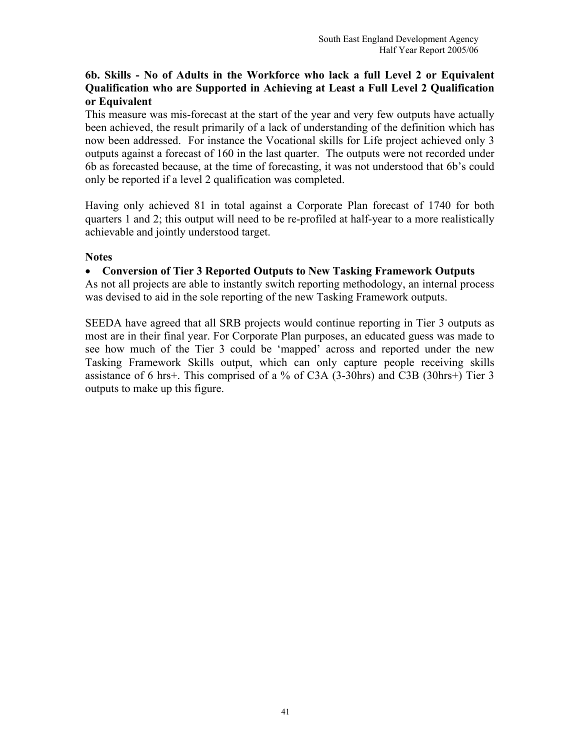**6b. Skills - No of Adults in the Workforce who lack a full Level 2 or Equivalent Qualification who are Supported in Achieving at Least a Full Level 2 Qualification or Equivalent**

This measure was mis-forecast at the start of the year and very few outputs have actually been achieved, the result primarily of a lack of understanding of the definition which has now been addressed. For instance the Vocational skills for Life project achieved only 3 outputs against a forecast of 160 in the last quarter. The outputs were not recorded under 6b as forecasted because, at the time of forecasting, it was not understood that 6b's could only be reported if a level 2 qualification was completed.

Having only achieved 81 in total against a Corporate Plan forecast of 1740 for both quarters 1 and 2; this output will need to be re-profiled at half-year to a more realistically achievable and jointly understood target.

**Notes**

- **Conversion of Tier 3 Reported Outputs to New Tasking Framework Outputs**

As not all projects are able to instantly switch reporting methodology, an internal process was devised to aid in the sole reporting of the new Tasking Framework outputs.

SEEDA have agreed that all SRB projects would continue reporting in Tier 3 outputs as most are in their final year. For Corporate Plan purposes, an educated guess was made to see how much of the Tier 3 could be 'mapped' across and reported under the new Tasking Framework Skills output, which can only capture people receiving skills assistance of 6 hrs+. This comprised of a % of C3A (3-30hrs) and C3B (30hrs+) Tier 3 outputs to make up this figure.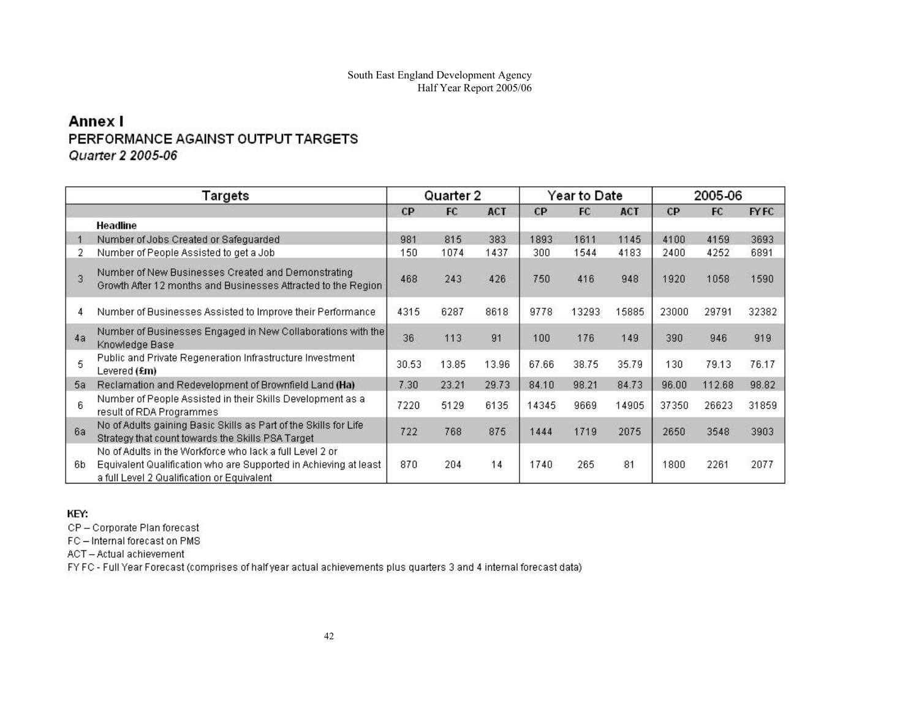## Annex I

### PERFORMANCE AGAINST OUTPUT TARGETS

*Quarter 2 2005-06*

| | Targets | Quarter 2 | | | Year to Date | | | 2005-06 | | |
|---|---|---|---|---|---|---|---|---|---|---|
| | | CP | FC | ACT | CP | FC | ACT | CP | FC | FY FC |
| | **Headline** | | | | | | | | | |
| 1 | Number of Jobs Created or Safeguarded | 981 | 815 | 383 | 1893 | 1611 | 1145 | 4100 | 4159 | 3693 |
| 2 | Number of People Assisted to get a Job | 150 | 1074 | 1437 | 300 | 1544 | 4183 | 2400 | 4252 | 6891 |
| 3 | Number of New Businesses Created and Demonstrating Growth After 12 months and Businesses Attracted to the Region | 468 | 243 | 426 | 750 | 416 | 948 | 1920 | 1058 | 1590 |
| 4 | Number of Businesses Assisted to Improve their Performance | 4315 | 6287 | 8618 | 9778 | 13293 | 15885 | 23000 | 29791 | 32382 |
| 4a | Number of Businesses Engaged in New Collaborations with the Knowledge Base | 36 | 113 | 91 | 100 | 176 | 149 | 390 | 946 | 919 |
| 5 | Public and Private Regeneration Infrastructure Investment Levered **(£m)** | 30.53 | 13.85 | 13.96 | 67.66 | 38.75 | 35.79 | 130 | 79.13 | 76.17 |
| 5a | Reclamation and Redevelopment of Brownfield Land **(Ha)** | 7.30 | 23.21 | 29.73 | 84.10 | 98.21 | 84.73 | 96.00 | 112.68 | 98.82 |
| 6 | Number of People Assisted in their Skills Development as a result of RDA Programmes | 7220 | 5129 | 6135 | 14345 | 9669 | 14905 | 37350 | 26623 | 31859 |
| 6a | No of Adults gaining Basic Skills as Part of the Skills for Life Strategy that count towards the Skills PSA Target | 722 | 768 | 875 | 1444 | 1719 | 2075 | 2650 | 3548 | 3903 |
| 6b | No of Adults in the Workforce who lack a full Level 2 or Equivalent Qualification who are Supported in Achieving at least a full Level 2 Qualification or Equivalent | 870 | 204 | 14 | 1740 | 265 | 81 | 1800 | 2261 | 2077 |

**KEY:**

CP – Corporate Plan forecast

FC – Internal forecast on PMS

ACT – Actual achievement

FY FC - Full Year Forecast (comprises of half year actual achievements plus quarters 3 and 4 internal forecast data)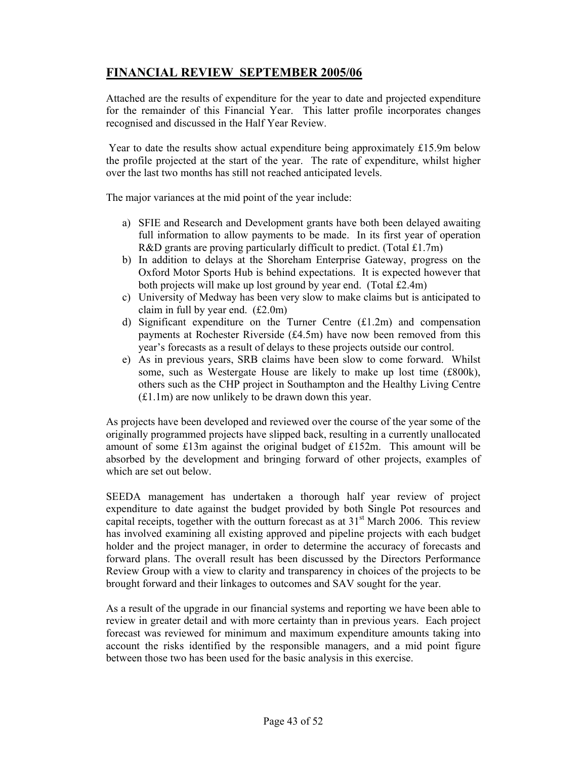## FINANCIAL REVIEW SEPTEMBER 2005/06

Attached are the results of expenditure for the year to date and projected expenditure for the remainder of this Financial Year. This latter profile incorporates changes recognised and discussed in the Half Year Review.

Year to date the results show actual expenditure being approximately £15.9m below the profile projected at the start of the year. The rate of expenditure, whilst higher over the last two months has still not reached anticipated levels.

The major variances at the mid point of the year include:

a) SFIE and Research and Development grants have both been delayed awaiting full information to allow payments to be made. In its first year of operation R&D grants are proving particularly difficult to predict. (Total £1.7m)
b) In addition to delays at the Shoreham Enterprise Gateway, progress on the Oxford Motor Sports Hub is behind expectations. It is expected however that both projects will make up lost ground by year end. (Total £2.4m)
c) University of Medway has been very slow to make claims but is anticipated to claim in full by year end. (£2.0m)
d) Significant expenditure on the Turner Centre (£1.2m) and compensation payments at Rochester Riverside (£4.5m) have now been removed from this year's forecasts as a result of delays to these projects outside our control.
e) As in previous years, SRB claims have been slow to come forward. Whilst some, such as Westergate House are likely to make up lost time (£800k), others such as the CHP project in Southampton and the Healthy Living Centre (£1.1m) are now unlikely to be drawn down this year.

As projects have been developed and reviewed over the course of the year some of the originally programmed projects have slipped back, resulting in a currently unallocated amount of some £13m against the original budget of £152m. This amount will be absorbed by the development and bringing forward of other projects, examples of which are set out below.

SEEDA management has undertaken a thorough half year review of project expenditure to date against the budget provided by both Single Pot resources and capital receipts, together with the outturn forecast as at 31st March 2006. This review has involved examining all existing approved and pipeline projects with each budget holder and the project manager, in order to determine the accuracy of forecasts and forward plans. The overall result has been discussed by the Directors Performance Review Group with a view to clarity and transparency in choices of the projects to be brought forward and their linkages to outcomes and SAV sought for the year.

As a result of the upgrade in our financial systems and reporting we have been able to review in greater detail and with more certainty than in previous years. Each project forecast was reviewed for minimum and maximum expenditure amounts taking into account the risks identified by the responsible managers, and a mid point figure between those two has been used for the basic analysis in this exercise.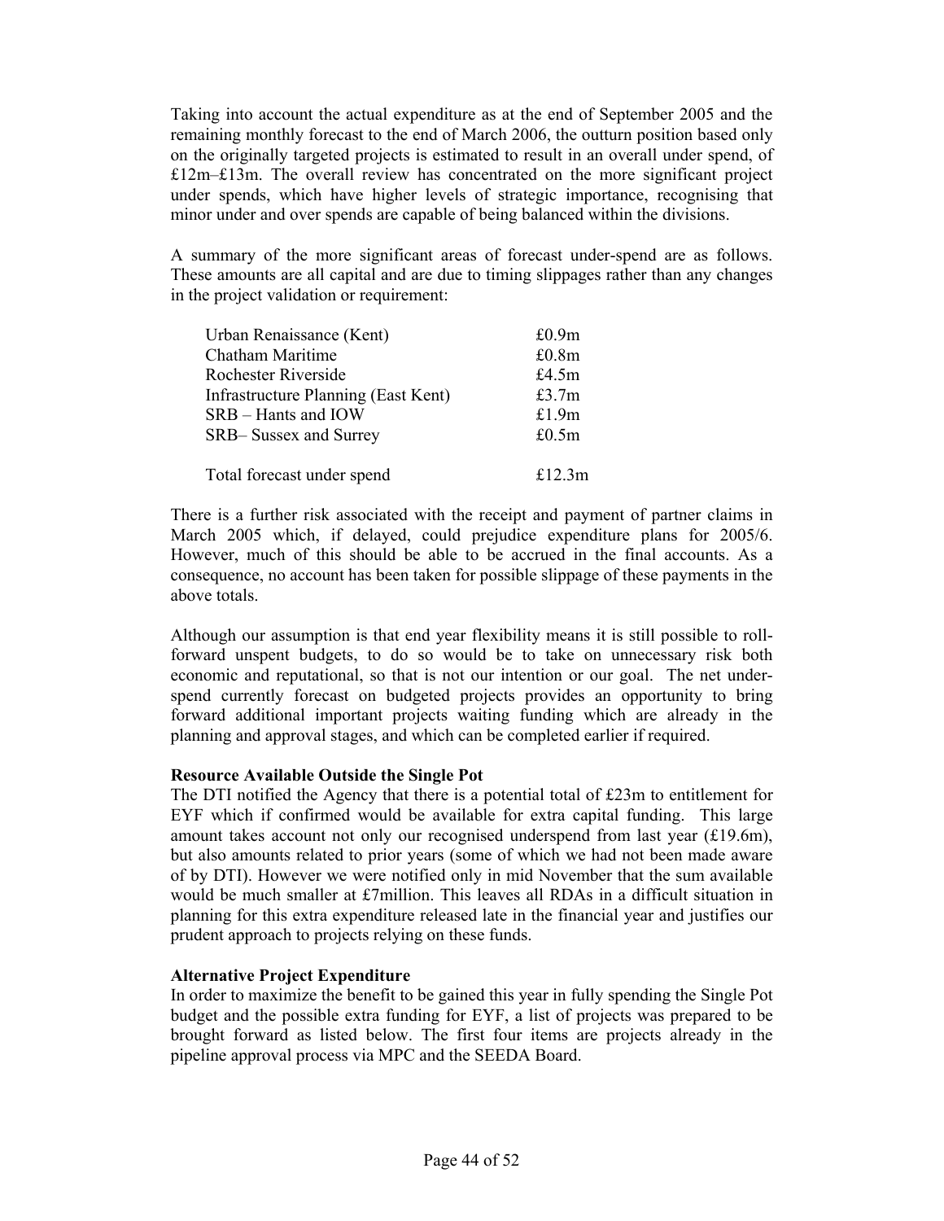Taking into account the actual expenditure as at the end of September 2005 and the remaining monthly forecast to the end of March 2006, the outturn position based only on the originally targeted projects is estimated to result in an overall under spend, of £12m–£13m. The overall review has concentrated on the more significant project under spends, which have higher levels of strategic importance, recognising that minor under and over spends are capable of being balanced within the divisions.

A summary of the more significant areas of forecast under-spend are as follows. These amounts are all capital and are due to timing slippages rather than any changes in the project validation or requirement:

| | |
|---|---|
| Urban Renaissance (Kent) | £0.9m |
| Chatham Maritime | £0.8m |
| Rochester Riverside | £4.5m |
| Infrastructure Planning (East Kent) | £3.7m |
| SRB – Hants and IOW | £1.9m |
| SRB– Sussex and Surrey | £0.5m |
| Total forecast under spend | £12.3m |

There is a further risk associated with the receipt and payment of partner claims in March 2005 which, if delayed, could prejudice expenditure plans for 2005/6. However, much of this should be able to be accrued in the final accounts. As a consequence, no account has been taken for possible slippage of these payments in the above totals.

Although our assumption is that end year flexibility means it is still possible to roll-forward unspent budgets, to do so would be to take on unnecessary risk both economic and reputational, so that is not our intention or our goal. The net under-spend currently forecast on budgeted projects provides an opportunity to bring forward additional important projects waiting funding which are already in the planning and approval stages, and which can be completed earlier if required.

**Resource Available Outside the Single Pot**

The DTI notified the Agency that there is a potential total of £23m to entitlement for EYF which if confirmed would be available for extra capital funding. This large amount takes account not only our recognised underspend from last year (£19.6m), but also amounts related to prior years (some of which we had not been made aware of by DTI). However we were notified only in mid November that the sum available would be much smaller at £7million. This leaves all RDAs in a difficult situation in planning for this extra expenditure released late in the financial year and justifies our prudent approach to projects relying on these funds.

**Alternative Project Expenditure**

In order to maximize the benefit to be gained this year in fully spending the Single Pot budget and the possible extra funding for EYF, a list of projects was prepared to be brought forward as listed below. The first four items are projects already in the pipeline approval process via MPC and the SEEDA Board.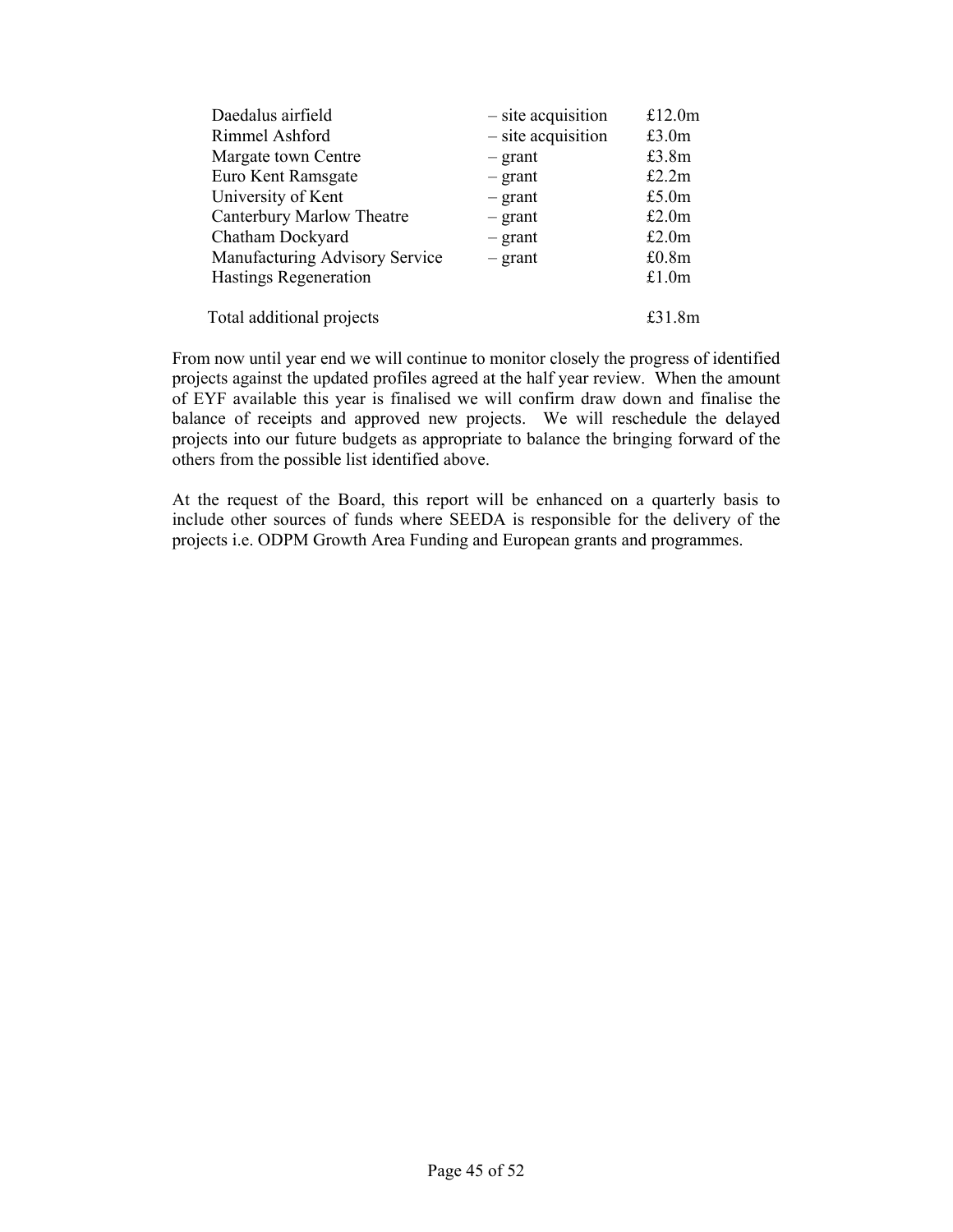| | | |
|---|---|---|
| Daedalus airfield | – site acquisition | £12.0m |
| Rimmel Ashford | – site acquisition | £3.0m |
| Margate town Centre | – grant | £3.8m |
| Euro Kent Ramsgate | – grant | £2.2m |
| University of Kent | – grant | £5.0m |
| Canterbury Marlow Theatre | – grant | £2.0m |
| Chatham Dockyard | – grant | £2.0m |
| Manufacturing Advisory Service | – grant | £0.8m |
| Hastings Regeneration | | £1.0m |
| Total additional projects | | £31.8m |

From now until year end we will continue to monitor closely the progress of identified projects against the updated profiles agreed at the half year review. When the amount of EYF available this year is finalised we will confirm draw down and finalise the balance of receipts and approved new projects. We will reschedule the delayed projects into our future budgets as appropriate to balance the bringing forward of the others from the possible list identified above.

At the request of the Board, this report will be enhanced on a quarterly basis to include other sources of funds where SEEDA is responsible for the delivery of the projects i.e. ODPM Growth Area Funding and European grants and programmes.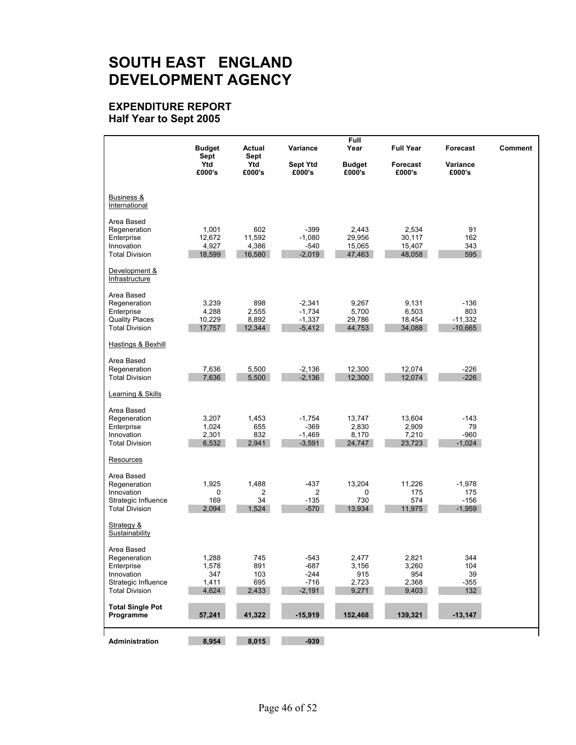# SOUTH EAST ENGLAND DEVELOPMENT AGENCY

## EXPENDITURE REPORT
## Half Year to Sept 2005

| | Budget Sept Ytd £000's | Actual Sept Ytd £000's | Variance Sept Ytd £000's | Full Year Budget £000's | Full Year Forecast £000's | Forecast Variance £000's | Comment |
|---|---|---|---|---|---|---|---|
| Business & International | | | | | | | |
| Area Based Regeneration | 1,001 | 602 | -399 | 2,443 | 2,534 | 91 | |
| Enterprise | 12,672 | 11,592 | -1,080 | 29,956 | 30,117 | 162 | |
| Innovation | 4,927 | 4,386 | -540 | 15,065 | 15,407 | 343 | |
| Total Division | 18,599 | 16,580 | -2,019 | 47,463 | 48,058 | 595 | |
| Development & Infrastructure | | | | | | | |
| Area Based Regeneration | 3,239 | 898 | -2,341 | 9,267 | 9,131 | -136 | |
| Enterprise | 4,288 | 2,555 | -1,734 | 5,700 | 6,503 | 803 | |
| Quality Places | 10,229 | 8,892 | -1,337 | 29,786 | 18,454 | -11,332 | |
| Total Division | 17,757 | 12,344 | -5,412 | 44,753 | 34,088 | -10,665 | |
| Hastings & Bexhill | | | | | | | |
| Area Based Regeneration | 7,636 | 5,500 | -2,136 | 12,300 | 12,074 | -226 | |
| Total Division | 7,636 | 5,500 | -2,136 | 12,300 | 12,074 | -226 | |
| Learning & Skills | | | | | | | |
| Area Based Regeneration | 3,207 | 1,453 | -1,754 | 13,747 | 13,604 | -143 | |
| Enterprise | 1,024 | 655 | -369 | 2,830 | 2,909 | 79 | |
| Innovation | 2,301 | 832 | -1,469 | 8,170 | 7,210 | -960 | |
| Total Division | 6,532 | 2,941 | -3,591 | 24,747 | 23,723 | -1,024 | |
| Resources | | | | | | | |
| Area Based Regeneration | 1,925 | 1,488 | -437 | 13,204 | 11,226 | -1,978 | |
| Innovation | 0 | 2 | 2 | 0 | 175 | 175 | |
| Strategic Influence | 169 | 34 | -135 | 730 | 574 | -156 | |
| Total Division | 2,094 | 1,524 | -570 | 13,934 | 11,975 | -1,959 | |
| Strategy & Sustainability | | | | | | | |
| Area Based Regeneration | 1,288 | 745 | -543 | 2,477 | 2,821 | 344 | |
| Enterprise | 1,578 | 891 | -687 | 3,156 | 3,260 | 104 | |
| Innovation | 347 | 103 | -244 | 915 | 954 | 39 | |
| Strategic Influence | 1,411 | 695 | -716 | 2,723 | 2,368 | -355 | |
| Total Division | 4,624 | 2,433 | -2,191 | 9,271 | 9,403 | 132 | |
| **Total Single Pot Programme** | **57,241** | **41,322** | **-15,919** | **152,468** | **139,321** | **-13,147** | |
| **Administration** | **8,954** | **8,015** | **-939** | | | | |